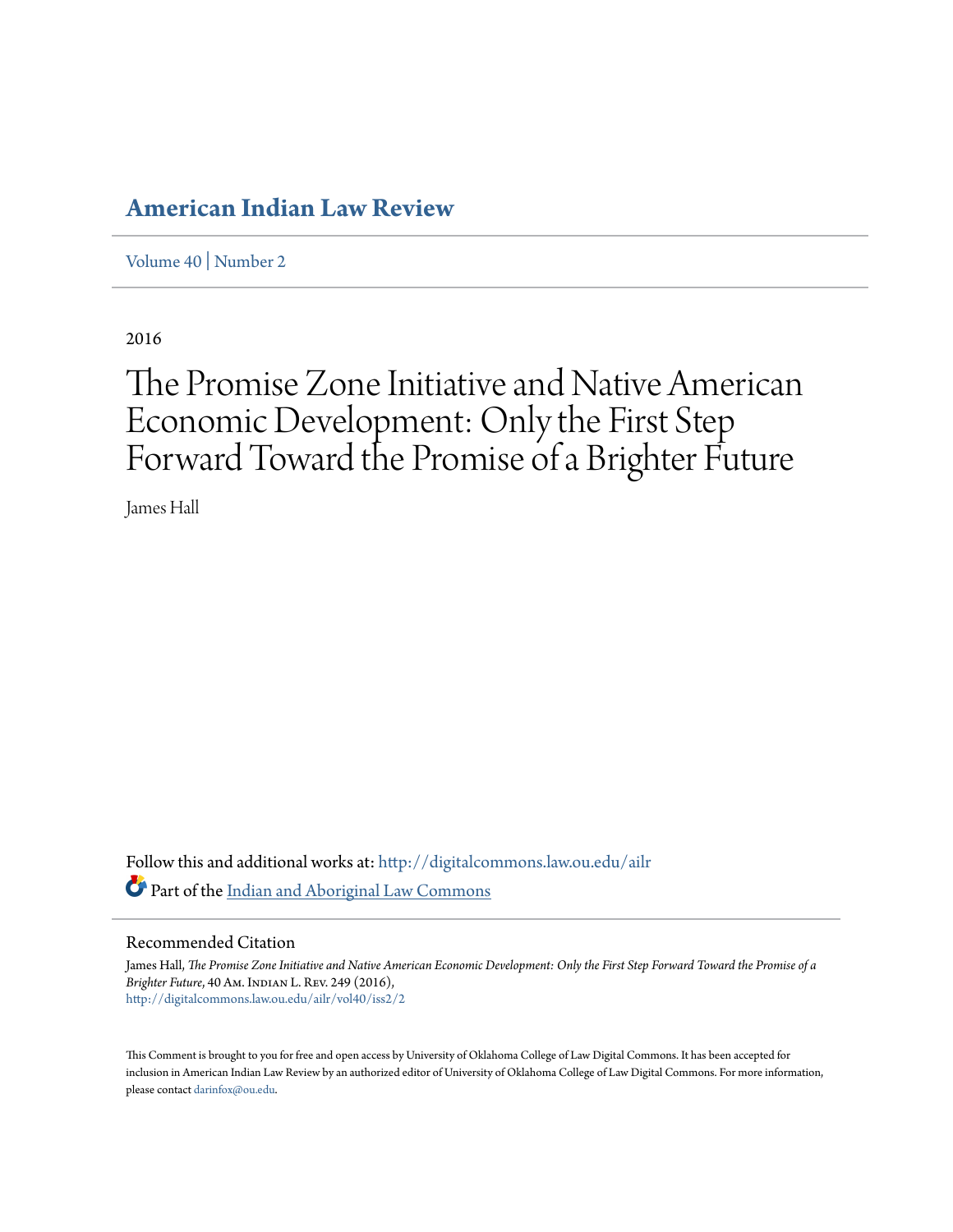# American Indian Law Review

Volume 40 | Number 2

2016

# The Promise Zone Initiative and Native American Economic Development: Only the First Step Forward Toward the Promise of a Brighter Future

James Hall

Follow this and additional works at: http://digitalcommons.law.ou.edu/ailr

Part of the Indian and Aboriginal Law Commons

## Recommended Citation

James Hall, *The Promise Zone Initiative and Native American Economic Development: Only the First Step Forward Toward the Promise of a Brighter Future*, 40 Am. Indian L. Rev. 249 (2016), http://digitalcommons.law.ou.edu/ailr/vol40/iss2/2

This Comment is brought to you for free and open access by University of Oklahoma College of Law Digital Commons. It has been accepted for inclusion in American Indian Law Review by an authorized editor of University of Oklahoma College of Law Digital Commons. For more information, please contact darinfox@ou.edu.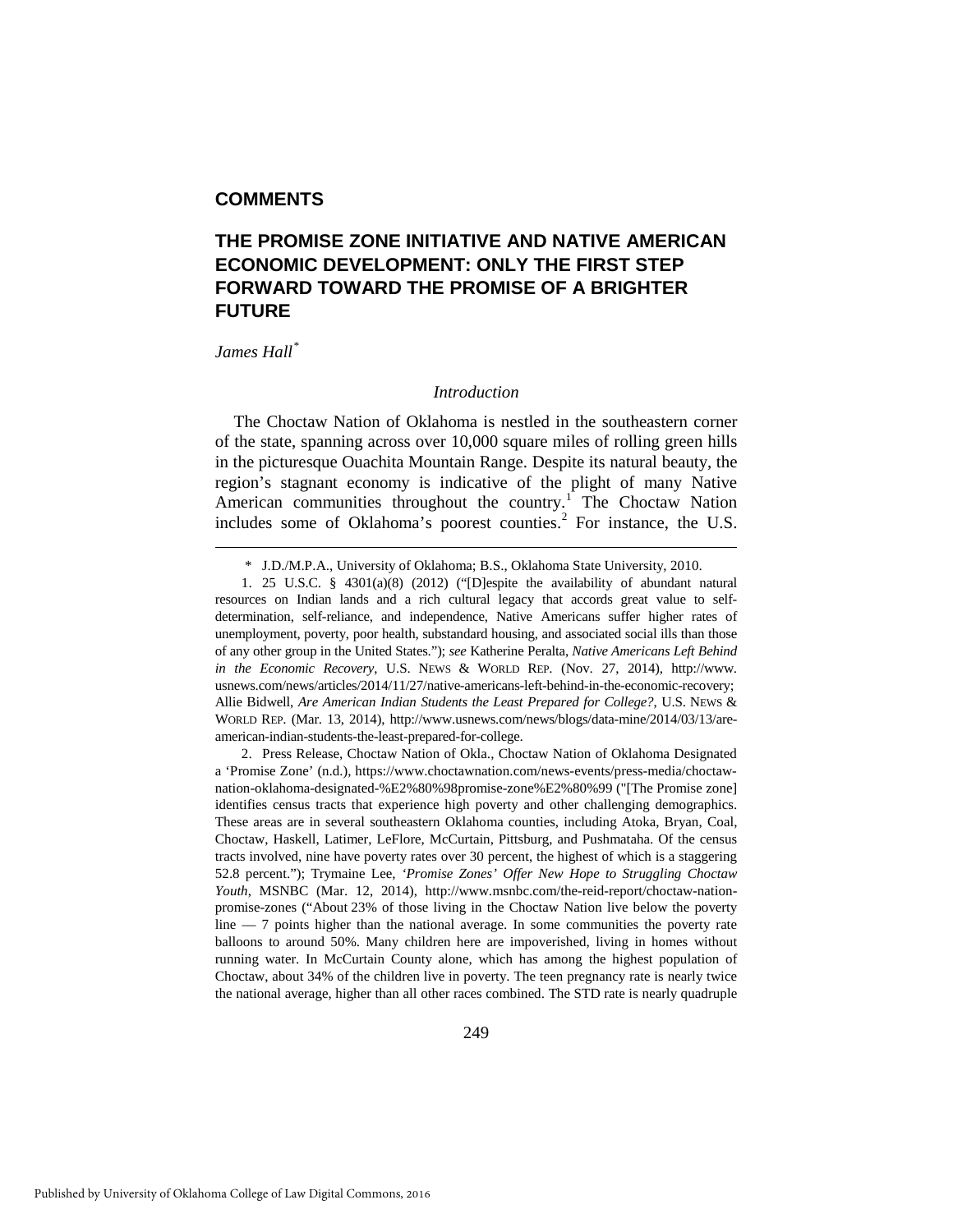## COMMENTS

# THE PROMISE ZONE INITIATIVE AND NATIVE AMERICAN ECONOMIC DEVELOPMENT: ONLY THE FIRST STEP FORWARD TOWARD THE PROMISE OF A BRIGHTER FUTURE

*James Hall*[*]

### *Introduction*

The Choctaw Nation of Oklahoma is nestled in the southeastern corner of the state, spanning across over 10,000 square miles of rolling green hills in the picturesque Ouachita Mountain Range. Despite its natural beauty, the region's stagnant economy is indicative of the plight of many Native American communities throughout the country.[1] The Choctaw Nation includes some of Oklahoma's poorest counties.[2] For instance, the U.S.

---

\* J.D./M.P.A., University of Oklahoma; B.S., Oklahoma State University, 2010.

1. 25 U.S.C. § 4301(a)(8) (2012) ("[D]espite the availability of abundant natural resources on Indian lands and a rich cultural legacy that accords great value to self-determination, self-reliance, and independence, Native Americans suffer higher rates of unemployment, poverty, poor health, substandard housing, and associated social ills than those of any other group in the United States."); *see* Katherine Peralta, *Native Americans Left Behind in the Economic Recovery*, U.S. NEWS & WORLD REP. (Nov. 27, 2014), http://www.usnews.com/news/articles/2014/11/27/native-americans-left-behind-in-the-economic-recovery; Allie Bidwell, *Are American Indian Students the Least Prepared for College?*, U.S. NEWS & WORLD REP. (Mar. 13, 2014), http://www.usnews.com/news/blogs/data-mine/2014/03/13/are-american-indian-students-the-least-prepared-for-college.

2. Press Release, Choctaw Nation of Okla., Choctaw Nation of Oklahoma Designated a 'Promise Zone' (n.d.), https://www.choctawnation.com/news-events/press-media/choctaw-nation-oklahoma-designated-%E2%80%98promise-zone%E2%80%99 ("[The Promise zone] identifies census tracts that experience high poverty and other challenging demographics. These areas are in several southeastern Oklahoma counties, including Atoka, Bryan, Coal, Choctaw, Haskell, Latimer, LeFlore, McCurtain, Pittsburg, and Pushmataha. Of the census tracts involved, nine have poverty rates over 30 percent, the highest of which is a staggering 52.8 percent."); Trymaine Lee, *'Promise Zones' Offer New Hope to Struggling Choctaw Youth*, MSNBC (Mar. 12, 2014), http://www.msnbc.com/the-reid-report/choctaw-nation-promise-zones ("About 23% of those living in the Choctaw Nation live below the poverty line — 7 points higher than the national average. In some communities the poverty rate balloons to around 50%. Many children here are impoverished, living in homes without running water. In McCurtain County alone, which has among the highest population of Choctaw, about 34% of the children live in poverty. The teen pregnancy rate is nearly twice the national average, higher than all other races combined. The STD rate is nearly quadruple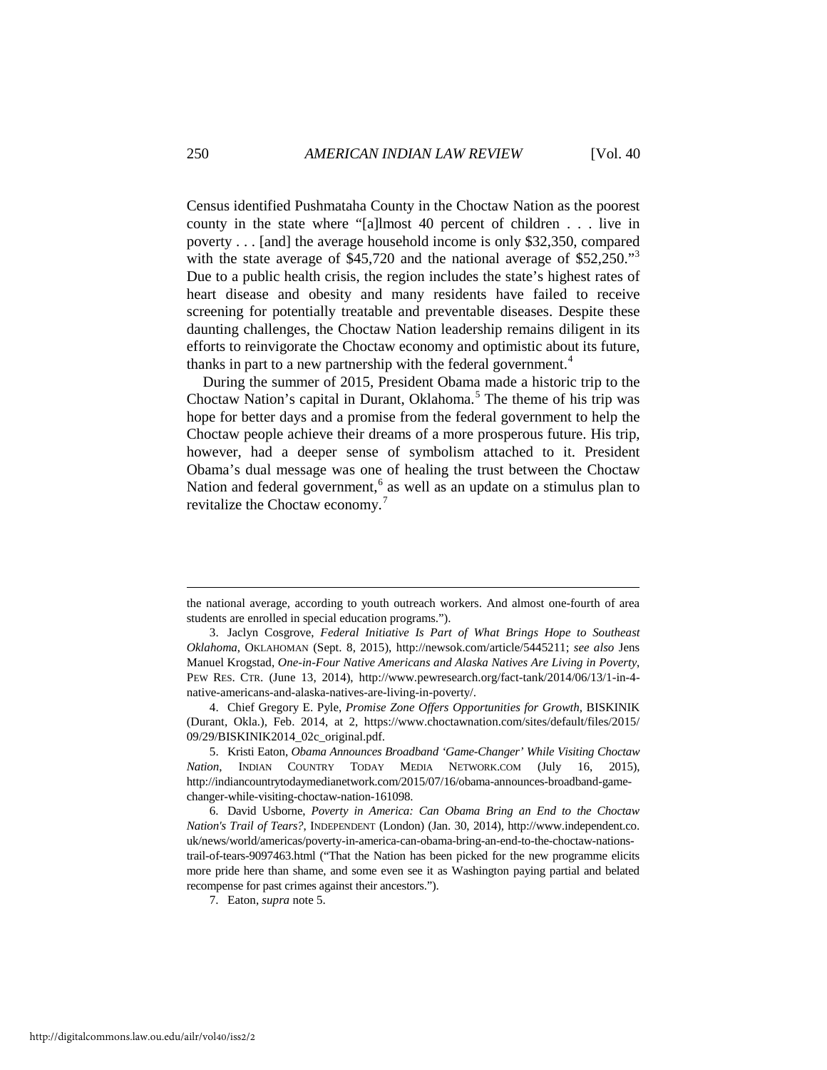Census identified Pushmataha County in the Choctaw Nation as the poorest county in the state where "[a]lmost 40 percent of children . . . live in poverty . . . [and] the average household income is only $32,350, compared with the state average of $45,720 and the national average of $52,250."[3] Due to a public health crisis, the region includes the state's highest rates of heart disease and obesity and many residents have failed to receive screening for potentially treatable and preventable diseases. Despite these daunting challenges, the Choctaw Nation leadership remains diligent in its efforts to reinvigorate the Choctaw economy and optimistic about its future, thanks in part to a new partnership with the federal government.[4]

During the summer of 2015, President Obama made a historic trip to the Choctaw Nation's capital in Durant, Oklahoma.[5] The theme of his trip was hope for better days and a promise from the federal government to help the Choctaw people achieve their dreams of a more prosperous future. His trip, however, had a deeper sense of symbolism attached to it. President Obama's dual message was one of healing the trust between the Choctaw Nation and federal government,[6] as well as an update on a stimulus plan to revitalize the Choctaw economy.[7]

---

the national average, according to youth outreach workers. And almost one-fourth of area students are enrolled in special education programs.").

3. Jaclyn Cosgrove, *Federal Initiative Is Part of What Brings Hope to Southeast Oklahoma*, OKLAHOMAN (Sept. 8, 2015), http://newsok.com/article/5445211; *see also* Jens Manuel Krogstad, *One-in-Four Native Americans and Alaska Natives Are Living in Poverty*, PEW RES. CTR. (June 13, 2014), http://www.pewresearch.org/fact-tank/2014/06/13/1-in-4-native-americans-and-alaska-natives-are-living-in-poverty/.

4. Chief Gregory E. Pyle, *Promise Zone Offers Opportunities for Growth*, BISKINIK (Durant, Okla.), Feb. 2014, at 2, https://www.choctawnation.com/sites/default/files/2015/09/29/BISKINIK2014_02c_original.pdf.

5. Kristi Eaton, *Obama Announces Broadband 'Game-Changer' While Visiting Choctaw Nation*, INDIAN COUNTRY TODAY MEDIA NETWORK.COM (July 16, 2015), http://indiancountrytodaymedianetwork.com/2015/07/16/obama-announces-broadband-game-changer-while-visiting-choctaw-nation-161098.

6. David Usborne, *Poverty in America: Can Obama Bring an End to the Choctaw Nation's Trail of Tears?*, INDEPENDENT (London) (Jan. 30, 2014), http://www.independent.co.uk/news/world/americas/poverty-in-america-can-obama-bring-an-end-to-the-choctaw-nations-trail-of-tears-9097463.html ("That the Nation has been picked for the new programme elicits more pride here than shame, and some even see it as Washington paying partial and belated recompense for past crimes against their ancestors.").

7. Eaton, *supra* note 5.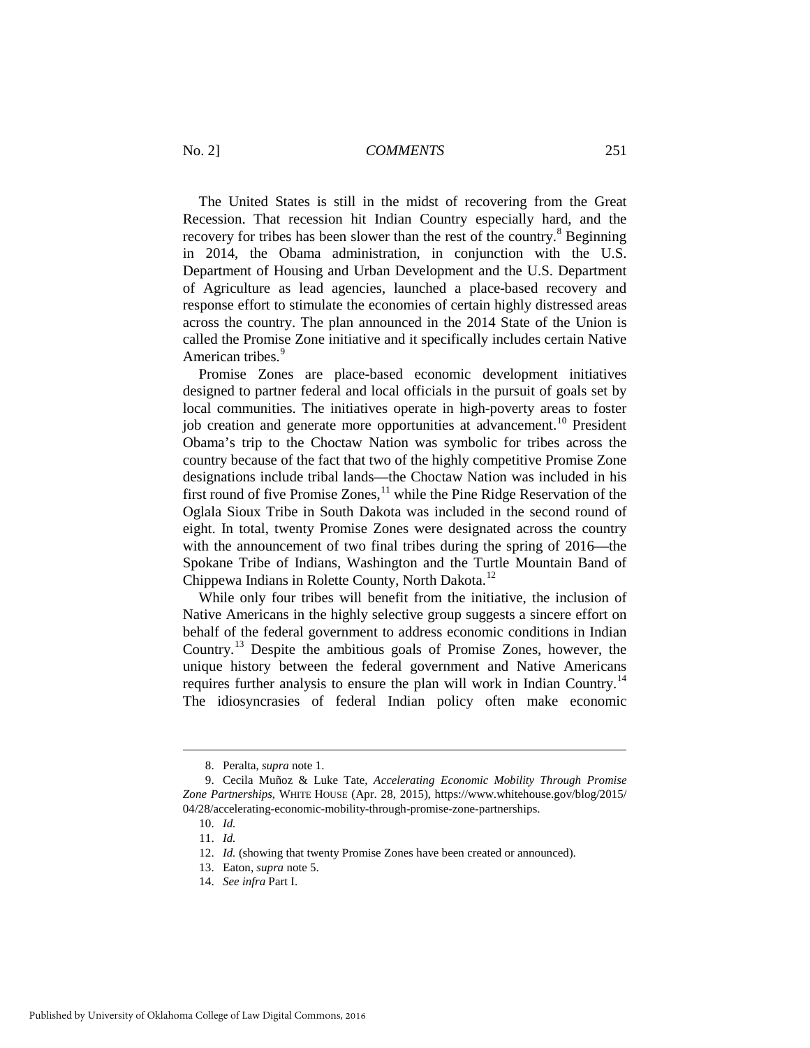The United States is still in the midst of recovering from the Great Recession. That recession hit Indian Country especially hard, and the recovery for tribes has been slower than the rest of the country.[8] Beginning in 2014, the Obama administration, in conjunction with the U.S. Department of Housing and Urban Development and the U.S. Department of Agriculture as lead agencies, launched a place-based recovery and response effort to stimulate the economies of certain highly distressed areas across the country. The plan announced in the 2014 State of the Union is called the Promise Zone initiative and it specifically includes certain Native American tribes.[9]

Promise Zones are place-based economic development initiatives designed to partner federal and local officials in the pursuit of goals set by local communities. The initiatives operate in high-poverty areas to foster job creation and generate more opportunities at advancement.[10] President Obama's trip to the Choctaw Nation was symbolic for tribes across the country because of the fact that two of the highly competitive Promise Zone designations include tribal lands—the Choctaw Nation was included in his first round of five Promise Zones,[11] while the Pine Ridge Reservation of the Oglala Sioux Tribe in South Dakota was included in the second round of eight. In total, twenty Promise Zones were designated across the country with the announcement of two final tribes during the spring of 2016—the Spokane Tribe of Indians, Washington and the Turtle Mountain Band of Chippewa Indians in Rolette County, North Dakota.[12]

While only four tribes will benefit from the initiative, the inclusion of Native Americans in the highly selective group suggests a sincere effort on behalf of the federal government to address economic conditions in Indian Country.[13] Despite the ambitious goals of Promise Zones, however, the unique history between the federal government and Native Americans requires further analysis to ensure the plan will work in Indian Country.[14] The idiosyncrasies of federal Indian policy often make economic

---

8. Peralta, *supra* note 1.

9. Cecila Muñoz & Luke Tate, *Accelerating Economic Mobility Through Promise Zone Partnerships*, WHITE HOUSE (Apr. 28, 2015), https://www.whitehouse.gov/blog/2015/04/28/accelerating-economic-mobility-through-promise-zone-partnerships.

10. *Id.*

11. *Id.*

12. *Id.* (showing that twenty Promise Zones have been created or announced).

13. Eaton, *supra* note 5.

14. *See infra* Part I.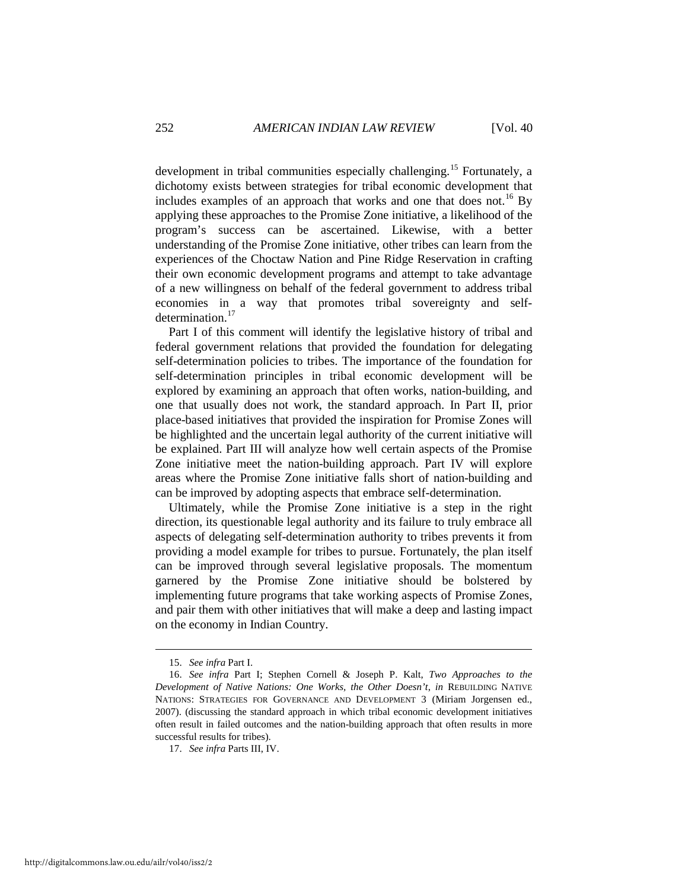development in tribal communities especially challenging.[15] Fortunately, a dichotomy exists between strategies for tribal economic development that includes examples of an approach that works and one that does not.[16] By applying these approaches to the Promise Zone initiative, a likelihood of the program's success can be ascertained. Likewise, with a better understanding of the Promise Zone initiative, other tribes can learn from the experiences of the Choctaw Nation and Pine Ridge Reservation in crafting their own economic development programs and attempt to take advantage of a new willingness on behalf of the federal government to address tribal economies in a way that promotes tribal sovereignty and self-determination.[17]

Part I of this comment will identify the legislative history of tribal and federal government relations that provided the foundation for delegating self-determination policies to tribes. The importance of the foundation for self-determination principles in tribal economic development will be explored by examining an approach that often works, nation-building, and one that usually does not work, the standard approach. In Part II, prior place-based initiatives that provided the inspiration for Promise Zones will be highlighted and the uncertain legal authority of the current initiative will be explained. Part III will analyze how well certain aspects of the Promise Zone initiative meet the nation-building approach. Part IV will explore areas where the Promise Zone initiative falls short of nation-building and can be improved by adopting aspects that embrace self-determination.

Ultimately, while the Promise Zone initiative is a step in the right direction, its questionable legal authority and its failure to truly embrace all aspects of delegating self-determination authority to tribes prevents it from providing a model example for tribes to pursue. Fortunately, the plan itself can be improved through several legislative proposals. The momentum garnered by the Promise Zone initiative should be bolstered by implementing future programs that take working aspects of Promise Zones, and pair them with other initiatives that will make a deep and lasting impact on the economy in Indian Country.

---

15. *See infra* Part I.

16. *See infra* Part I; Stephen Cornell & Joseph P. Kalt, *Two Approaches to the Development of Native Nations: One Works, the Other Doesn't*, *in* REBUILDING NATIVE NATIONS: STRATEGIES FOR GOVERNANCE AND DEVELOPMENT 3 (Miriam Jorgensen ed., 2007). (discussing the standard approach in which tribal economic development initiatives often result in failed outcomes and the nation-building approach that often results in more successful results for tribes).

17. *See infra* Parts III, IV.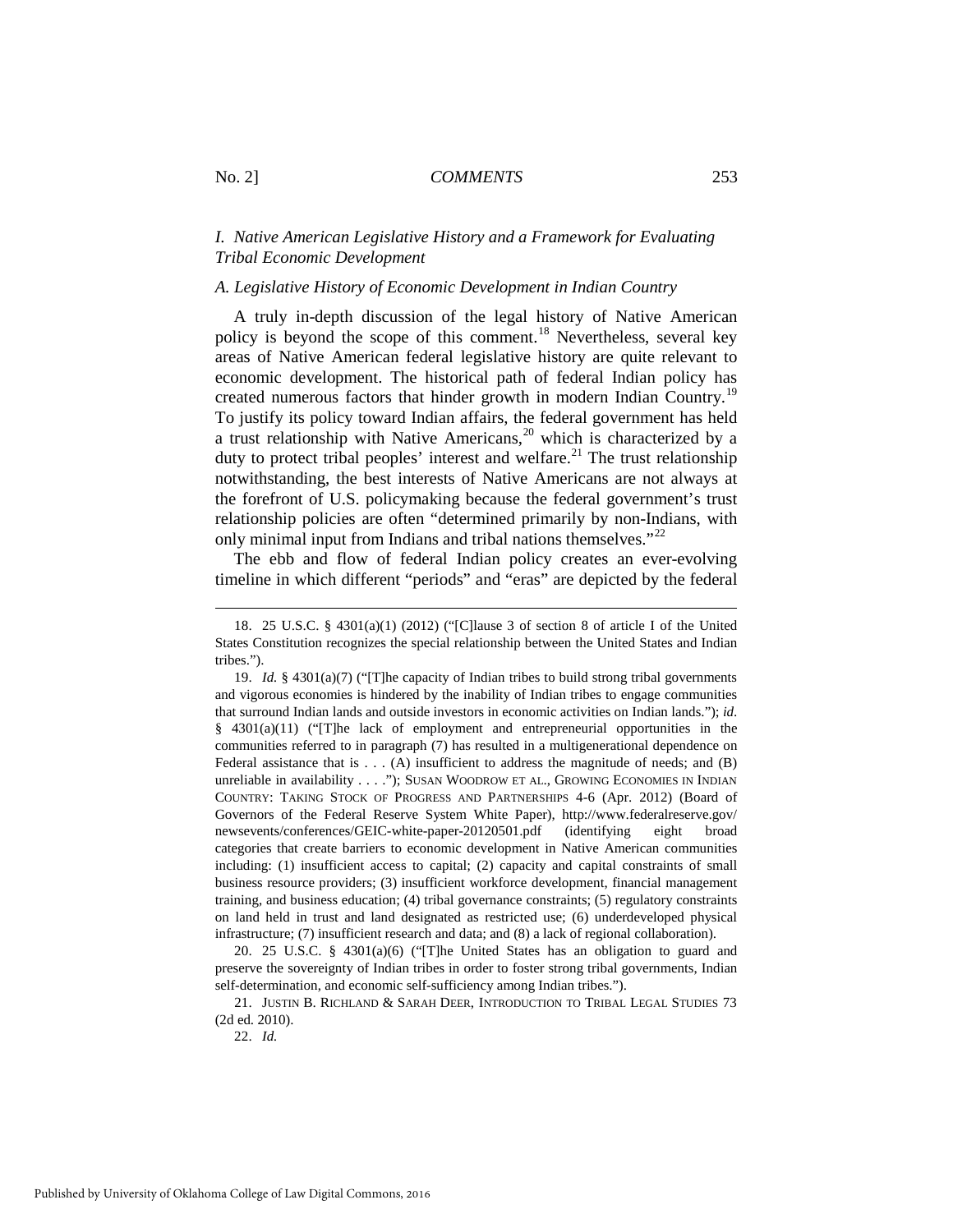## *I. Native American Legislative History and a Framework for Evaluating Tribal Economic Development*

### *A. Legislative History of Economic Development in Indian Country*

A truly in-depth discussion of the legal history of Native American policy is beyond the scope of this comment.[18] Nevertheless, several key areas of Native American federal legislative history are quite relevant to economic development. The historical path of federal Indian policy has created numerous factors that hinder growth in modern Indian Country.[19] To justify its policy toward Indian affairs, the federal government has held a trust relationship with Native Americans,[20] which is characterized by a duty to protect tribal peoples' interest and welfare.[21] The trust relationship notwithstanding, the best interests of Native Americans are not always at the forefront of U.S. policymaking because the federal government's trust relationship policies are often "determined primarily by non-Indians, with only minimal input from Indians and tribal nations themselves."[22]

The ebb and flow of federal Indian policy creates an ever-evolving timeline in which different "periods" and "eras" are depicted by the federal

---

18. 25 U.S.C. § 4301(a)(1) (2012) ("[C]lause 3 of section 8 of article I of the United States Constitution recognizes the special relationship between the United States and Indian tribes.").

19. *Id.* § 4301(a)(7) ("[T]he capacity of Indian tribes to build strong tribal governments and vigorous economies is hindered by the inability of Indian tribes to engage communities that surround Indian lands and outside investors in economic activities on Indian lands."); *id.* § 4301(a)(11) ("[T]he lack of employment and entrepreneurial opportunities in the communities referred to in paragraph (7) has resulted in a multigenerational dependence on Federal assistance that is . . . (A) insufficient to address the magnitude of needs; and (B) unreliable in availability . . . ."); SUSAN WOODROW ET AL., GROWING ECONOMIES IN INDIAN COUNTRY: TAKING STOCK OF PROGRESS AND PARTNERSHIPS 4-6 (Apr. 2012) (Board of Governors of the Federal Reserve System White Paper), http://www.federalreserve.gov/newsevents/conferences/GEIC-white-paper-20120501.pdf (identifying eight broad categories that create barriers to economic development in Native American communities including: (1) insufficient access to capital; (2) capacity and capital constraints of small business resource providers; (3) insufficient workforce development, financial management training, and business education; (4) tribal governance constraints; (5) regulatory constraints on land held in trust and land designated as restricted use; (6) underdeveloped physical infrastructure; (7) insufficient research and data; and (8) a lack of regional collaboration).

20. 25 U.S.C. § 4301(a)(6) ("[T]he United States has an obligation to guard and preserve the sovereignty of Indian tribes in order to foster strong tribal governments, Indian self-determination, and economic self-sufficiency among Indian tribes.").

21. JUSTIN B. RICHLAND & SARAH DEER, INTRODUCTION TO TRIBAL LEGAL STUDIES 73 (2d ed. 2010).

22. *Id.*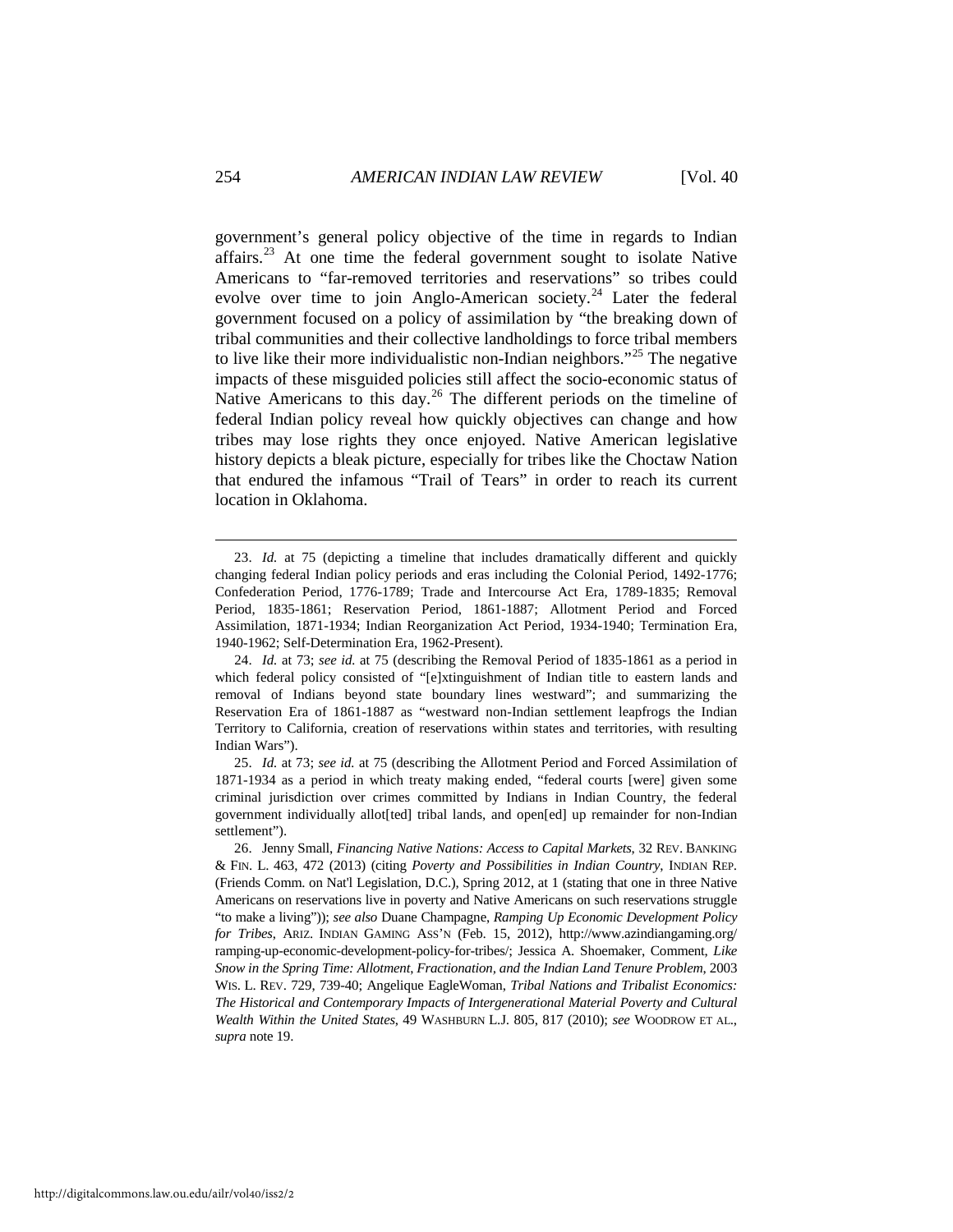government's general policy objective of the time in regards to Indian affairs.[23] At one time the federal government sought to isolate Native Americans to "far-removed territories and reservations" so tribes could evolve over time to join Anglo-American society.[24] Later the federal government focused on a policy of assimilation by "the breaking down of tribal communities and their collective landholdings to force tribal members to live like their more individualistic non-Indian neighbors."[25] The negative impacts of these misguided policies still affect the socio-economic status of Native Americans to this day.[26] The different periods on the timeline of federal Indian policy reveal how quickly objectives can change and how tribes may lose rights they once enjoyed. Native American legislative history depicts a bleak picture, especially for tribes like the Choctaw Nation that endured the infamous "Trail of Tears" in order to reach its current location in Oklahoma.

---

23. *Id.* at 75 (depicting a timeline that includes dramatically different and quickly changing federal Indian policy periods and eras including the Colonial Period, 1492-1776; Confederation Period, 1776-1789; Trade and Intercourse Act Era, 1789-1835; Removal Period, 1835-1861; Reservation Period, 1861-1887; Allotment Period and Forced Assimilation, 1871-1934; Indian Reorganization Act Period, 1934-1940; Termination Era, 1940-1962; Self-Determination Era, 1962-Present).

24. *Id.* at 73; *see id.* at 75 (describing the Removal Period of 1835-1861 as a period in which federal policy consisted of "[e]xtinguishment of Indian title to eastern lands and removal of Indians beyond state boundary lines westward"; and summarizing the Reservation Era of 1861-1887 as "westward non-Indian settlement leapfrogs the Indian Territory to California, creation of reservations within states and territories, with resulting Indian Wars").

25. *Id.* at 73; *see id.* at 75 (describing the Allotment Period and Forced Assimilation of 1871-1934 as a period in which treaty making ended, "federal courts [were] given some criminal jurisdiction over crimes committed by Indians in Indian Country, the federal government individually allot[ted] tribal lands, and open[ed] up remainder for non-Indian settlement").

26. Jenny Small, *Financing Native Nations: Access to Capital Markets*, 32 REV. BANKING & FIN. L. 463, 472 (2013) (citing *Poverty and Possibilities in Indian Country*, INDIAN REP. (Friends Comm. on Nat'l Legislation, D.C.), Spring 2012, at 1 (stating that one in three Native Americans on reservations live in poverty and Native Americans on such reservations struggle "to make a living")); *see also* Duane Champagne, *Ramping Up Economic Development Policy for Tribes*, ARIZ. INDIAN GAMING ASS'N (Feb. 15, 2012), http://www.azindiangaming.org/ramping-up-economic-development-policy-for-tribes/; Jessica A. Shoemaker, Comment, *Like Snow in the Spring Time: Allotment, Fractionation, and the Indian Land Tenure Problem*, 2003 WIS. L. REV. 729, 739-40; Angelique EagleWoman, *Tribal Nations and Tribalist Economics: The Historical and Contemporary Impacts of Intergenerational Material Poverty and Cultural Wealth Within the United States*, 49 WASHBURN L.J. 805, 817 (2010); *see* WOODROW ET AL., *supra* note 19.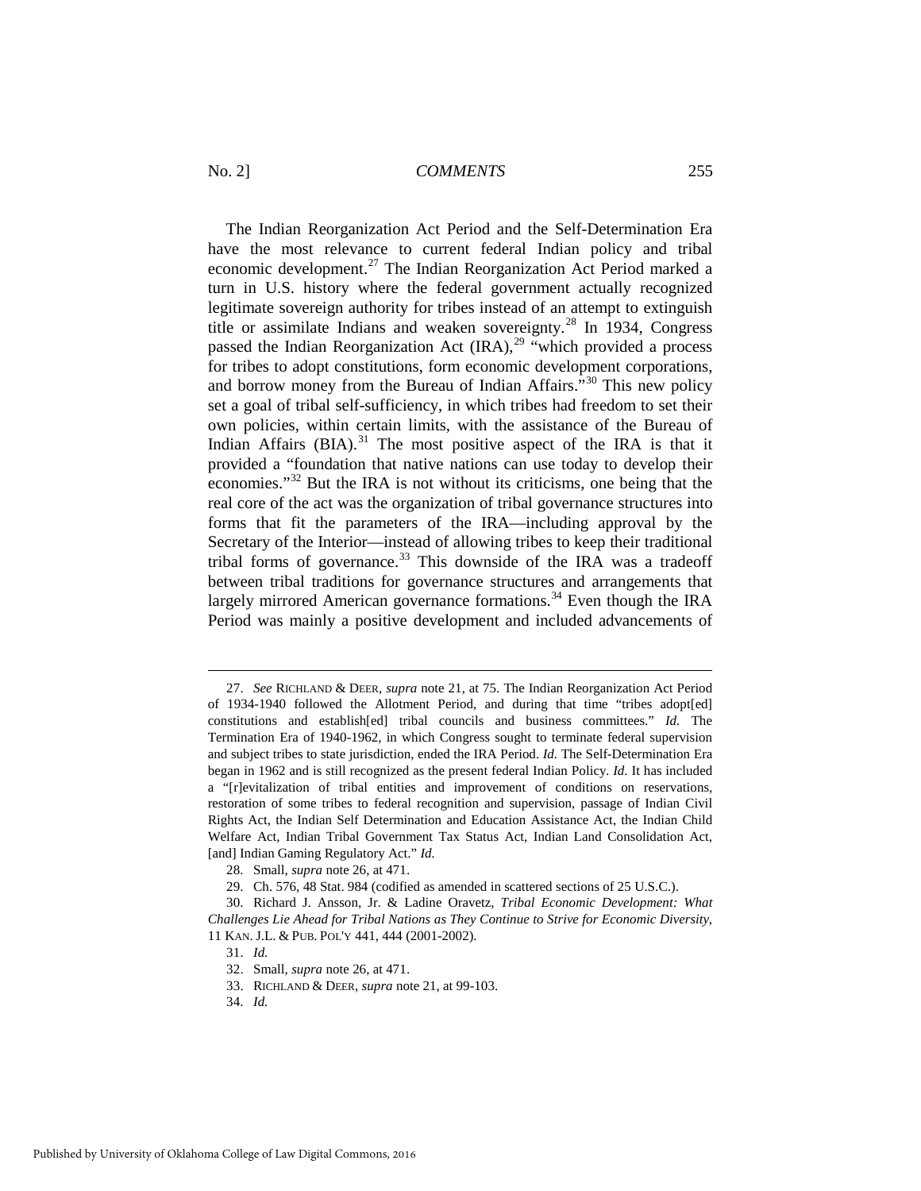The Indian Reorganization Act Period and the Self-Determination Era have the most relevance to current federal Indian policy and tribal economic development.[27] The Indian Reorganization Act Period marked a turn in U.S. history where the federal government actually recognized legitimate sovereign authority for tribes instead of an attempt to extinguish title or assimilate Indians and weaken sovereignty.[28] In 1934, Congress passed the Indian Reorganization Act (IRA),[29] "which provided a process for tribes to adopt constitutions, form economic development corporations, and borrow money from the Bureau of Indian Affairs."[30] This new policy set a goal of tribal self-sufficiency, in which tribes had freedom to set their own policies, within certain limits, with the assistance of the Bureau of Indian Affairs (BIA).[31] The most positive aspect of the IRA is that it provided a "foundation that native nations can use today to develop their economies."[32] But the IRA is not without its criticisms, one being that the real core of the act was the organization of tribal governance structures into forms that fit the parameters of the IRA—including approval by the Secretary of the Interior—instead of allowing tribes to keep their traditional tribal forms of governance.[33] This downside of the IRA was a tradeoff between tribal traditions for governance structures and arrangements that largely mirrored American governance formations.[34] Even though the IRA Period was mainly a positive development and included advancements of

---

27. *See* RICHLAND & DEER, *supra* note 21, at 75. The Indian Reorganization Act Period of 1934-1940 followed the Allotment Period, and during that time "tribes adopt[ed] constitutions and establish[ed] tribal councils and business committees." *Id.* The Termination Era of 1940-1962, in which Congress sought to terminate federal supervision and subject tribes to state jurisdiction, ended the IRA Period. *Id.* The Self-Determination Era began in 1962 and is still recognized as the present federal Indian Policy. *Id.* It has included a "[r]evitalization of tribal entities and improvement of conditions on reservations, restoration of some tribes to federal recognition and supervision, passage of Indian Civil Rights Act, the Indian Self Determination and Education Assistance Act, the Indian Child Welfare Act, Indian Tribal Government Tax Status Act, Indian Land Consolidation Act, [and] Indian Gaming Regulatory Act." *Id.*

28. Small, *supra* note 26, at 471.

29. Ch. 576, 48 Stat. 984 (codified as amended in scattered sections of 25 U.S.C.).

30. Richard J. Ansson, Jr. & Ladine Oravetz, *Tribal Economic Development: What Challenges Lie Ahead for Tribal Nations as They Continue to Strive for Economic Diversity*, 11 KAN. J.L. & PUB. POL'Y 441, 444 (2001-2002).

31. *Id.*

32. Small, *supra* note 26, at 471.

33. RICHLAND & DEER, *supra* note 21, at 99-103.

34. *Id.*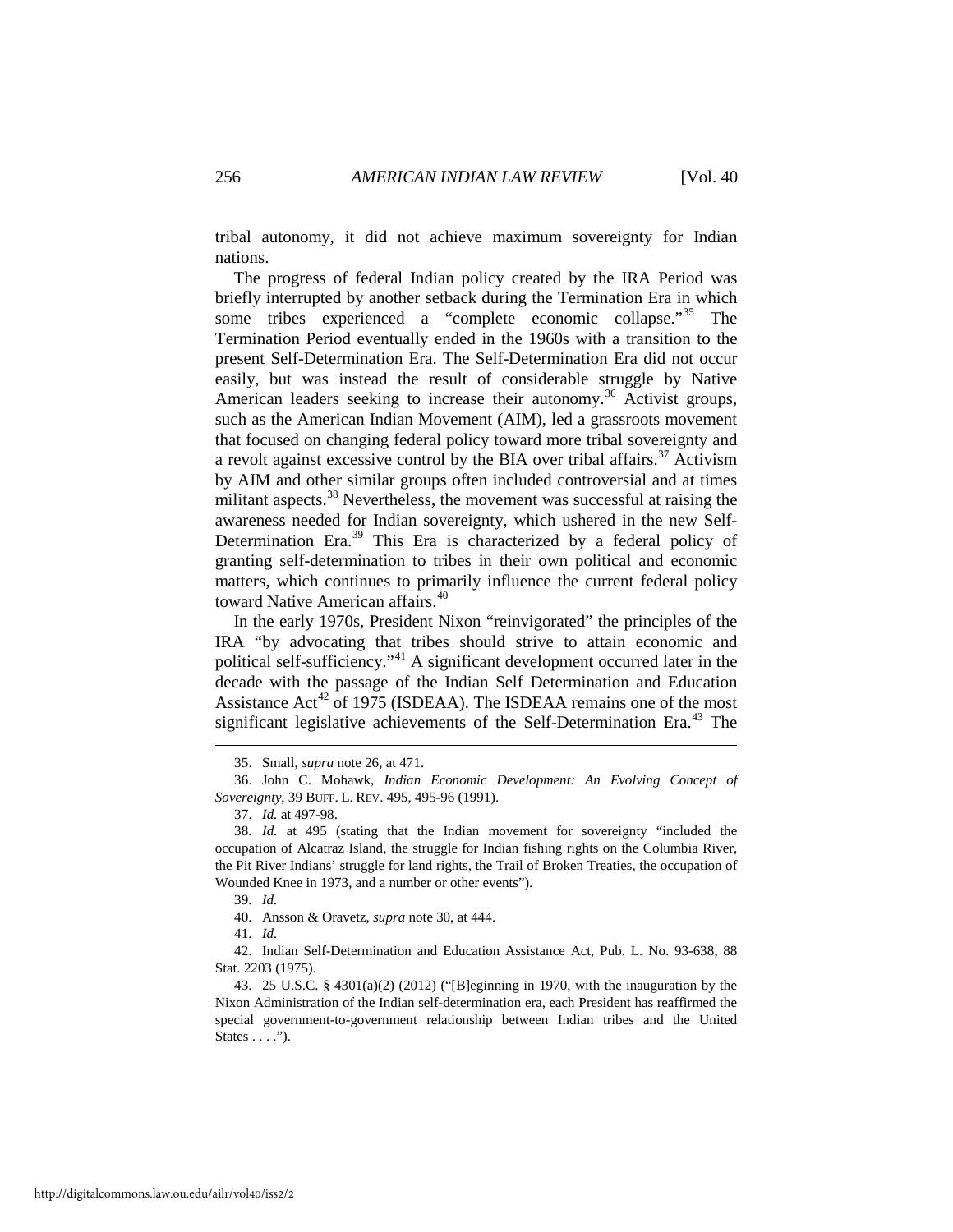tribal autonomy, it did not achieve maximum sovereignty for Indian nations.

The progress of federal Indian policy created by the IRA Period was briefly interrupted by another setback during the Termination Era in which some tribes experienced a "complete economic collapse."[35] The Termination Period eventually ended in the 1960s with a transition to the present Self-Determination Era. The Self-Determination Era did not occur easily, but was instead the result of considerable struggle by Native American leaders seeking to increase their autonomy.[36] Activist groups, such as the American Indian Movement (AIM), led a grassroots movement that focused on changing federal policy toward more tribal sovereignty and a revolt against excessive control by the BIA over tribal affairs.[37] Activism by AIM and other similar groups often included controversial and at times militant aspects.[38] Nevertheless, the movement was successful at raising the awareness needed for Indian sovereignty, which ushered in the new Self-Determination Era.[39] This Era is characterized by a federal policy of granting self-determination to tribes in their own political and economic matters, which continues to primarily influence the current federal policy toward Native American affairs.[40]

In the early 1970s, President Nixon "reinvigorated" the principles of the IRA "by advocating that tribes should strive to attain economic and political self-sufficiency."[41] A significant development occurred later in the decade with the passage of the Indian Self Determination and Education Assistance Act[42] of 1975 (ISDEAA). The ISDEAA remains one of the most significant legislative achievements of the Self-Determination Era.[43] The

---

35. Small, *supra* note 26, at 471.

36. John C. Mohawk, *Indian Economic Development: An Evolving Concept of Sovereignty*, 39 BUFF. L. REV. 495, 495-96 (1991).

37. *Id.* at 497-98.

38. *Id.* at 495 (stating that the Indian movement for sovereignty "included the occupation of Alcatraz Island, the struggle for Indian fishing rights on the Columbia River, the Pit River Indians' struggle for land rights, the Trail of Broken Treaties, the occupation of Wounded Knee in 1973, and a number or other events").

39. *Id.*

40. Ansson & Oravetz, *supra* note 30, at 444.

41. *Id.*

42. Indian Self-Determination and Education Assistance Act, Pub. L. No. 93-638, 88 Stat. 2203 (1975).

43. 25 U.S.C. § 4301(a)(2) (2012) ("[B]eginning in 1970, with the inauguration by the Nixon Administration of the Indian self-determination era, each President has reaffirmed the special government-to-government relationship between Indian tribes and the United States . . . .").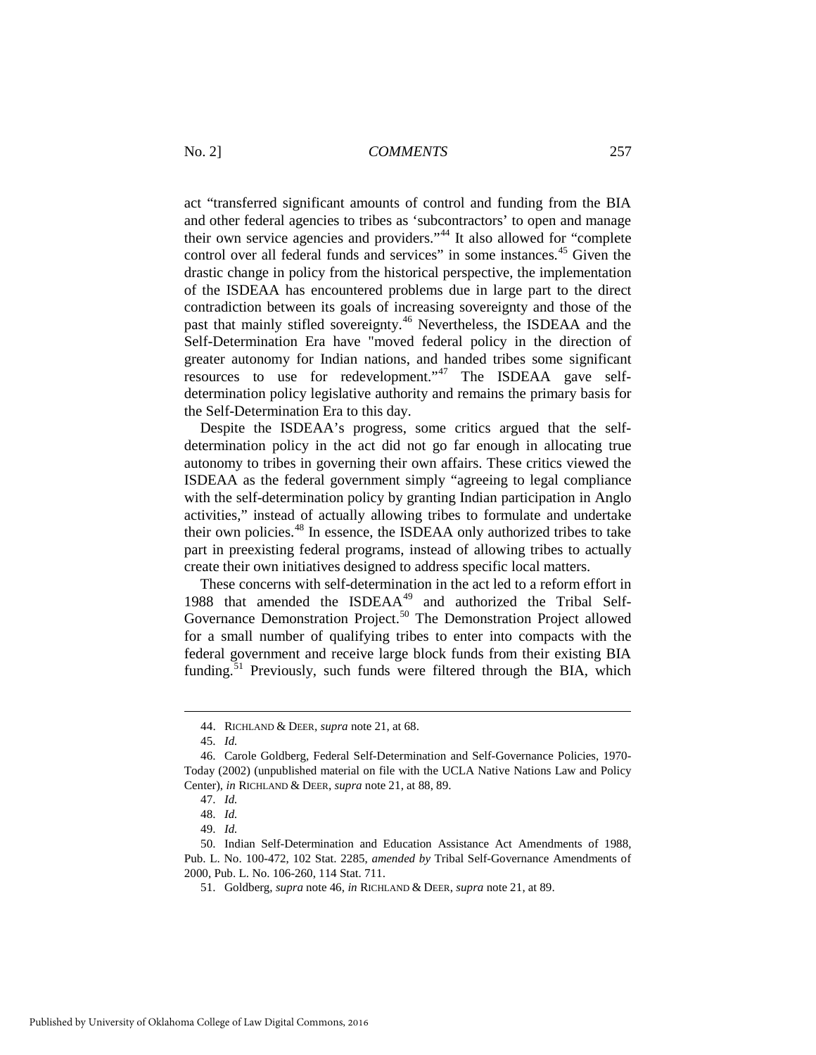act "transferred significant amounts of control and funding from the BIA and other federal agencies to tribes as 'subcontractors' to open and manage their own service agencies and providers."[44] It also allowed for "complete control over all federal funds and services" in some instances.[45] Given the drastic change in policy from the historical perspective, the implementation of the ISDEAA has encountered problems due in large part to the direct contradiction between its goals of increasing sovereignty and those of the past that mainly stifled sovereignty.[46] Nevertheless, the ISDEAA and the Self-Determination Era have "moved federal policy in the direction of greater autonomy for Indian nations, and handed tribes some significant resources to use for redevelopment."[47] The ISDEAA gave self-determination policy legislative authority and remains the primary basis for the Self-Determination Era to this day.

Despite the ISDEAA's progress, some critics argued that the self-determination policy in the act did not go far enough in allocating true autonomy to tribes in governing their own affairs. These critics viewed the ISDEAA as the federal government simply "agreeing to legal compliance with the self-determination policy by granting Indian participation in Anglo activities," instead of actually allowing tribes to formulate and undertake their own policies.[48] In essence, the ISDEAA only authorized tribes to take part in preexisting federal programs, instead of allowing tribes to actually create their own initiatives designed to address specific local matters.

These concerns with self-determination in the act led to a reform effort in 1988 that amended the ISDEAA[49] and authorized the Tribal Self-Governance Demonstration Project.[50] The Demonstration Project allowed for a small number of qualifying tribes to enter into compacts with the federal government and receive large block funds from their existing BIA funding.[51] Previously, such funds were filtered through the BIA, which

---

44. RICHLAND & DEER, *supra* note 21, at 68.

45. *Id.*

46. Carole Goldberg, Federal Self-Determination and Self-Governance Policies, 1970-Today (2002) (unpublished material on file with the UCLA Native Nations Law and Policy Center), *in* RICHLAND & DEER, *supra* note 21, at 88, 89.

47. *Id.*

48. *Id.*

49. *Id.*

50. Indian Self-Determination and Education Assistance Act Amendments of 1988, Pub. L. No. 100-472, 102 Stat. 2285, *amended by* Tribal Self-Governance Amendments of 2000, Pub. L. No. 106-260, 114 Stat. 711.

51. Goldberg, *supra* note 46, *in* RICHLAND & DEER, *supra* note 21, at 89.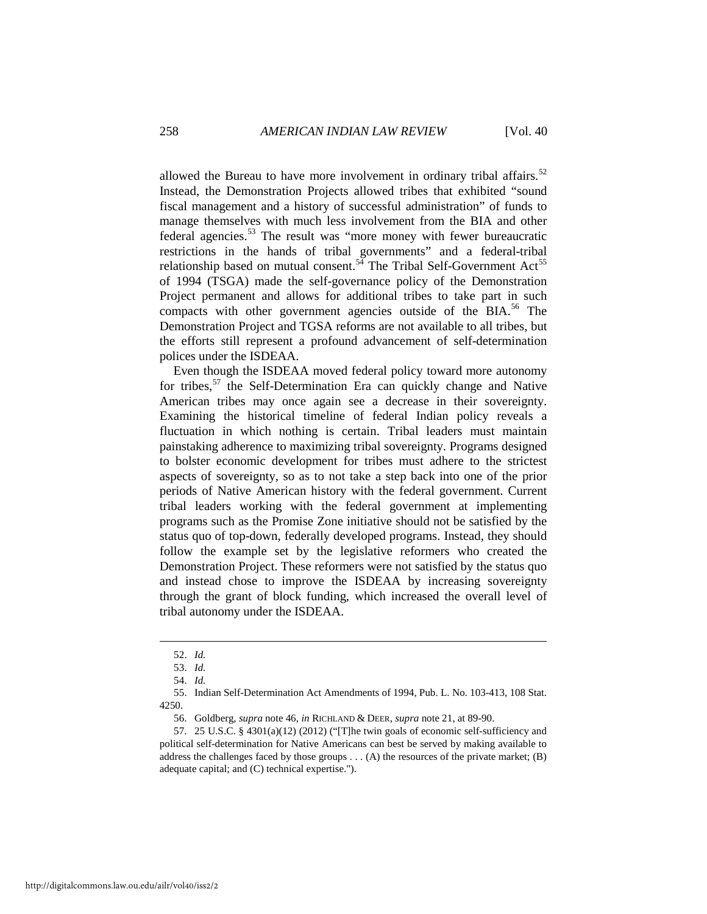allowed the Bureau to have more involvement in ordinary tribal affairs.[52] Instead, the Demonstration Projects allowed tribes that exhibited "sound fiscal management and a history of successful administration" of funds to manage themselves with much less involvement from the BIA and other federal agencies.[53] The result was "more money with fewer bureaucratic restrictions in the hands of tribal governments" and a federal-tribal relationship based on mutual consent.[54] The Tribal Self-Government Act[55] of 1994 (TSGA) made the self-governance policy of the Demonstration Project permanent and allows for additional tribes to take part in such compacts with other government agencies outside of the BIA.[56] The Demonstration Project and TGSA reforms are not available to all tribes, but the efforts still represent a profound advancement of self-determination polices under the ISDEAA.

Even though the ISDEAA moved federal policy toward more autonomy for tribes,[57] the Self-Determination Era can quickly change and Native American tribes may once again see a decrease in their sovereignty. Examining the historical timeline of federal Indian policy reveals a fluctuation in which nothing is certain. Tribal leaders must maintain painstaking adherence to maximizing tribal sovereignty. Programs designed to bolster economic development for tribes must adhere to the strictest aspects of sovereignty, so as to not take a step back into one of the prior periods of Native American history with the federal government. Current tribal leaders working with the federal government at implementing programs such as the Promise Zone initiative should not be satisfied by the status quo of top-down, federally developed programs. Instead, they should follow the example set by the legislative reformers who created the Demonstration Project. These reformers were not satisfied by the status quo and instead chose to improve the ISDEAA by increasing sovereignty through the grant of block funding, which increased the overall level of tribal autonomy under the ISDEAA.

---

52. *Id.*

53. *Id.*

54. *Id.*

55. Indian Self-Determination Act Amendments of 1994, Pub. L. No. 103-413, 108 Stat. 4250.

56. Goldberg, *supra* note 46, *in* RICHLAND & DEER, *supra* note 21, at 89-90.

57. 25 U.S.C. § 4301(a)(12) (2012) ("[T]he twin goals of economic self-sufficiency and political self-determination for Native Americans can best be served by making available to address the challenges faced by those groups . . . (A) the resources of the private market; (B) adequate capital; and (C) technical expertise.").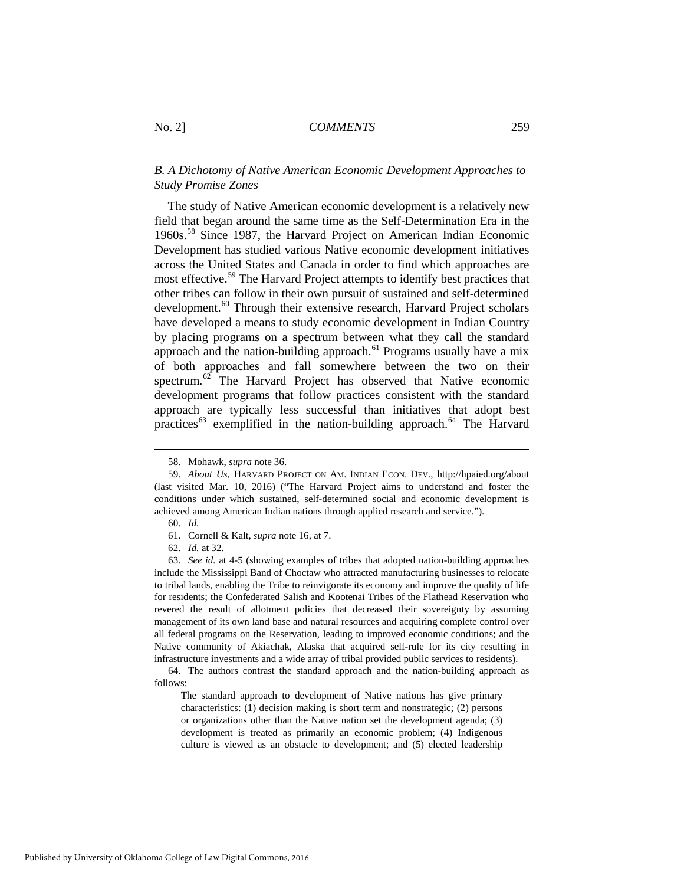### *B. A Dichotomy of Native American Economic Development Approaches to Study Promise Zones*

The study of Native American economic development is a relatively new field that began around the same time as the Self-Determination Era in the 1960s.[58] Since 1987, the Harvard Project on American Indian Economic Development has studied various Native economic development initiatives across the United States and Canada in order to find which approaches are most effective.[59] The Harvard Project attempts to identify best practices that other tribes can follow in their own pursuit of sustained and self-determined development.[60] Through their extensive research, Harvard Project scholars have developed a means to study economic development in Indian Country by placing programs on a spectrum between what they call the standard approach and the nation-building approach.[61] Programs usually have a mix of both approaches and fall somewhere between the two on their spectrum.[62] The Harvard Project has observed that Native economic development programs that follow practices consistent with the standard approach are typically less successful than initiatives that adopt best practices[63] exemplified in the nation-building approach.[64] The Harvard

---

58. Mohawk, *supra* note 36.

59. *About Us*, HARVARD PROJECT ON AM. INDIAN ECON. DEV., http://hpaied.org/about (last visited Mar. 10, 2016) ("The Harvard Project aims to understand and foster the conditions under which sustained, self-determined social and economic development is achieved among American Indian nations through applied research and service.").

60. *Id.*

61. Cornell & Kalt, *supra* note 16, at 7.

62. *Id.* at 32.

63. *See id.* at 4-5 (showing examples of tribes that adopted nation-building approaches include the Mississippi Band of Choctaw who attracted manufacturing businesses to relocate to tribal lands, enabling the Tribe to reinvigorate its economy and improve the quality of life for residents; the Confederated Salish and Kootenai Tribes of the Flathead Reservation who revered the result of allotment policies that decreased their sovereignty by assuming management of its own land base and natural resources and acquiring complete control over all federal programs on the Reservation, leading to improved economic conditions; and the Native community of Akiachak, Alaska that acquired self-rule for its city resulting in infrastructure investments and a wide array of tribal provided public services to residents).

64. The authors contrast the standard approach and the nation-building approach as follows:

> The standard approach to development of Native nations has give primary characteristics: (1) decision making is short term and nonstrategic; (2) persons or organizations other than the Native nation set the development agenda; (3) development is treated as primarily an economic problem; (4) Indigenous culture is viewed as an obstacle to development; and (5) elected leadership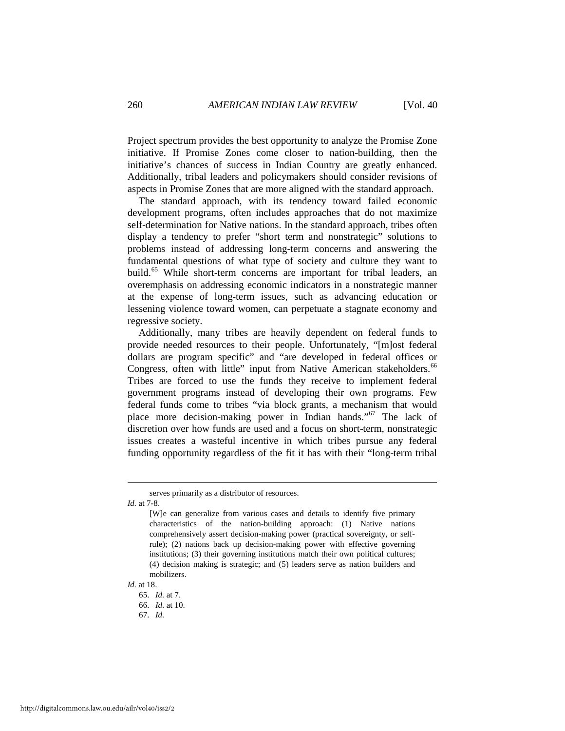Project spectrum provides the best opportunity to analyze the Promise Zone initiative. If Promise Zones come closer to nation-building, then the initiative's chances of success in Indian Country are greatly enhanced. Additionally, tribal leaders and policymakers should consider revisions of aspects in Promise Zones that are more aligned with the standard approach.

The standard approach, with its tendency toward failed economic development programs, often includes approaches that do not maximize self-determination for Native nations. In the standard approach, tribes often display a tendency to prefer "short term and nonstrategic" solutions to problems instead of addressing long-term concerns and answering the fundamental questions of what type of society and culture they want to build.[65] While short-term concerns are important for tribal leaders, an overemphasis on addressing economic indicators in a nonstrategic manner at the expense of long-term issues, such as advancing education or lessening violence toward women, can perpetuate a stagnate economy and regressive society.

Additionally, many tribes are heavily dependent on federal funds to provide needed resources to their people. Unfortunately, "[m]ost federal dollars are program specific" and "are developed in federal offices or Congress, often with little" input from Native American stakeholders.[66] Tribes are forced to use the funds they receive to implement federal government programs instead of developing their own programs. Few federal funds come to tribes "via block grants, a mechanism that would place more decision-making power in Indian hands."[67] The lack of discretion over how funds are used and a focus on short-term, nonstrategic issues creates a wasteful incentive in which tribes pursue any federal funding opportunity regardless of the fit it has with their "long-term tribal

---

> serves primarily as a distributor of resources.

*Id.* at 7-8.

> [W]e can generalize from various cases and details to identify five primary characteristics of the nation-building approach: (1) Native nations comprehensively assert decision-making power (practical sovereignty, or self-rule); (2) nations back up decision-making power with effective governing institutions; (3) their governing institutions match their own political cultures; (4) decision making is strategic; and (5) leaders serve as nation builders and mobilizers.

*Id.* at 18.

65. *Id.* at 7.

66. *Id.* at 10.

67. *Id.*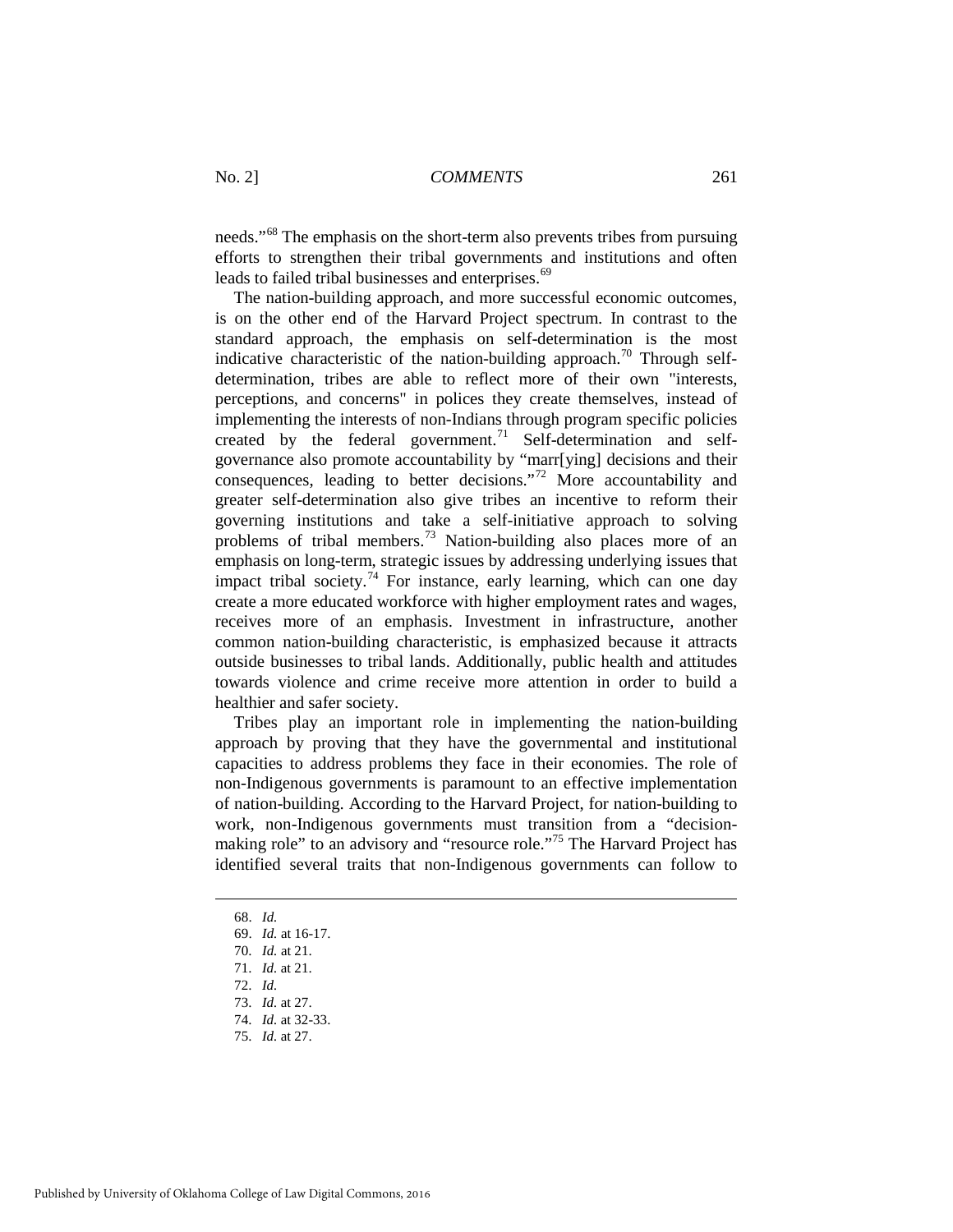needs."[68] The emphasis on the short-term also prevents tribes from pursuing efforts to strengthen their tribal governments and institutions and often leads to failed tribal businesses and enterprises.[69]

The nation-building approach, and more successful economic outcomes, is on the other end of the Harvard Project spectrum. In contrast to the standard approach, the emphasis on self-determination is the most indicative characteristic of the nation-building approach.[70] Through self-determination, tribes are able to reflect more of their own "interests, perceptions, and concerns" in polices they create themselves, instead of implementing the interests of non-Indians through program specific policies created by the federal government.[71] Self-determination and self-governance also promote accountability by "marr[ying] decisions and their consequences, leading to better decisions."[72] More accountability and greater self-determination also give tribes an incentive to reform their governing institutions and take a self-initiative approach to solving problems of tribal members.[73] Nation-building also places more of an emphasis on long-term, strategic issues by addressing underlying issues that impact tribal society.[74] For instance, early learning, which can one day create a more educated workforce with higher employment rates and wages, receives more of an emphasis. Investment in infrastructure, another common nation-building characteristic, is emphasized because it attracts outside businesses to tribal lands. Additionally, public health and attitudes towards violence and crime receive more attention in order to build a healthier and safer society.

Tribes play an important role in implementing the nation-building approach by proving that they have the governmental and institutional capacities to address problems they face in their economies. The role of non-Indigenous governments is paramount to an effective implementation of nation-building. According to the Harvard Project, for nation-building to work, non-Indigenous governments must transition from a "decision-making role" to an advisory and "resource role."[75] The Harvard Project has identified several traits that non-Indigenous governments can follow to

---

68. *Id.*
69. *Id.* at 16-17.
70. *Id.* at 21.
71. *Id.* at 21.
72. *Id.*
73. *Id.* at 27.
74. *Id.* at 32-33.
75. *Id.* at 27.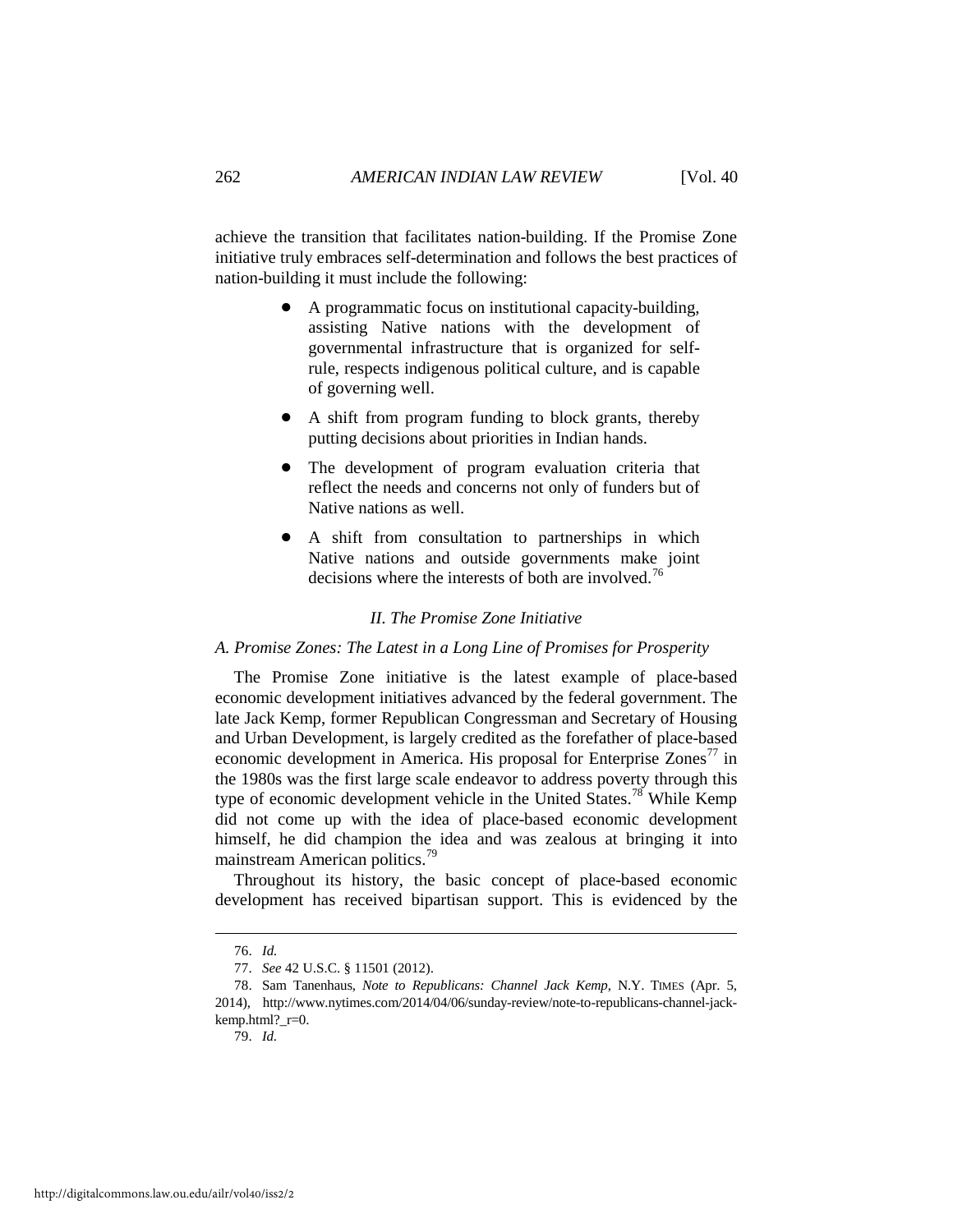achieve the transition that facilitates nation-building. If the Promise Zone initiative truly embraces self-determination and follows the best practices of nation-building it must include the following:

- A programmatic focus on institutional capacity-building, assisting Native nations with the development of governmental infrastructure that is organized for self-rule, respects indigenous political culture, and is capable of governing well.
- A shift from program funding to block grants, thereby putting decisions about priorities in Indian hands.
- The development of program evaluation criteria that reflect the needs and concerns not only of funders but of Native nations as well.
- A shift from consultation to partnerships in which Native nations and outside governments make joint decisions where the interests of both are involved.[76]

## *II. The Promise Zone Initiative*

### *A. Promise Zones: The Latest in a Long Line of Promises for Prosperity*

The Promise Zone initiative is the latest example of place-based economic development initiatives advanced by the federal government. The late Jack Kemp, former Republican Congressman and Secretary of Housing and Urban Development, is largely credited as the forefather of place-based economic development in America. His proposal for Enterprise Zones[77] in the 1980s was the first large scale endeavor to address poverty through this type of economic development vehicle in the United States.[78] While Kemp did not come up with the idea of place-based economic development himself, he did champion the idea and was zealous at bringing it into mainstream American politics.[79]

Throughout its history, the basic concept of place-based economic development has received bipartisan support. This is evidenced by the

---

76. *Id.*

77. *See* 42 U.S.C. § 11501 (2012).

78. Sam Tanenhaus, *Note to Republicans: Channel Jack Kemp*, N.Y. TIMES (Apr. 5, 2014), http://www.nytimes.com/2014/04/06/sunday-review/note-to-republicans-channel-jack-kemp.html?_r=0.

79. *Id.*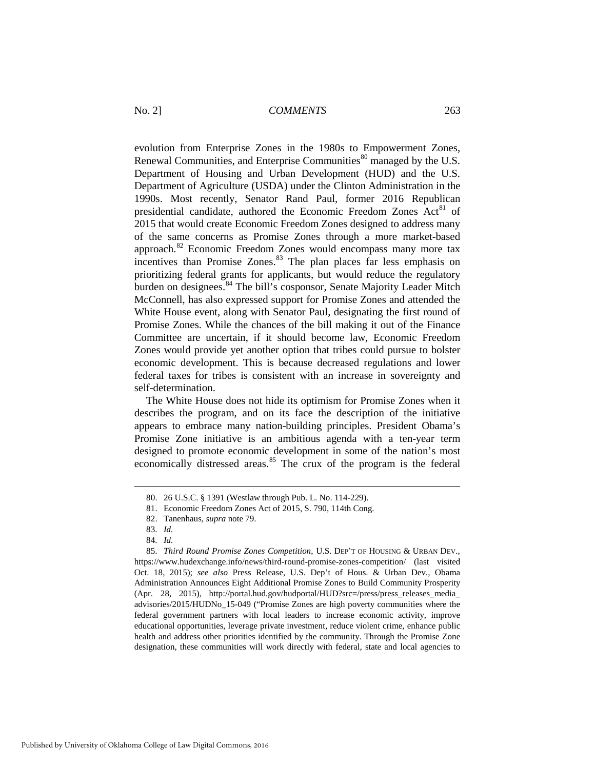evolution from Enterprise Zones in the 1980s to Empowerment Zones, Renewal Communities, and Enterprise Communities[80] managed by the U.S. Department of Housing and Urban Development (HUD) and the U.S. Department of Agriculture (USDA) under the Clinton Administration in the 1990s. Most recently, Senator Rand Paul, former 2016 Republican presidential candidate, authored the Economic Freedom Zones Act[81] of 2015 that would create Economic Freedom Zones designed to address many of the same concerns as Promise Zones through a more market-based approach.[82] Economic Freedom Zones would encompass many more tax incentives than Promise Zones.[83] The plan places far less emphasis on prioritizing federal grants for applicants, but would reduce the regulatory burden on designees.[84] The bill's cosponsor, Senate Majority Leader Mitch McConnell, has also expressed support for Promise Zones and attended the White House event, along with Senator Paul, designating the first round of Promise Zones. While the chances of the bill making it out of the Finance Committee are uncertain, if it should become law, Economic Freedom Zones would provide yet another option that tribes could pursue to bolster economic development. This is because decreased regulations and lower federal taxes for tribes is consistent with an increase in sovereignty and self-determination.

The White House does not hide its optimism for Promise Zones when it describes the program, and on its face the description of the initiative appears to embrace many nation-building principles. President Obama's Promise Zone initiative is an ambitious agenda with a ten-year term designed to promote economic development in some of the nation's most economically distressed areas.[85] The crux of the program is the federal

---

80. 26 U.S.C. § 1391 (Westlaw through Pub. L. No. 114-229).

81. Economic Freedom Zones Act of 2015, S. 790, 114th Cong.

82. Tanenhaus, *supra* note 79.

83. *Id.*

84. *Id.*

85. *Third Round Promise Zones Competition*, U.S. DEP'T OF HOUSING & URBAN DEV., https://www.hudexchange.info/news/third-round-promise-zones-competition/ (last visited Oct. 18, 2015); *see also* Press Release, U.S. Dep't of Hous. & Urban Dev., Obama Administration Announces Eight Additional Promise Zones to Build Community Prosperity (Apr. 28, 2015), http://portal.hud.gov/hudportal/HUD?src=/press/press_releases_media_advisories/2015/HUDNo_15-049 ("Promise Zones are high poverty communities where the federal government partners with local leaders to increase economic activity, improve educational opportunities, leverage private investment, reduce violent crime, enhance public health and address other priorities identified by the community. Through the Promise Zone designation, these communities will work directly with federal, state and local agencies to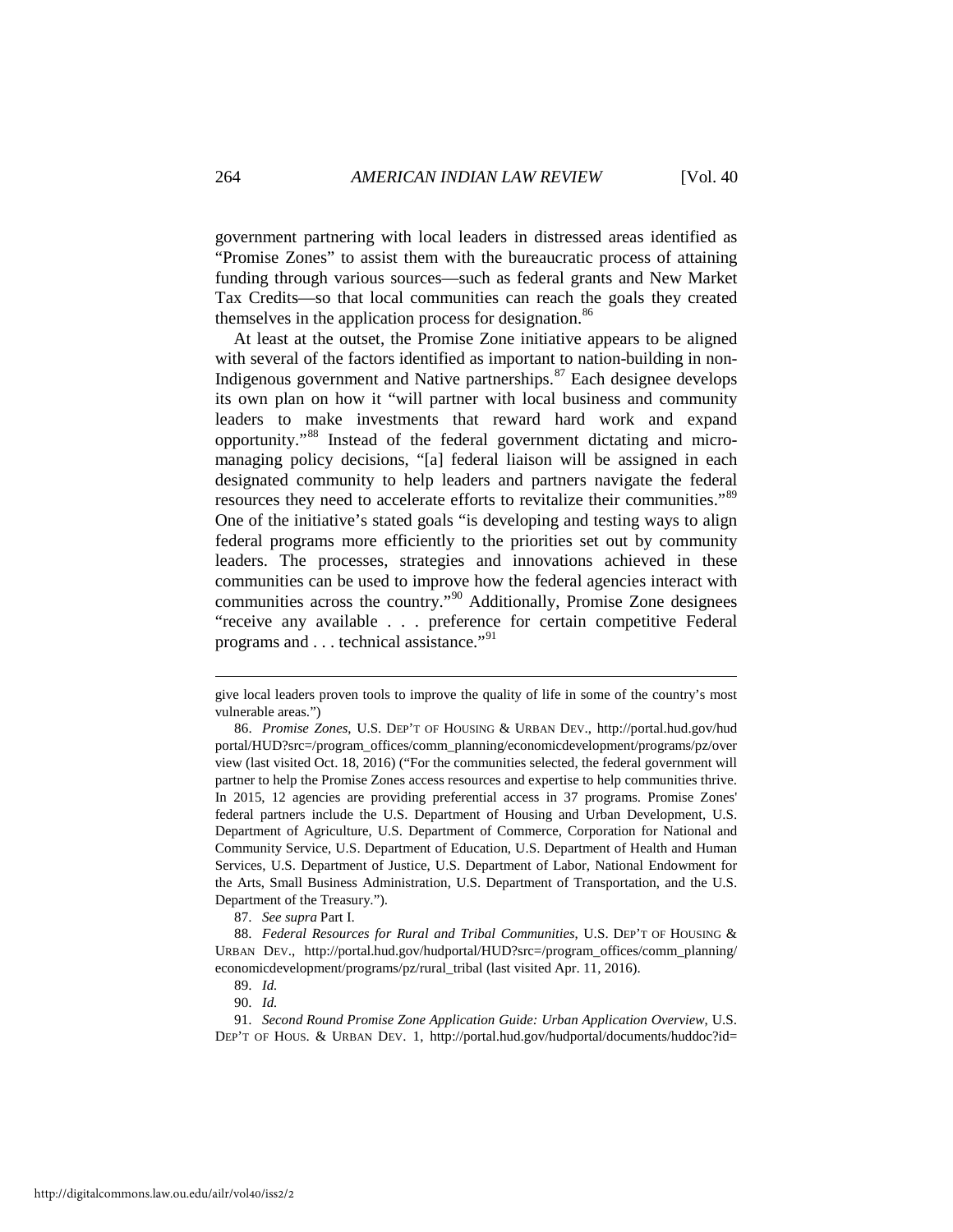government partnering with local leaders in distressed areas identified as "Promise Zones" to assist them with the bureaucratic process of attaining funding through various sources—such as federal grants and New Market Tax Credits—so that local communities can reach the goals they created themselves in the application process for designation.[86]

At least at the outset, the Promise Zone initiative appears to be aligned with several of the factors identified as important to nation-building in non-Indigenous government and Native partnerships.[87] Each designee develops its own plan on how it "will partner with local business and community leaders to make investments that reward hard work and expand opportunity."[88] Instead of the federal government dictating and micro-managing policy decisions, "[a] federal liaison will be assigned in each designated community to help leaders and partners navigate the federal resources they need to accelerate efforts to revitalize their communities."[89] One of the initiative's stated goals "is developing and testing ways to align federal programs more efficiently to the priorities set out by community leaders. The processes, strategies and innovations achieved in these communities can be used to improve how the federal agencies interact with communities across the country."[90] Additionally, Promise Zone designees "receive any available . . . preference for certain competitive Federal programs and . . . technical assistance."[91]

---

give local leaders proven tools to improve the quality of life in some of the country's most vulnerable areas.")

86. *Promise Zones*, U.S. DEP'T OF HOUSING & URBAN DEV., http://portal.hud.gov/hudportal/HUD?src=/program_offices/comm_planning/economicdevelopment/programs/pz/overview (last visited Oct. 18, 2016) ("For the communities selected, the federal government will partner to help the Promise Zones access resources and expertise to help communities thrive. In 2015, 12 agencies are providing preferential access in 37 programs. Promise Zones' federal partners include the U.S. Department of Housing and Urban Development, U.S. Department of Agriculture, U.S. Department of Commerce, Corporation for National and Community Service, U.S. Department of Education, U.S. Department of Health and Human Services, U.S. Department of Justice, U.S. Department of Labor, National Endowment for the Arts, Small Business Administration, U.S. Department of Transportation, and the U.S. Department of the Treasury.").

87. *See supra* Part I.

88. *Federal Resources for Rural and Tribal Communities*, U.S. DEP'T OF HOUSING & URBAN DEV., http://portal.hud.gov/hudportal/HUD?src=/program_offices/comm_planning/economicdevelopment/programs/pz/rural_tribal (last visited Apr. 11, 2016).

89. *Id.*

90. *Id.*

91. *Second Round Promise Zone Application Guide: Urban Application Overview*, U.S. DEP'T OF HOUS. & URBAN DEV. 1, http://portal.hud.gov/hudportal/documents/huddoc?id=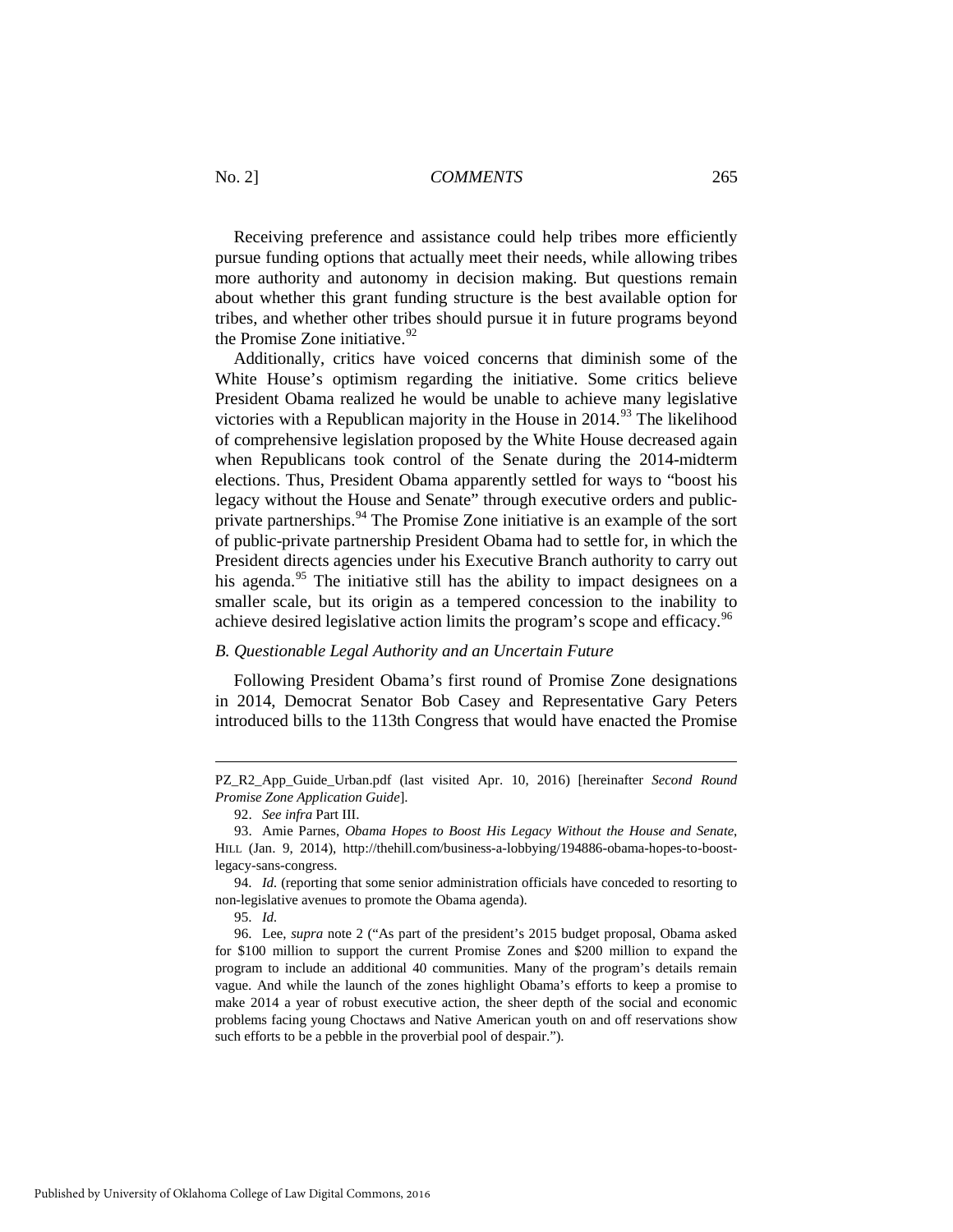Receiving preference and assistance could help tribes more efficiently pursue funding options that actually meet their needs, while allowing tribes more authority and autonomy in decision making. But questions remain about whether this grant funding structure is the best available option for tribes, and whether other tribes should pursue it in future programs beyond the Promise Zone initiative.[92]

Additionally, critics have voiced concerns that diminish some of the White House's optimism regarding the initiative. Some critics believe President Obama realized he would be unable to achieve many legislative victories with a Republican majority in the House in 2014.[93] The likelihood of comprehensive legislation proposed by the White House decreased again when Republicans took control of the Senate during the 2014-midterm elections. Thus, President Obama apparently settled for ways to "boost his legacy without the House and Senate" through executive orders and public-private partnerships.[94] The Promise Zone initiative is an example of the sort of public-private partnership President Obama had to settle for, in which the President directs agencies under his Executive Branch authority to carry out his agenda.[95] The initiative still has the ability to impact designees on a smaller scale, but its origin as a tempered concession to the inability to achieve desired legislative action limits the program's scope and efficacy.[96]

### *B. Questionable Legal Authority and an Uncertain Future*

Following President Obama's first round of Promise Zone designations in 2014, Democrat Senator Bob Casey and Representative Gary Peters introduced bills to the 113th Congress that would have enacted the Promise

---

PZ_R2_App_Guide_Urban.pdf (last visited Apr. 10, 2016) [hereinafter *Second Round Promise Zone Application Guide*].

92. *See infra* Part III.

93. Amie Parnes, *Obama Hopes to Boost His Legacy Without the House and Senate*, HILL (Jan. 9, 2014), http://thehill.com/business-a-lobbying/194886-obama-hopes-to-boost-legacy-sans-congress.

94. *Id.* (reporting that some senior administration officials have conceded to resorting to non-legislative avenues to promote the Obama agenda).

95. *Id.*

96. Lee, *supra* note 2 ("As part of the president's 2015 budget proposal, Obama asked for $100 million to support the current Promise Zones and $200 million to expand the program to include an additional 40 communities. Many of the program's details remain vague. And while the launch of the zones highlight Obama's efforts to keep a promise to make 2014 a year of robust executive action, the sheer depth of the social and economic problems facing young Choctaws and Native American youth on and off reservations show such efforts to be a pebble in the proverbial pool of despair.").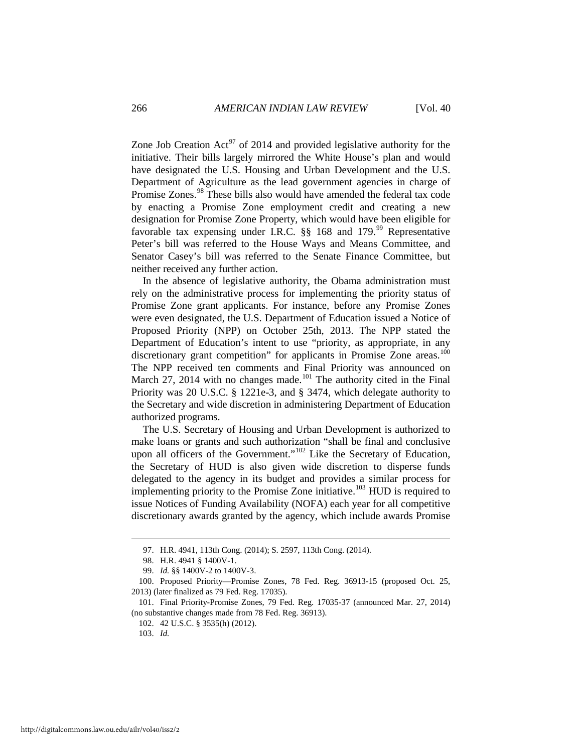Zone Job Creation Act[97] of 2014 and provided legislative authority for the initiative. Their bills largely mirrored the White House's plan and would have designated the U.S. Housing and Urban Development and the U.S. Department of Agriculture as the lead government agencies in charge of Promise Zones.[98] These bills also would have amended the federal tax code by enacting a Promise Zone employment credit and creating a new designation for Promise Zone Property, which would have been eligible for favorable tax expensing under I.R.C. §§ 168 and 179.[99] Representative Peter's bill was referred to the House Ways and Means Committee, and Senator Casey's bill was referred to the Senate Finance Committee, but neither received any further action.

In the absence of legislative authority, the Obama administration must rely on the administrative process for implementing the priority status of Promise Zone grant applicants. For instance, before any Promise Zones were even designated, the U.S. Department of Education issued a Notice of Proposed Priority (NPP) on October 25th, 2013. The NPP stated the Department of Education's intent to use "priority, as appropriate, in any discretionary grant competition" for applicants in Promise Zone areas.[100] The NPP received ten comments and Final Priority was announced on March 27, 2014 with no changes made.[101] The authority cited in the Final Priority was 20 U.S.C. § 1221e-3, and § 3474, which delegate authority to the Secretary and wide discretion in administering Department of Education authorized programs.

The U.S. Secretary of Housing and Urban Development is authorized to make loans or grants and such authorization "shall be final and conclusive upon all officers of the Government."[102] Like the Secretary of Education, the Secretary of HUD is also given wide discretion to disperse funds delegated to the agency in its budget and provides a similar process for implementing priority to the Promise Zone initiative.[103] HUD is required to issue Notices of Funding Availability (NOFA) each year for all competitive discretionary awards granted by the agency, which include awards Promise

---

97. H.R. 4941, 113th Cong. (2014); S. 2597, 113th Cong. (2014).

98. H.R. 4941 § 1400V-1.

99. *Id.* §§ 1400V-2 to 1400V-3.

100. Proposed Priority—Promise Zones, 78 Fed. Reg. 36913-15 (proposed Oct. 25, 2013) (later finalized as 79 Fed. Reg. 17035).

101. Final Priority-Promise Zones, 79 Fed. Reg. 17035-37 (announced Mar. 27, 2014) (no substantive changes made from 78 Fed. Reg. 36913).

102. 42 U.S.C. § 3535(h) (2012).

103. *Id.*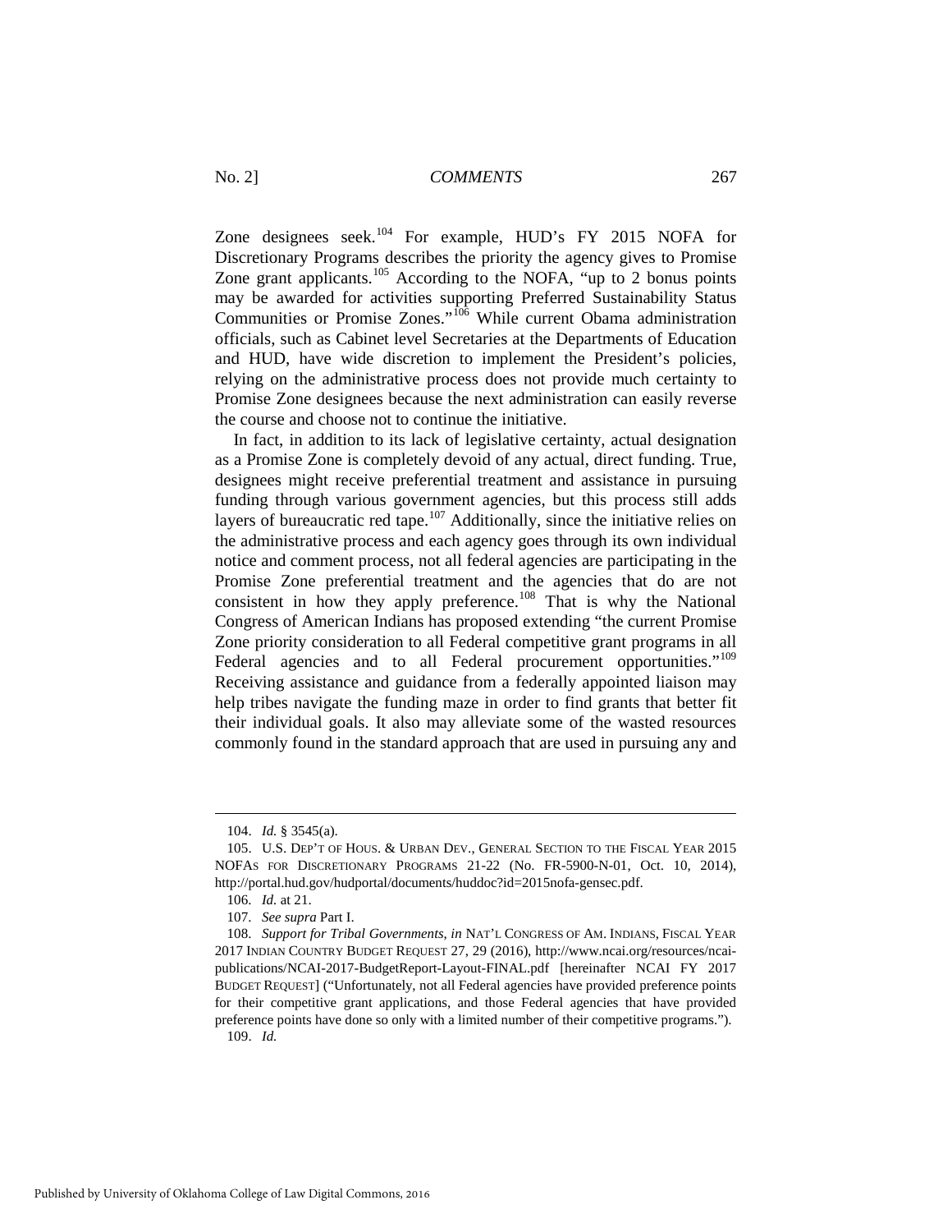Zone designees seek.[104] For example, HUD's FY 2015 NOFA for Discretionary Programs describes the priority the agency gives to Promise Zone grant applicants.[105] According to the NOFA, "up to 2 bonus points may be awarded for activities supporting Preferred Sustainability Status Communities or Promise Zones."[106] While current Obama administration officials, such as Cabinet level Secretaries at the Departments of Education and HUD, have wide discretion to implement the President's policies, relying on the administrative process does not provide much certainty to Promise Zone designees because the next administration can easily reverse the course and choose not to continue the initiative.

In fact, in addition to its lack of legislative certainty, actual designation as a Promise Zone is completely devoid of any actual, direct funding. True, designees might receive preferential treatment and assistance in pursuing funding through various government agencies, but this process still adds layers of bureaucratic red tape.[107] Additionally, since the initiative relies on the administrative process and each agency goes through its own individual notice and comment process, not all federal agencies are participating in the Promise Zone preferential treatment and the agencies that do are not consistent in how they apply preference.[108] That is why the National Congress of American Indians has proposed extending "the current Promise Zone priority consideration to all Federal competitive grant programs in all Federal agencies and to all Federal procurement opportunities."[109] Receiving assistance and guidance from a federally appointed liaison may help tribes navigate the funding maze in order to find grants that better fit their individual goals. It also may alleviate some of the wasted resources commonly found in the standard approach that are used in pursuing any and

---

104. *Id.* § 3545(a).

105. U.S. DEP'T OF HOUS. & URBAN DEV., GENERAL SECTION TO THE FISCAL YEAR 2015 NOFAS FOR DISCRETIONARY PROGRAMS 21-22 (No. FR-5900-N-01, Oct. 10, 2014), http://portal.hud.gov/hudportal/documents/huddoc?id=2015nofa-gensec.pdf.

106. *Id.* at 21.

107. *See supra* Part I.

108. *Support for Tribal Governments*, *in* NAT'L CONGRESS OF AM. INDIANS, FISCAL YEAR 2017 INDIAN COUNTRY BUDGET REQUEST 27, 29 (2016), http://www.ncai.org/resources/ncai-publications/NCAI-2017-BudgetReport-Layout-FINAL.pdf [hereinafter NCAI FY 2017 BUDGET REQUEST] ("Unfortunately, not all Federal agencies have provided preference points for their competitive grant applications, and those Federal agencies that have provided preference points have done so only with a limited number of their competitive programs.").

109. *Id.*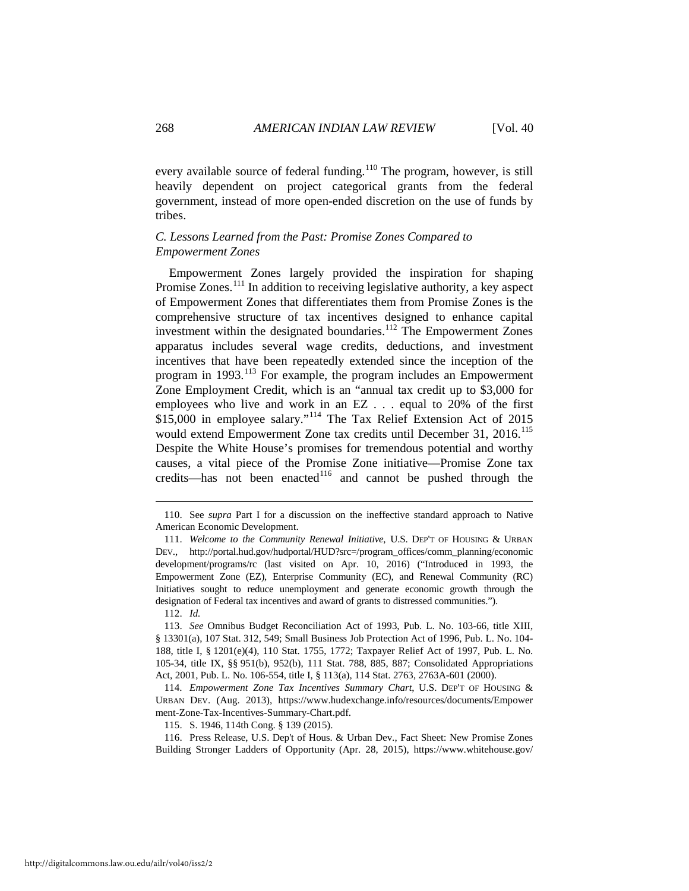every available source of federal funding.[110] The program, however, is still heavily dependent on project categorical grants from the federal government, instead of more open-ended discretion on the use of funds by tribes.

### *C. Lessons Learned from the Past: Promise Zones Compared to Empowerment Zones*

Empowerment Zones largely provided the inspiration for shaping Promise Zones.[111] In addition to receiving legislative authority, a key aspect of Empowerment Zones that differentiates them from Promise Zones is the comprehensive structure of tax incentives designed to enhance capital investment within the designated boundaries.[112] The Empowerment Zones apparatus includes several wage credits, deductions, and investment incentives that have been repeatedly extended since the inception of the program in 1993.[113] For example, the program includes an Empowerment Zone Employment Credit, which is an "annual tax credit up to $3,000 for employees who live and work in an EZ . . . equal to 20% of the first $15,000 in employee salary."[114] The Tax Relief Extension Act of 2015 would extend Empowerment Zone tax credits until December 31, 2016.[115] Despite the White House's promises for tremendous potential and worthy causes, a vital piece of the Promise Zone initiative—Promise Zone tax credits—has not been enacted[116] and cannot be pushed through the

---

110. See *supra* Part I for a discussion on the ineffective standard approach to Native American Economic Development.

111. *Welcome to the Community Renewal Initiative*, U.S. DEP'T OF HOUSING & URBAN DEV., http://portal.hud.gov/hudportal/HUD?src=/program_offices/comm_planning/economic development/programs/rc (last visited on Apr. 10, 2016) ("Introduced in 1993, the Empowerment Zone (EZ), Enterprise Community (EC), and Renewal Community (RC) Initiatives sought to reduce unemployment and generate economic growth through the designation of Federal tax incentives and award of grants to distressed communities.").

112. *Id.*

113. *See* Omnibus Budget Reconciliation Act of 1993, Pub. L. No. 103-66, title XIII, § 13301(a), 107 Stat. 312, 549; Small Business Job Protection Act of 1996, Pub. L. No. 104-188, title I, § 1201(e)(4), 110 Stat. 1755, 1772; Taxpayer Relief Act of 1997, Pub. L. No. 105-34, title IX, §§ 951(b), 952(b), 111 Stat. 788, 885, 887; Consolidated Appropriations Act, 2001, Pub. L. No. 106-554, title I, § 113(a), 114 Stat. 2763, 2763A-601 (2000).

114. *Empowerment Zone Tax Incentives Summary Chart*, U.S. DEP'T OF HOUSING & URBAN DEV. (Aug. 2013), https://www.hudexchange.info/resources/documents/Empower ment-Zone-Tax-Incentives-Summary-Chart.pdf.

115. S. 1946, 114th Cong. § 139 (2015).

116. Press Release, U.S. Dep't of Hous. & Urban Dev., Fact Sheet: New Promise Zones Building Stronger Ladders of Opportunity (Apr. 28, 2015), https://www.whitehouse.gov/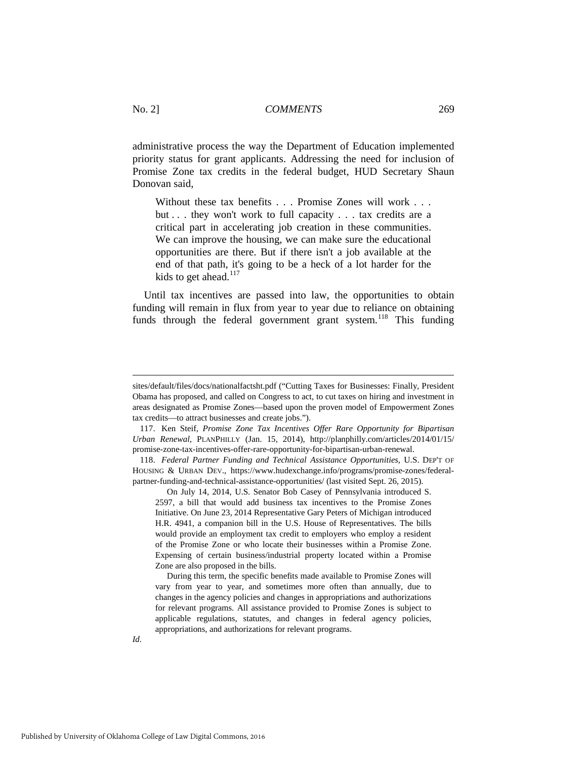administrative process the way the Department of Education implemented priority status for grant applicants. Addressing the need for inclusion of Promise Zone tax credits in the federal budget, HUD Secretary Shaun Donovan said,

> Without these tax benefits . . . Promise Zones will work . . . but . . . they won't work to full capacity . . . tax credits are a critical part in accelerating job creation in these communities. We can improve the housing, we can make sure the educational opportunities are there. But if there isn't a job available at the end of that path, it's going to be a heck of a lot harder for the kids to get ahead.[117]

Until tax incentives are passed into law, the opportunities to obtain funding will remain in flux from year to year due to reliance on obtaining funds through the federal government grant system.[118] This funding

---

sites/default/files/docs/nationalfactsht.pdf ("Cutting Taxes for Businesses: Finally, President Obama has proposed, and called on Congress to act, to cut taxes on hiring and investment in areas designated as Promise Zones—based upon the proven model of Empowerment Zones tax credits—to attract businesses and create jobs.").

117. Ken Steif, *Promise Zone Tax Incentives Offer Rare Opportunity for Bipartisan Urban Renewal*, PLANPHILLY (Jan. 15, 2014), http://planphilly.com/articles/2014/01/15/promise-zone-tax-incentives-offer-rare-opportunity-for-bipartisan-urban-renewal.

118. *Federal Partner Funding and Technical Assistance Opportunities*, U.S. DEP'T OF HOUSING & URBAN DEV., https://www.hudexchange.info/programs/promise-zones/federal-partner-funding-and-technical-assistance-opportunities/ (last visited Sept. 26, 2015).

> On July 14, 2014, U.S. Senator Bob Casey of Pennsylvania introduced S. 2597, a bill that would add business tax incentives to the Promise Zones Initiative. On June 23, 2014 Representative Gary Peters of Michigan introduced H.R. 4941, a companion bill in the U.S. House of Representatives. The bills would provide an employment tax credit to employers who employ a resident of the Promise Zone or who locate their businesses within a Promise Zone. Expensing of certain business/industrial property located within a Promise Zone are also proposed in the bills.
>
> During this term, the specific benefits made available to Promise Zones will vary from year to year, and sometimes more often than annually, due to changes in the agency policies and changes in appropriations and authorizations for relevant programs. All assistance provided to Promise Zones is subject to applicable regulations, statutes, and changes in federal agency policies, appropriations, and authorizations for relevant programs.

*Id.*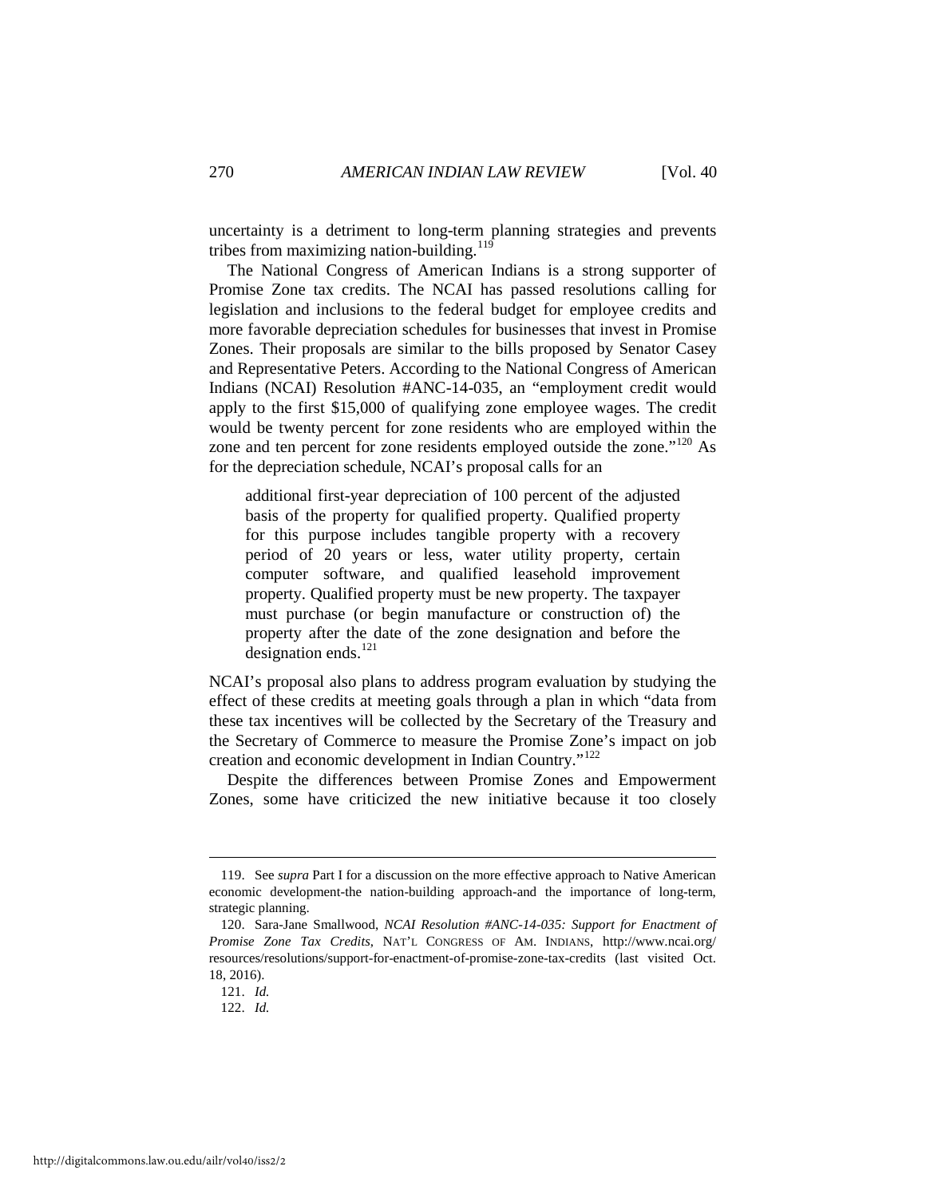uncertainty is a detriment to long-term planning strategies and prevents tribes from maximizing nation-building.[119]

The National Congress of American Indians is a strong supporter of Promise Zone tax credits. The NCAI has passed resolutions calling for legislation and inclusions to the federal budget for employee credits and more favorable depreciation schedules for businesses that invest in Promise Zones. Their proposals are similar to the bills proposed by Senator Casey and Representative Peters. According to the National Congress of American Indians (NCAI) Resolution #ANC-14-035, an "employment credit would apply to the first $15,000 of qualifying zone employee wages. The credit would be twenty percent for zone residents who are employed within the zone and ten percent for zone residents employed outside the zone."[120] As for the depreciation schedule, NCAI's proposal calls for an

> additional first-year depreciation of 100 percent of the adjusted basis of the property for qualified property. Qualified property for this purpose includes tangible property with a recovery period of 20 years or less, water utility property, certain computer software, and qualified leasehold improvement property. Qualified property must be new property. The taxpayer must purchase (or begin manufacture or construction of) the property after the date of the zone designation and before the designation ends.[121]

NCAI's proposal also plans to address program evaluation by studying the effect of these credits at meeting goals through a plan in which "data from these tax incentives will be collected by the Secretary of the Treasury and the Secretary of Commerce to measure the Promise Zone's impact on job creation and economic development in Indian Country."[122]

Despite the differences between Promise Zones and Empowerment Zones, some have criticized the new initiative because it too closely

---

119. See *supra* Part I for a discussion on the more effective approach to Native American economic development-the nation-building approach-and the importance of long-term, strategic planning.

120. Sara-Jane Smallwood, *NCAI Resolution #ANC-14-035: Support for Enactment of Promise Zone Tax Credits*, NAT'L CONGRESS OF AM. INDIANS, http://www.ncai.org/resources/resolutions/support-for-enactment-of-promise-zone-tax-credits (last visited Oct. 18, 2016).

121. *Id.*

122. *Id.*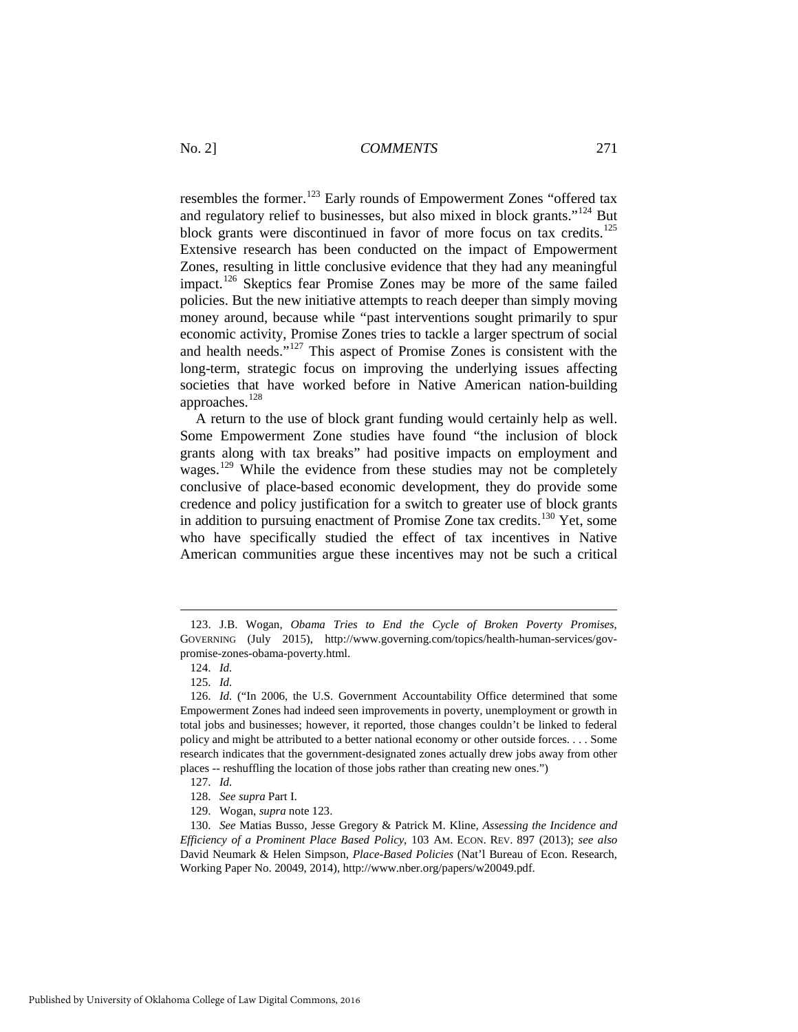resembles the former.[123] Early rounds of Empowerment Zones "offered tax and regulatory relief to businesses, but also mixed in block grants."[124] But block grants were discontinued in favor of more focus on tax credits.[125] Extensive research has been conducted on the impact of Empowerment Zones, resulting in little conclusive evidence that they had any meaningful impact.[126] Skeptics fear Promise Zones may be more of the same failed policies. But the new initiative attempts to reach deeper than simply moving money around, because while "past interventions sought primarily to spur economic activity, Promise Zones tries to tackle a larger spectrum of social and health needs."[127] This aspect of Promise Zones is consistent with the long-term, strategic focus on improving the underlying issues affecting societies that have worked before in Native American nation-building approaches.[128]

A return to the use of block grant funding would certainly help as well. Some Empowerment Zone studies have found "the inclusion of block grants along with tax breaks" had positive impacts on employment and wages.[129] While the evidence from these studies may not be completely conclusive of place-based economic development, they do provide some credence and policy justification for a switch to greater use of block grants in addition to pursuing enactment of Promise Zone tax credits.[130] Yet, some who have specifically studied the effect of tax incentives in Native American communities argue these incentives may not be such a critical

---

123. J.B. Wogan, *Obama Tries to End the Cycle of Broken Poverty Promises*, GOVERNING (July 2015), http://www.governing.com/topics/health-human-services/gov-promise-zones-obama-poverty.html.

124. *Id.*

125. *Id.*

126. *Id.* ("In 2006, the U.S. Government Accountability Office determined that some Empowerment Zones had indeed seen improvements in poverty, unemployment or growth in total jobs and businesses; however, it reported, those changes couldn't be linked to federal policy and might be attributed to a better national economy or other outside forces. . . . Some research indicates that the government-designated zones actually drew jobs away from other places -- reshuffling the location of those jobs rather than creating new ones.")

127. *Id.*

128. *See supra* Part I.

129. Wogan, *supra* note 123.

130. *See* Matias Busso, Jesse Gregory & Patrick M. Kline, *Assessing the Incidence and Efficiency of a Prominent Place Based Policy*, 103 AM. ECON. REV. 897 (2013); *see also* David Neumark & Helen Simpson, *Place-Based Policies* (Nat'l Bureau of Econ. Research, Working Paper No. 20049, 2014), http://www.nber.org/papers/w20049.pdf.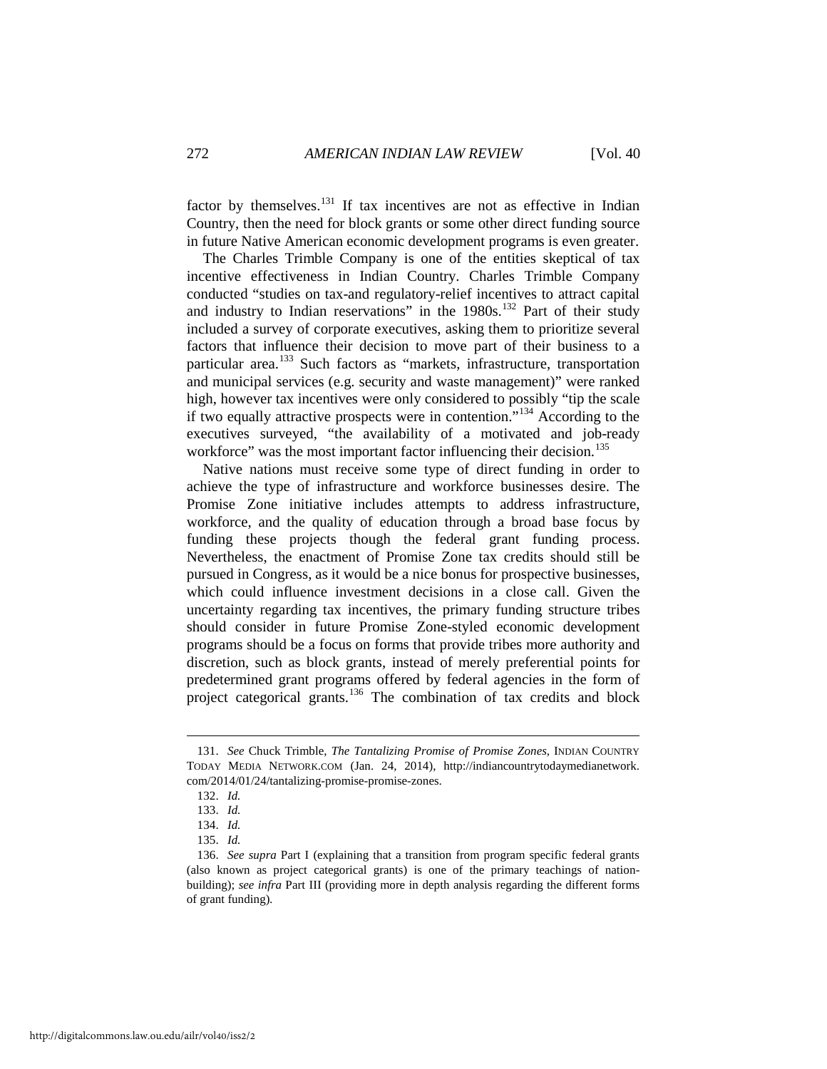factor by themselves.[131] If tax incentives are not as effective in Indian Country, then the need for block grants or some other direct funding source in future Native American economic development programs is even greater.

The Charles Trimble Company is one of the entities skeptical of tax incentive effectiveness in Indian Country. Charles Trimble Company conducted "studies on tax-and regulatory-relief incentives to attract capital and industry to Indian reservations" in the 1980s.[132] Part of their study included a survey of corporate executives, asking them to prioritize several factors that influence their decision to move part of their business to a particular area.[133] Such factors as "markets, infrastructure, transportation and municipal services (e.g. security and waste management)" were ranked high, however tax incentives were only considered to possibly "tip the scale if two equally attractive prospects were in contention."[134] According to the executives surveyed, "the availability of a motivated and job-ready workforce" was the most important factor influencing their decision.[135]

Native nations must receive some type of direct funding in order to achieve the type of infrastructure and workforce businesses desire. The Promise Zone initiative includes attempts to address infrastructure, workforce, and the quality of education through a broad base focus by funding these projects though the federal grant funding process. Nevertheless, the enactment of Promise Zone tax credits should still be pursued in Congress, as it would be a nice bonus for prospective businesses, which could influence investment decisions in a close call. Given the uncertainty regarding tax incentives, the primary funding structure tribes should consider in future Promise Zone-styled economic development programs should be a focus on forms that provide tribes more authority and discretion, such as block grants, instead of merely preferential points for predetermined grant programs offered by federal agencies in the form of project categorical grants.[136] The combination of tax credits and block

---

131. *See* Chuck Trimble, *The Tantalizing Promise of Promise Zones*, INDIAN COUNTRY TODAY MEDIA NETWORK.COM (Jan. 24, 2014), http://indiancountrytodaymedianetwork.com/2014/01/24/tantalizing-promise-promise-zones.

132. *Id.*

133. *Id.*

134. *Id.*

135. *Id.*

136. *See supra* Part I (explaining that a transition from program specific federal grants (also known as project categorical grants) is one of the primary teachings of nation-building); *see infra* Part III (providing more in depth analysis regarding the different forms of grant funding).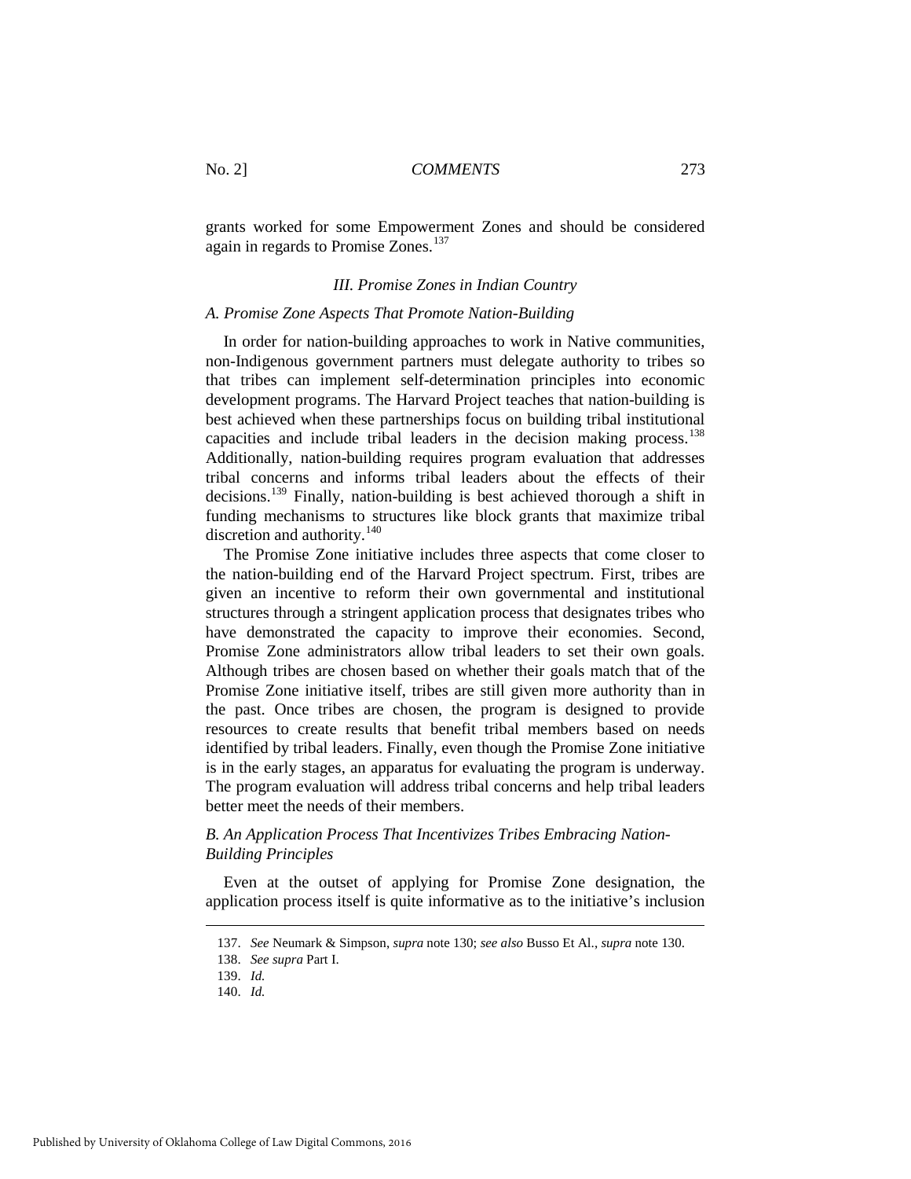grants worked for some Empowerment Zones and should be considered again in regards to Promise Zones.[137]

## III. Promise Zones in Indian Country

### A. Promise Zone Aspects That Promote Nation-Building

In order for nation-building approaches to work in Native communities, non-Indigenous government partners must delegate authority to tribes so that tribes can implement self-determination principles into economic development programs. The Harvard Project teaches that nation-building is best achieved when these partnerships focus on building tribal institutional capacities and include tribal leaders in the decision making process.[138] Additionally, nation-building requires program evaluation that addresses tribal concerns and informs tribal leaders about the effects of their decisions.[139] Finally, nation-building is best achieved thorough a shift in funding mechanisms to structures like block grants that maximize tribal discretion and authority.[140]

The Promise Zone initiative includes three aspects that come closer to the nation-building end of the Harvard Project spectrum. First, tribes are given an incentive to reform their own governmental and institutional structures through a stringent application process that designates tribes who have demonstrated the capacity to improve their economies. Second, Promise Zone administrators allow tribal leaders to set their own goals. Although tribes are chosen based on whether their goals match that of the Promise Zone initiative itself, tribes are still given more authority than in the past. Once tribes are chosen, the program is designed to provide resources to create results that benefit tribal members based on needs identified by tribal leaders. Finally, even though the Promise Zone initiative is in the early stages, an apparatus for evaluating the program is underway. The program evaluation will address tribal concerns and help tribal leaders better meet the needs of their members.

### B. An Application Process That Incentivizes Tribes Embracing Nation-Building Principles

Even at the outset of applying for Promise Zone designation, the application process itself is quite informative as to the initiative's inclusion

---

137. *See* Neumark & Simpson, *supra* note 130; *see also* Busso Et Al., *supra* note 130.

138. *See supra* Part I.

139. *Id.*

140. *Id.*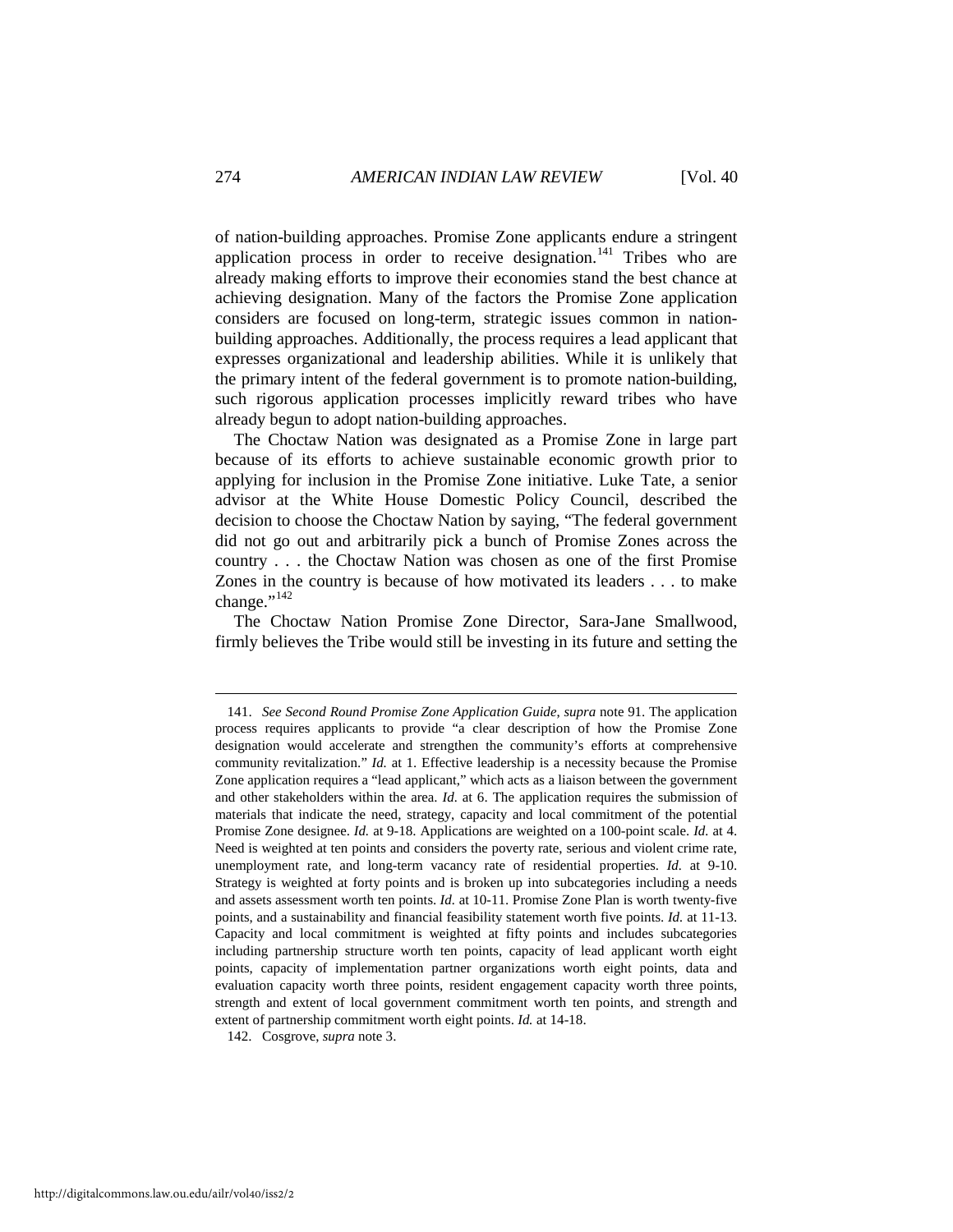of nation-building approaches. Promise Zone applicants endure a stringent application process in order to receive designation.[141] Tribes who are already making efforts to improve their economies stand the best chance at achieving designation. Many of the factors the Promise Zone application considers are focused on long-term, strategic issues common in nation-building approaches. Additionally, the process requires a lead applicant that expresses organizational and leadership abilities. While it is unlikely that the primary intent of the federal government is to promote nation-building, such rigorous application processes implicitly reward tribes who have already begun to adopt nation-building approaches.

The Choctaw Nation was designated as a Promise Zone in large part because of its efforts to achieve sustainable economic growth prior to applying for inclusion in the Promise Zone initiative. Luke Tate, a senior advisor at the White House Domestic Policy Council, described the decision to choose the Choctaw Nation by saying, "The federal government did not go out and arbitrarily pick a bunch of Promise Zones across the country . . . the Choctaw Nation was chosen as one of the first Promise Zones in the country is because of how motivated its leaders . . . to make change."[142]

The Choctaw Nation Promise Zone Director, Sara-Jane Smallwood, firmly believes the Tribe would still be investing in its future and setting the

---

141. *See Second Round Promise Zone Application Guide*, *supra* note 91. The application process requires applicants to provide "a clear description of how the Promise Zone designation would accelerate and strengthen the community's efforts at comprehensive community revitalization." *Id.* at 1. Effective leadership is a necessity because the Promise Zone application requires a "lead applicant," which acts as a liaison between the government and other stakeholders within the area. *Id.* at 6. The application requires the submission of materials that indicate the need, strategy, capacity and local commitment of the potential Promise Zone designee. *Id.* at 9-18. Applications are weighted on a 100-point scale. *Id.* at 4. Need is weighted at ten points and considers the poverty rate, serious and violent crime rate, unemployment rate, and long-term vacancy rate of residential properties. *Id.* at 9-10. Strategy is weighted at forty points and is broken up into subcategories including a needs and assets assessment worth ten points. *Id.* at 10-11. Promise Zone Plan is worth twenty-five points, and a sustainability and financial feasibility statement worth five points. *Id.* at 11-13. Capacity and local commitment is weighted at fifty points and includes subcategories including partnership structure worth ten points, capacity of lead applicant worth eight points, capacity of implementation partner organizations worth eight points, data and evaluation capacity worth three points, resident engagement capacity worth three points, strength and extent of local government commitment worth ten points, and strength and extent of partnership commitment worth eight points. *Id.* at 14-18.

142. Cosgrove, *supra* note 3.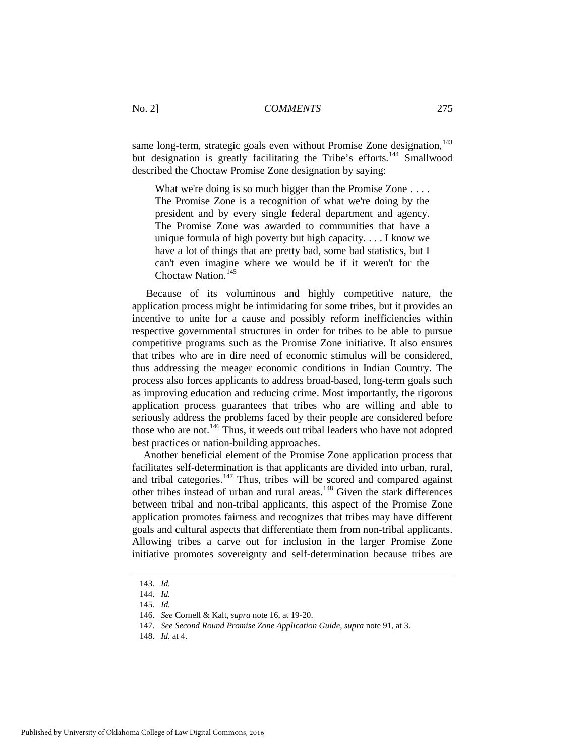same long-term, strategic goals even without Promise Zone designation,[143] but designation is greatly facilitating the Tribe's efforts.[144] Smallwood described the Choctaw Promise Zone designation by saying:

> What we're doing is so much bigger than the Promise Zone . . . . The Promise Zone is a recognition of what we're doing by the president and by every single federal department and agency. The Promise Zone was awarded to communities that have a unique formula of high poverty but high capacity. . . . I know we have a lot of things that are pretty bad, some bad statistics, but I can't even imagine where we would be if it weren't for the Choctaw Nation.[145]

Because of its voluminous and highly competitive nature, the application process might be intimidating for some tribes, but it provides an incentive to unite for a cause and possibly reform inefficiencies within respective governmental structures in order for tribes to be able to pursue competitive programs such as the Promise Zone initiative. It also ensures that tribes who are in dire need of economic stimulus will be considered, thus addressing the meager economic conditions in Indian Country. The process also forces applicants to address broad-based, long-term goals such as improving education and reducing crime. Most importantly, the rigorous application process guarantees that tribes who are willing and able to seriously address the problems faced by their people are considered before those who are not.[146] Thus, it weeds out tribal leaders who have not adopted best practices or nation-building approaches.

Another beneficial element of the Promise Zone application process that facilitates self-determination is that applicants are divided into urban, rural, and tribal categories.[147] Thus, tribes will be scored and compared against other tribes instead of urban and rural areas.[148] Given the stark differences between tribal and non-tribal applicants, this aspect of the Promise Zone application promotes fairness and recognizes that tribes may have different goals and cultural aspects that differentiate them from non-tribal applicants. Allowing tribes a carve out for inclusion in the larger Promise Zone initiative promotes sovereignty and self-determination because tribes are

---

143. *Id.*

144. *Id.*

145. *Id.*

146. *See* Cornell & Kalt, *supra* note 16, at 19-20.

147. *See Second Round Promise Zone Application Guide*, *supra* note 91, at 3.

148. *Id.* at 4.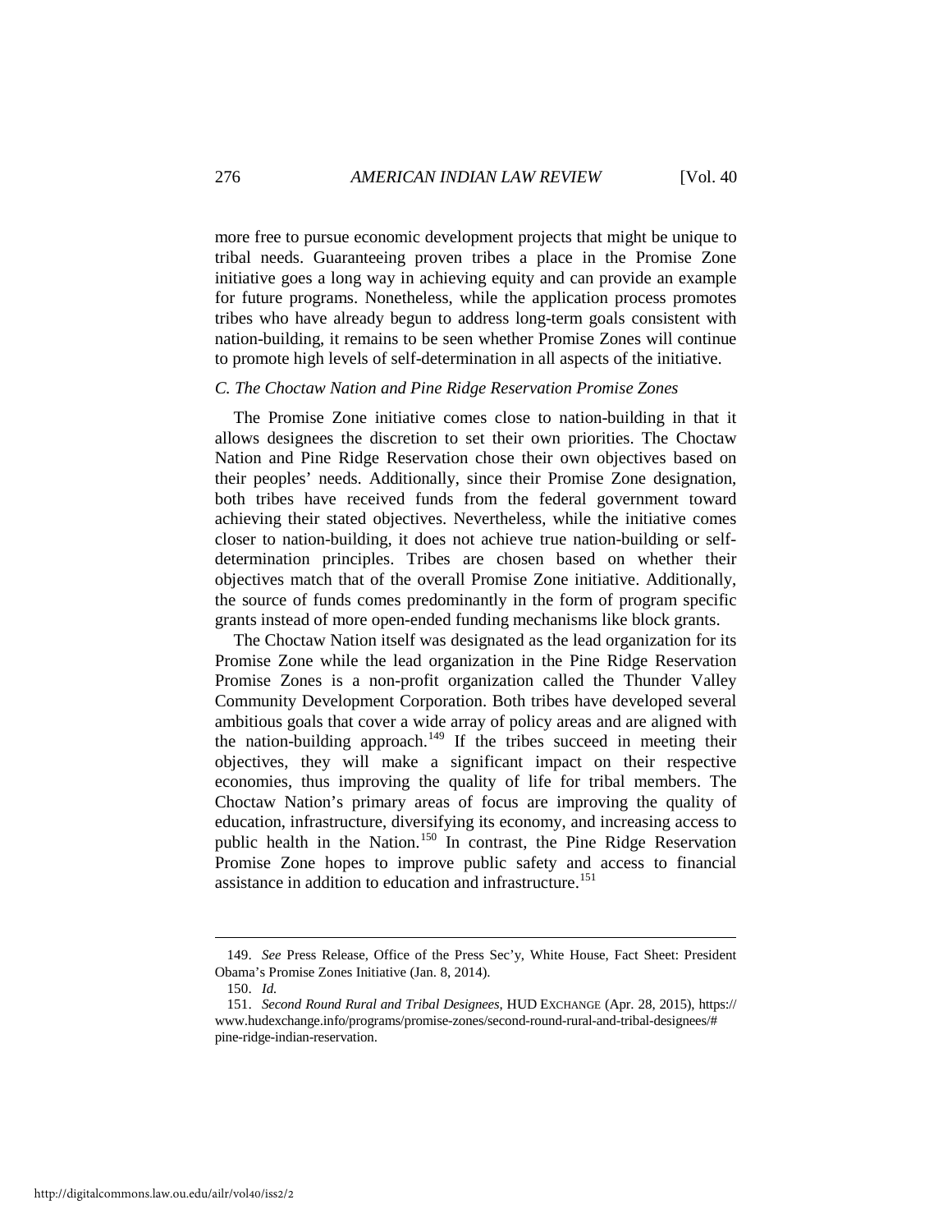more free to pursue economic development projects that might be unique to tribal needs. Guaranteeing proven tribes a place in the Promise Zone initiative goes a long way in achieving equity and can provide an example for future programs. Nonetheless, while the application process promotes tribes who have already begun to address long-term goals consistent with nation-building, it remains to be seen whether Promise Zones will continue to promote high levels of self-determination in all aspects of the initiative.

### *C. The Choctaw Nation and Pine Ridge Reservation Promise Zones*

The Promise Zone initiative comes close to nation-building in that it allows designees the discretion to set their own priorities. The Choctaw Nation and Pine Ridge Reservation chose their own objectives based on their peoples' needs. Additionally, since their Promise Zone designation, both tribes have received funds from the federal government toward achieving their stated objectives. Nevertheless, while the initiative comes closer to nation-building, it does not achieve true nation-building or self-determination principles. Tribes are chosen based on whether their objectives match that of the overall Promise Zone initiative. Additionally, the source of funds comes predominantly in the form of program specific grants instead of more open-ended funding mechanisms like block grants.

The Choctaw Nation itself was designated as the lead organization for its Promise Zone while the lead organization in the Pine Ridge Reservation Promise Zones is a non-profit organization called the Thunder Valley Community Development Corporation. Both tribes have developed several ambitious goals that cover a wide array of policy areas and are aligned with the nation-building approach.[149] If the tribes succeed in meeting their objectives, they will make a significant impact on their respective economies, thus improving the quality of life for tribal members. The Choctaw Nation's primary areas of focus are improving the quality of education, infrastructure, diversifying its economy, and increasing access to public health in the Nation.[150] In contrast, the Pine Ridge Reservation Promise Zone hopes to improve public safety and access to financial assistance in addition to education and infrastructure.[151]

---

149. *See* Press Release, Office of the Press Sec'y, White House, Fact Sheet: President Obama's Promise Zones Initiative (Jan. 8, 2014).

150. *Id.*

151. *Second Round Rural and Tribal Designees*, HUD EXCHANGE (Apr. 28, 2015), https://www.hudexchange.info/programs/promise-zones/second-round-rural-and-tribal-designees/#pine-ridge-indian-reservation.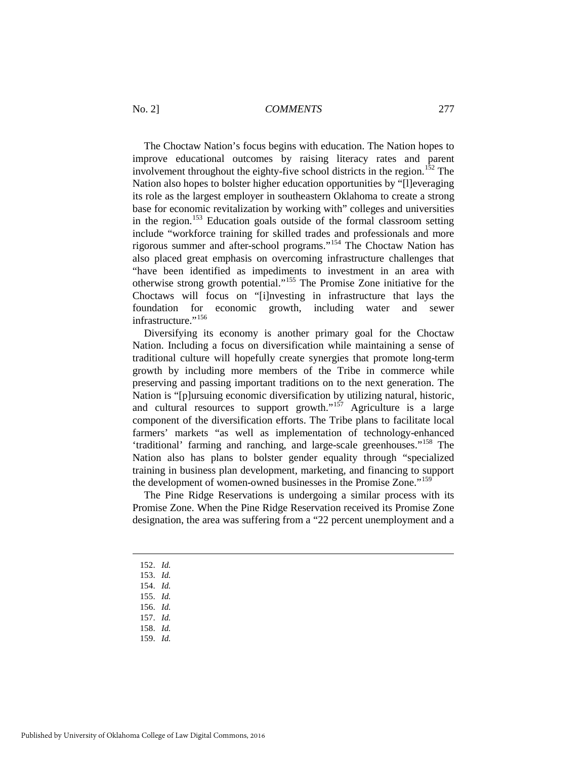The Choctaw Nation's focus begins with education. The Nation hopes to improve educational outcomes by raising literacy rates and parent involvement throughout the eighty-five school districts in the region.[152] The Nation also hopes to bolster higher education opportunities by "[l]everaging its role as the largest employer in southeastern Oklahoma to create a strong base for economic revitalization by working with" colleges and universities in the region.[153] Education goals outside of the formal classroom setting include "workforce training for skilled trades and professionals and more rigorous summer and after-school programs."[154] The Choctaw Nation has also placed great emphasis on overcoming infrastructure challenges that "have been identified as impediments to investment in an area with otherwise strong growth potential."[155] The Promise Zone initiative for the Choctaws will focus on "[i]nvesting in infrastructure that lays the foundation for economic growth, including water and sewer infrastructure."[156]

Diversifying its economy is another primary goal for the Choctaw Nation. Including a focus on diversification while maintaining a sense of traditional culture will hopefully create synergies that promote long-term growth by including more members of the Tribe in commerce while preserving and passing important traditions on to the next generation. The Nation is "[p]ursuing economic diversification by utilizing natural, historic, and cultural resources to support growth."[157] Agriculture is a large component of the diversification efforts. The Tribe plans to facilitate local farmers' markets "as well as implementation of technology-enhanced 'traditional' farming and ranching, and large-scale greenhouses."[158] The Nation also has plans to bolster gender equality through "specialized training in business plan development, marketing, and financing to support the development of women-owned businesses in the Promise Zone."[159]

The Pine Ridge Reservations is undergoing a similar process with its Promise Zone. When the Pine Ridge Reservation received its Promise Zone designation, the area was suffering from a "22 percent unemployment and a

---

152. *Id.*
153. *Id.*
154. *Id.*
155. *Id.*
156. *Id.*
157. *Id.*
158. *Id.*
159. *Id.*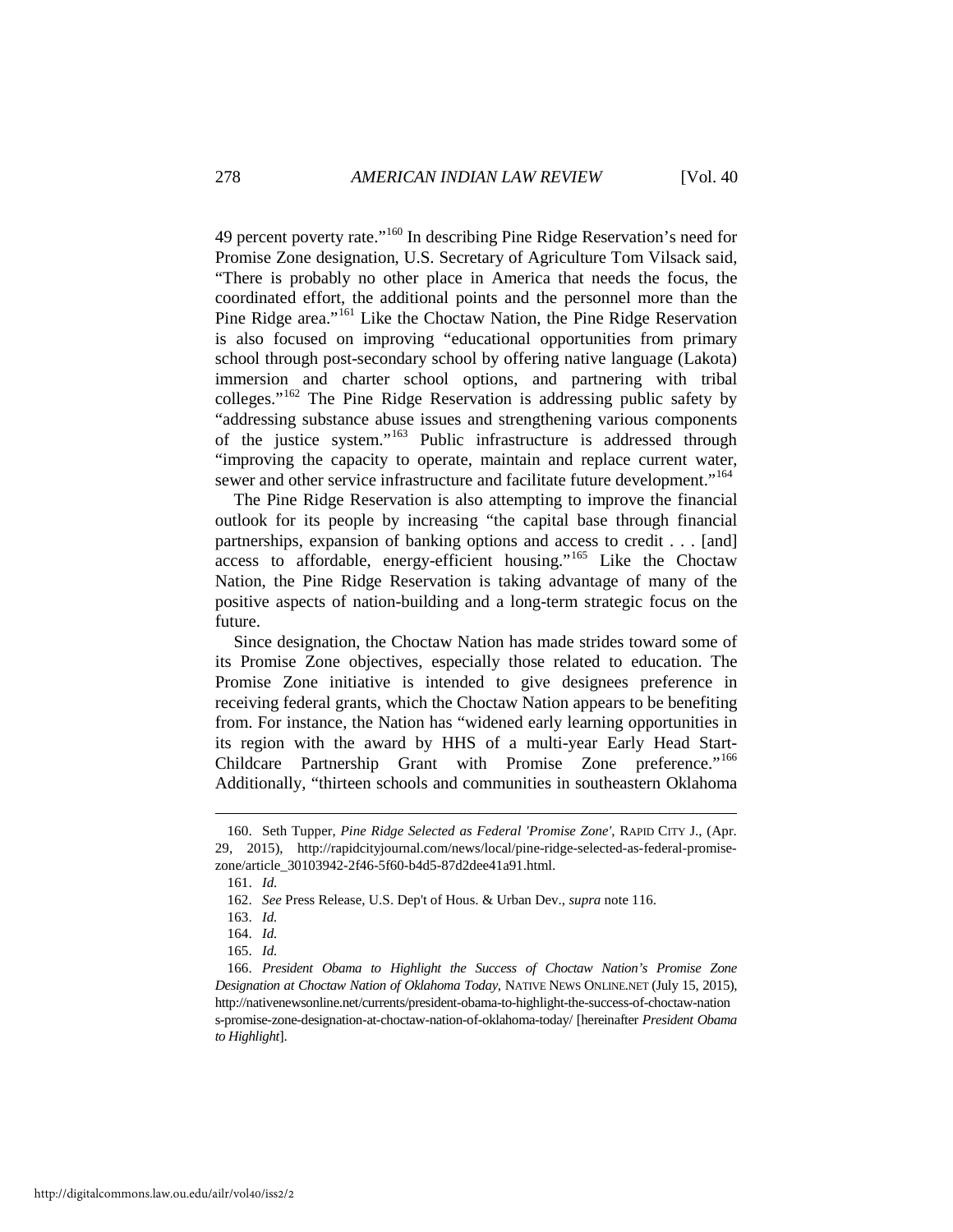49 percent poverty rate."[160] In describing Pine Ridge Reservation's need for Promise Zone designation, U.S. Secretary of Agriculture Tom Vilsack said, "There is probably no other place in America that needs the focus, the coordinated effort, the additional points and the personnel more than the Pine Ridge area."[161] Like the Choctaw Nation, the Pine Ridge Reservation is also focused on improving "educational opportunities from primary school through post-secondary school by offering native language (Lakota) immersion and charter school options, and partnering with tribal colleges."[162] The Pine Ridge Reservation is addressing public safety by "addressing substance abuse issues and strengthening various components of the justice system."[163] Public infrastructure is addressed through "improving the capacity to operate, maintain and replace current water, sewer and other service infrastructure and facilitate future development."[164]

The Pine Ridge Reservation is also attempting to improve the financial outlook for its people by increasing "the capital base through financial partnerships, expansion of banking options and access to credit . . . [and] access to affordable, energy-efficient housing."[165] Like the Choctaw Nation, the Pine Ridge Reservation is taking advantage of many of the positive aspects of nation-building and a long-term strategic focus on the future.

Since designation, the Choctaw Nation has made strides toward some of its Promise Zone objectives, especially those related to education. The Promise Zone initiative is intended to give designees preference in receiving federal grants, which the Choctaw Nation appears to be benefiting from. For instance, the Nation has "widened early learning opportunities in its region with the award by HHS of a multi-year Early Head Start-Childcare Partnership Grant with Promise Zone preference."[166] Additionally, "thirteen schools and communities in southeastern Oklahoma

---

160. Seth Tupper, *Pine Ridge Selected as Federal 'Promise Zone'*, RAPID CITY J., (Apr. 29, 2015), http://rapidcityjournal.com/news/local/pine-ridge-selected-as-federal-promise-zone/article_30103942-2f46-5f60-b4d5-87d2dee41a91.html.

161. *Id.*

162. *See* Press Release, U.S. Dep't of Hous. & Urban Dev., *supra* note 116.

163. *Id.*

164. *Id.*

165. *Id.*

166. *President Obama to Highlight the Success of Choctaw Nation's Promise Zone Designation at Choctaw Nation of Oklahoma Today*, NATIVE NEWS ONLINE.NET (July 15, 2015), http://nativenewsonline.net/currents/president-obama-to-highlight-the-success-of-choctaw-nations-promise-zone-designation-at-choctaw-nation-of-oklahoma-today/ [hereinafter *President Obama to Highlight*].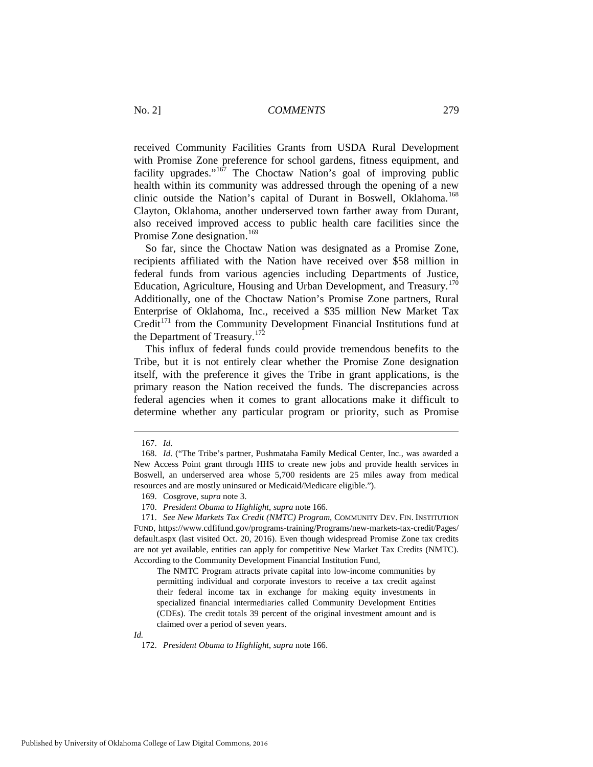received Community Facilities Grants from USDA Rural Development with Promise Zone preference for school gardens, fitness equipment, and facility upgrades."[167] The Choctaw Nation's goal of improving public health within its community was addressed through the opening of a new clinic outside the Nation's capital of Durant in Boswell, Oklahoma.[168] Clayton, Oklahoma, another underserved town farther away from Durant, also received improved access to public health care facilities since the Promise Zone designation.[169]

So far, since the Choctaw Nation was designated as a Promise Zone, recipients affiliated with the Nation have received over $58 million in federal funds from various agencies including Departments of Justice, Education, Agriculture, Housing and Urban Development, and Treasury.[170] Additionally, one of the Choctaw Nation's Promise Zone partners, Rural Enterprise of Oklahoma, Inc., received a $35 million New Market Tax Credit[171] from the Community Development Financial Institutions fund at the Department of Treasury.[172]

This influx of federal funds could provide tremendous benefits to the Tribe, but it is not entirely clear whether the Promise Zone designation itself, with the preference it gives the Tribe in grant applications, is the primary reason the Nation received the funds. The discrepancies across federal agencies when it comes to grant allocations make it difficult to determine whether any particular program or priority, such as Promise

---

167. *Id.*

168. *Id.* ("The Tribe's partner, Pushmataha Family Medical Center, Inc., was awarded a New Access Point grant through HHS to create new jobs and provide health services in Boswell, an underserved area whose 5,700 residents are 25 miles away from medical resources and are mostly uninsured or Medicaid/Medicare eligible.").

169. Cosgrove, *supra* note 3.

170. *President Obama to Highlight*, *supra* note 166.

171. *See New Markets Tax Credit (NMTC) Program*, COMMUNITY DEV. FIN. INSTITUTION FUND, https://www.cdfifund.gov/programs-training/Programs/new-markets-tax-credit/Pages/default.aspx (last visited Oct. 20, 2016). Even though widespread Promise Zone tax credits are not yet available, entities can apply for competitive New Market Tax Credits (NMTC). According to the Community Development Financial Institution Fund,

> The NMTC Program attracts private capital into low-income communities by permitting individual and corporate investors to receive a tax credit against their federal income tax in exchange for making equity investments in specialized financial intermediaries called Community Development Entities (CDEs). The credit totals 39 percent of the original investment amount and is claimed over a period of seven years.

*Id.*

172. *President Obama to Highlight*, *supra* note 166.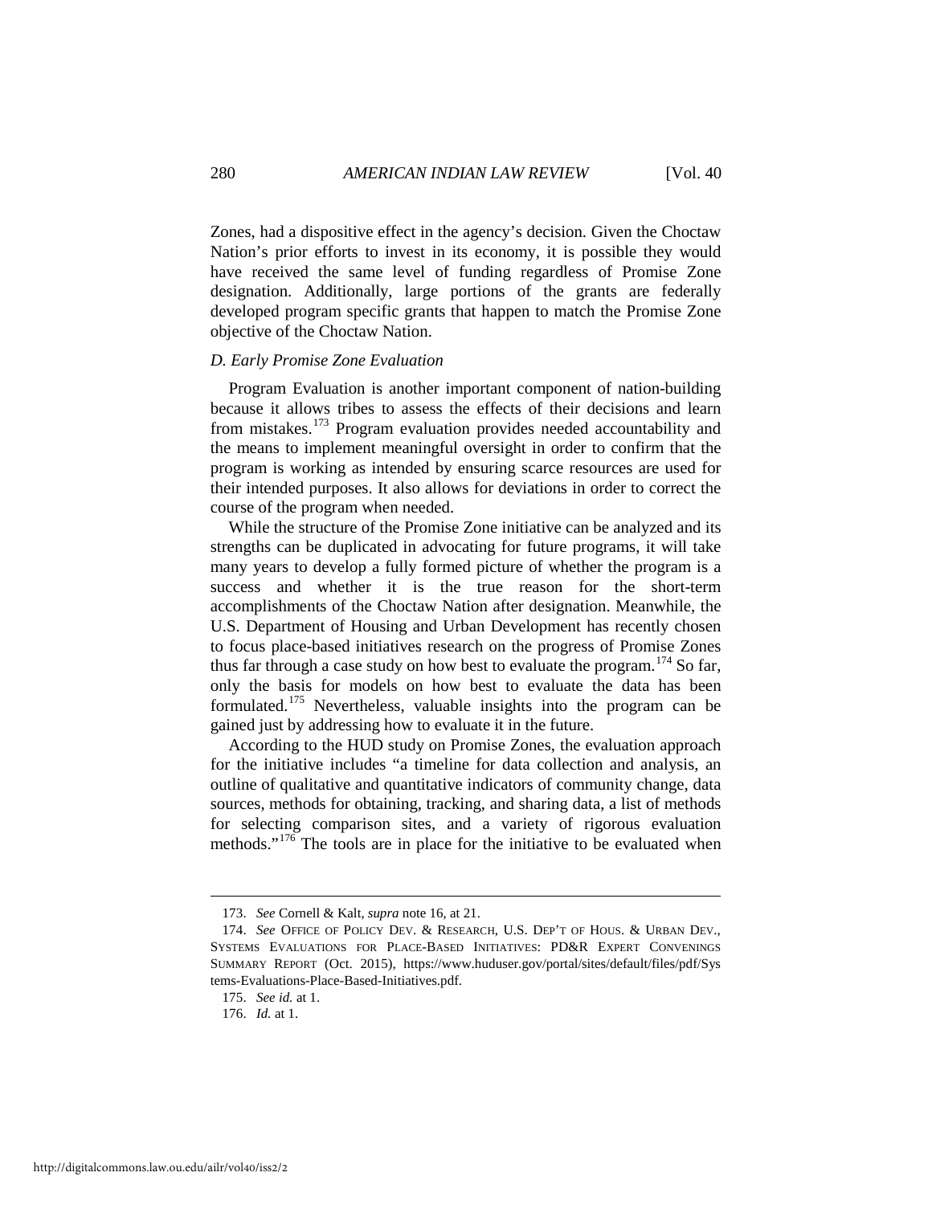Zones, had a dispositive effect in the agency's decision. Given the Choctaw Nation's prior efforts to invest in its economy, it is possible they would have received the same level of funding regardless of Promise Zone designation. Additionally, large portions of the grants are federally developed program specific grants that happen to match the Promise Zone objective of the Choctaw Nation.

*D. Early Promise Zone Evaluation*

Program Evaluation is another important component of nation-building because it allows tribes to assess the effects of their decisions and learn from mistakes.[173] Program evaluation provides needed accountability and the means to implement meaningful oversight in order to confirm that the program is working as intended by ensuring scarce resources are used for their intended purposes. It also allows for deviations in order to correct the course of the program when needed.

While the structure of the Promise Zone initiative can be analyzed and its strengths can be duplicated in advocating for future programs, it will take many years to develop a fully formed picture of whether the program is a success and whether it is the true reason for the short-term accomplishments of the Choctaw Nation after designation. Meanwhile, the U.S. Department of Housing and Urban Development has recently chosen to focus place-based initiatives research on the progress of Promise Zones thus far through a case study on how best to evaluate the program.[174] So far, only the basis for models on how best to evaluate the data has been formulated.[175] Nevertheless, valuable insights into the program can be gained just by addressing how to evaluate it in the future.

According to the HUD study on Promise Zones, the evaluation approach for the initiative includes "a timeline for data collection and analysis, an outline of qualitative and quantitative indicators of community change, data sources, methods for obtaining, tracking, and sharing data, a list of methods for selecting comparison sites, and a variety of rigorous evaluation methods."[176] The tools are in place for the initiative to be evaluated when

---

173. *See* Cornell & Kalt, *supra* note 16, at 21.

174. *See* OFFICE OF POLICY DEV. & RESEARCH, U.S. DEP'T OF HOUS. & URBAN DEV., SYSTEMS EVALUATIONS FOR PLACE-BASED INITIATIVES: PD&R EXPERT CONVENINGS SUMMARY REPORT (Oct. 2015), https://www.huduser.gov/portal/sites/default/files/pdf/Systems-Evaluations-Place-Based-Initiatives.pdf.

175. *See id.* at 1.

176. *Id.* at 1.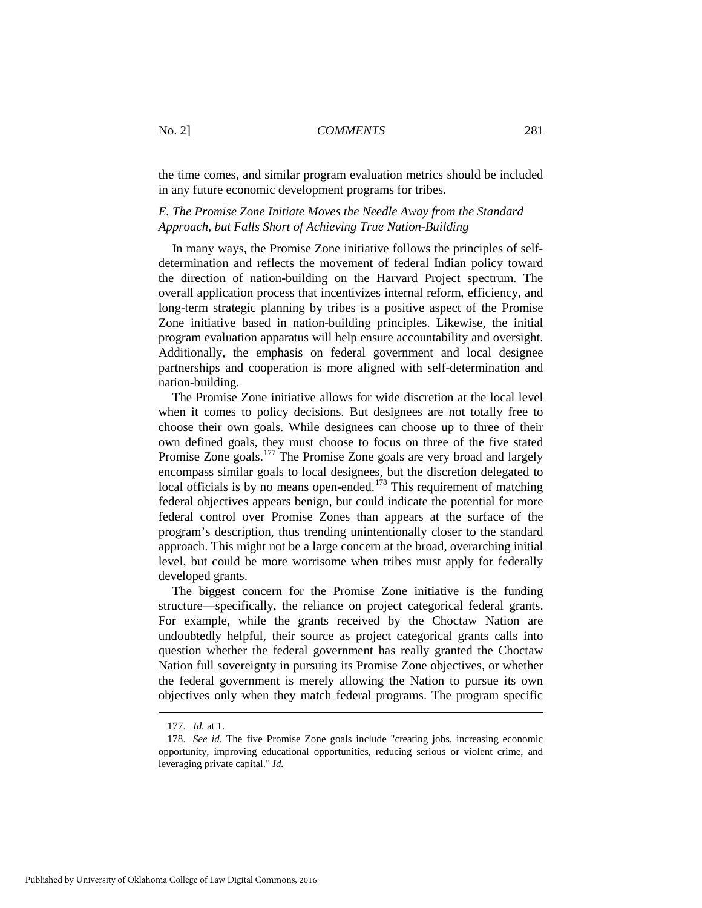the time comes, and similar program evaluation metrics should be included in any future economic development programs for tribes.

### *E. The Promise Zone Initiate Moves the Needle Away from the Standard Approach, but Falls Short of Achieving True Nation-Building*

In many ways, the Promise Zone initiative follows the principles of self-determination and reflects the movement of federal Indian policy toward the direction of nation-building on the Harvard Project spectrum. The overall application process that incentivizes internal reform, efficiency, and long-term strategic planning by tribes is a positive aspect of the Promise Zone initiative based in nation-building principles. Likewise, the initial program evaluation apparatus will help ensure accountability and oversight. Additionally, the emphasis on federal government and local designee partnerships and cooperation is more aligned with self-determination and nation-building.

The Promise Zone initiative allows for wide discretion at the local level when it comes to policy decisions. But designees are not totally free to choose their own goals. While designees can choose up to three of their own defined goals, they must choose to focus on three of the five stated Promise Zone goals.[177] The Promise Zone goals are very broad and largely encompass similar goals to local designees, but the discretion delegated to local officials is by no means open-ended.[178] This requirement of matching federal objectives appears benign, but could indicate the potential for more federal control over Promise Zones than appears at the surface of the program's description, thus trending unintentionally closer to the standard approach. This might not be a large concern at the broad, overarching initial level, but could be more worrisome when tribes must apply for federally developed grants.

The biggest concern for the Promise Zone initiative is the funding structure—specifically, the reliance on project categorical federal grants. For example, while the grants received by the Choctaw Nation are undoubtedly helpful, their source as project categorical grants calls into question whether the federal government has really granted the Choctaw Nation full sovereignty in pursuing its Promise Zone objectives, or whether the federal government is merely allowing the Nation to pursue its own objectives only when they match federal programs. The program specific

---

177. *Id.* at 1.

178. *See id.* The five Promise Zone goals include "creating jobs, increasing economic opportunity, improving educational opportunities, reducing serious or violent crime, and leveraging private capital." *Id.*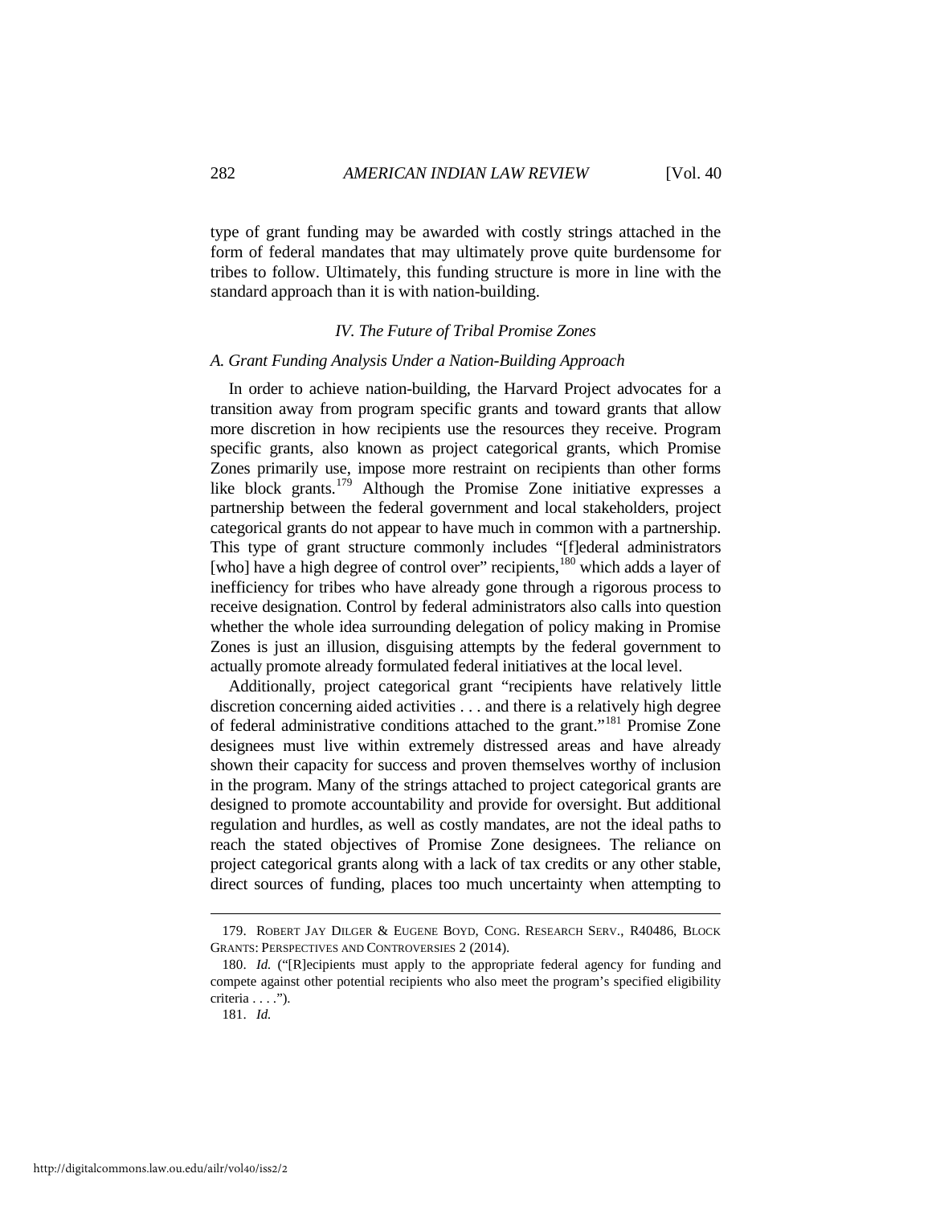type of grant funding may be awarded with costly strings attached in the form of federal mandates that may ultimately prove quite burdensome for tribes to follow. Ultimately, this funding structure is more in line with the standard approach than it is with nation-building.

## *IV. The Future of Tribal Promise Zones*

### *A. Grant Funding Analysis Under a Nation-Building Approach*

In order to achieve nation-building, the Harvard Project advocates for a transition away from program specific grants and toward grants that allow more discretion in how recipients use the resources they receive. Program specific grants, also known as project categorical grants, which Promise Zones primarily use, impose more restraint on recipients than other forms like block grants.[179] Although the Promise Zone initiative expresses a partnership between the federal government and local stakeholders, project categorical grants do not appear to have much in common with a partnership. This type of grant structure commonly includes "[f]ederal administrators [who] have a high degree of control over" recipients,[180] which adds a layer of inefficiency for tribes who have already gone through a rigorous process to receive designation. Control by federal administrators also calls into question whether the whole idea surrounding delegation of policy making in Promise Zones is just an illusion, disguising attempts by the federal government to actually promote already formulated federal initiatives at the local level.

Additionally, project categorical grant "recipients have relatively little discretion concerning aided activities . . . and there is a relatively high degree of federal administrative conditions attached to the grant."[181] Promise Zone designees must live within extremely distressed areas and have already shown their capacity for success and proven themselves worthy of inclusion in the program. Many of the strings attached to project categorical grants are designed to promote accountability and provide for oversight. But additional regulation and hurdles, as well as costly mandates, are not the ideal paths to reach the stated objectives of Promise Zone designees. The reliance on project categorical grants along with a lack of tax credits or any other stable, direct sources of funding, places too much uncertainty when attempting to

---

179. ROBERT JAY DILGER & EUGENE BOYD, CONG. RESEARCH SERV., R40486, BLOCK GRANTS: PERSPECTIVES AND CONTROVERSIES 2 (2014).

180. *Id.* ("[R]ecipients must apply to the appropriate federal agency for funding and compete against other potential recipients who also meet the program's specified eligibility criteria . . . .").

181. *Id.*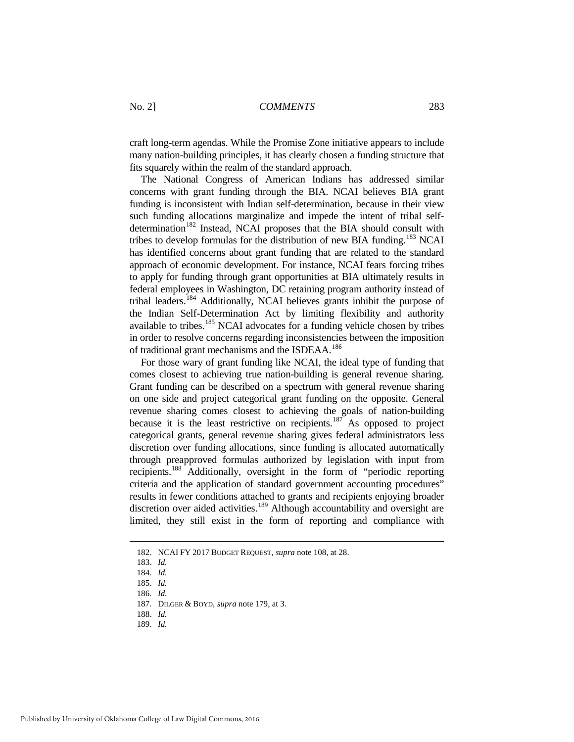craft long-term agendas. While the Promise Zone initiative appears to include many nation-building principles, it has clearly chosen a funding structure that fits squarely within the realm of the standard approach.

The National Congress of American Indians has addressed similar concerns with grant funding through the BIA. NCAI believes BIA grant funding is inconsistent with Indian self-determination, because in their view such funding allocations marginalize and impede the intent of tribal self-determination[182] Instead, NCAI proposes that the BIA should consult with tribes to develop formulas for the distribution of new BIA funding.[183] NCAI has identified concerns about grant funding that are related to the standard approach of economic development. For instance, NCAI fears forcing tribes to apply for funding through grant opportunities at BIA ultimately results in federal employees in Washington, DC retaining program authority instead of tribal leaders.[184] Additionally, NCAI believes grants inhibit the purpose of the Indian Self-Determination Act by limiting flexibility and authority available to tribes.[185] NCAI advocates for a funding vehicle chosen by tribes in order to resolve concerns regarding inconsistencies between the imposition of traditional grant mechanisms and the ISDEAA.[186]

For those wary of grant funding like NCAI, the ideal type of funding that comes closest to achieving true nation-building is general revenue sharing. Grant funding can be described on a spectrum with general revenue sharing on one side and project categorical grant funding on the opposite. General revenue sharing comes closest to achieving the goals of nation-building because it is the least restrictive on recipients.[187] As opposed to project categorical grants, general revenue sharing gives federal administrators less discretion over funding allocations, since funding is allocated automatically through preapproved formulas authorized by legislation with input from recipients.[188] Additionally, oversight in the form of "periodic reporting criteria and the application of standard government accounting procedures" results in fewer conditions attached to grants and recipients enjoying broader discretion over aided activities.[189] Although accountability and oversight are limited, they still exist in the form of reporting and compliance with

---

182. NCAI FY 2017 BUDGET REQUEST, *supra* note 108, at 28.

183. *Id.*

184. *Id.*

185. *Id.*

186. *Id.*

187. DILGER & BOYD, *supra* note 179, at 3.

188. *Id.*

189. *Id.*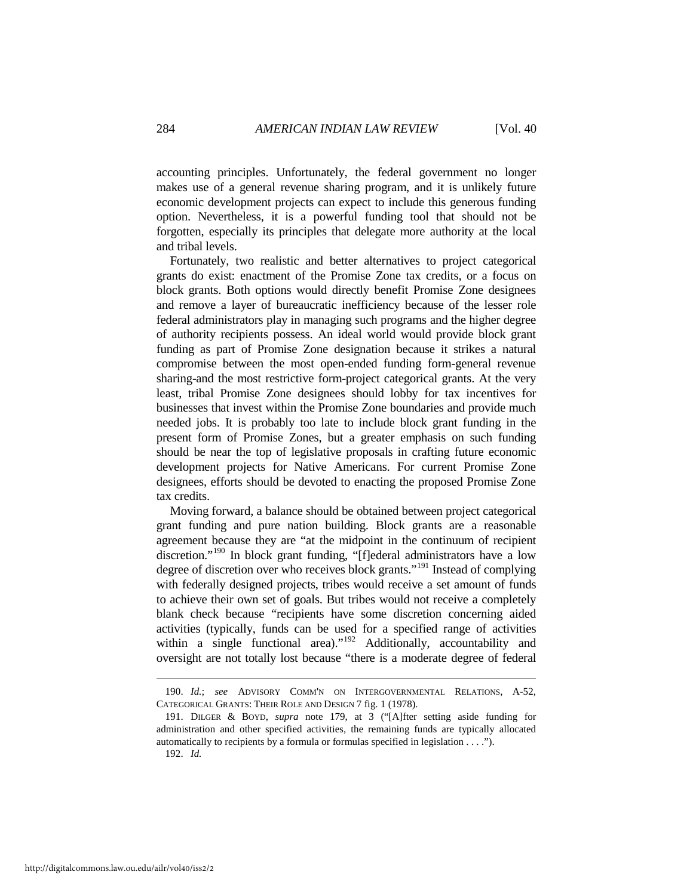accounting principles. Unfortunately, the federal government no longer makes use of a general revenue sharing program, and it is unlikely future economic development projects can expect to include this generous funding option. Nevertheless, it is a powerful funding tool that should not be forgotten, especially its principles that delegate more authority at the local and tribal levels.

Fortunately, two realistic and better alternatives to project categorical grants do exist: enactment of the Promise Zone tax credits, or a focus on block grants. Both options would directly benefit Promise Zone designees and remove a layer of bureaucratic inefficiency because of the lesser role federal administrators play in managing such programs and the higher degree of authority recipients possess. An ideal world would provide block grant funding as part of Promise Zone designation because it strikes a natural compromise between the most open-ended funding form-general revenue sharing-and the most restrictive form-project categorical grants. At the very least, tribal Promise Zone designees should lobby for tax incentives for businesses that invest within the Promise Zone boundaries and provide much needed jobs. It is probably too late to include block grant funding in the present form of Promise Zones, but a greater emphasis on such funding should be near the top of legislative proposals in crafting future economic development projects for Native Americans. For current Promise Zone designees, efforts should be devoted to enacting the proposed Promise Zone tax credits.

Moving forward, a balance should be obtained between project categorical grant funding and pure nation building. Block grants are a reasonable agreement because they are "at the midpoint in the continuum of recipient discretion."[190] In block grant funding, "[f]ederal administrators have a low degree of discretion over who receives block grants."[191] Instead of complying with federally designed projects, tribes would receive a set amount of funds to achieve their own set of goals. But tribes would not receive a completely blank check because "recipients have some discretion concerning aided activities (typically, funds can be used for a specified range of activities within a single functional area)."[192] Additionally, accountability and oversight are not totally lost because "there is a moderate degree of federal

---

190. *Id.*; *see* ADVISORY COMM'N ON INTERGOVERNMENTAL RELATIONS, A-52, CATEGORICAL GRANTS: THEIR ROLE AND DESIGN 7 fig. 1 (1978).

191. DILGER & BOYD, *supra* note 179, at 3 ("[A]fter setting aside funding for administration and other specified activities, the remaining funds are typically allocated automatically to recipients by a formula or formulas specified in legislation . . . .").

192. *Id.*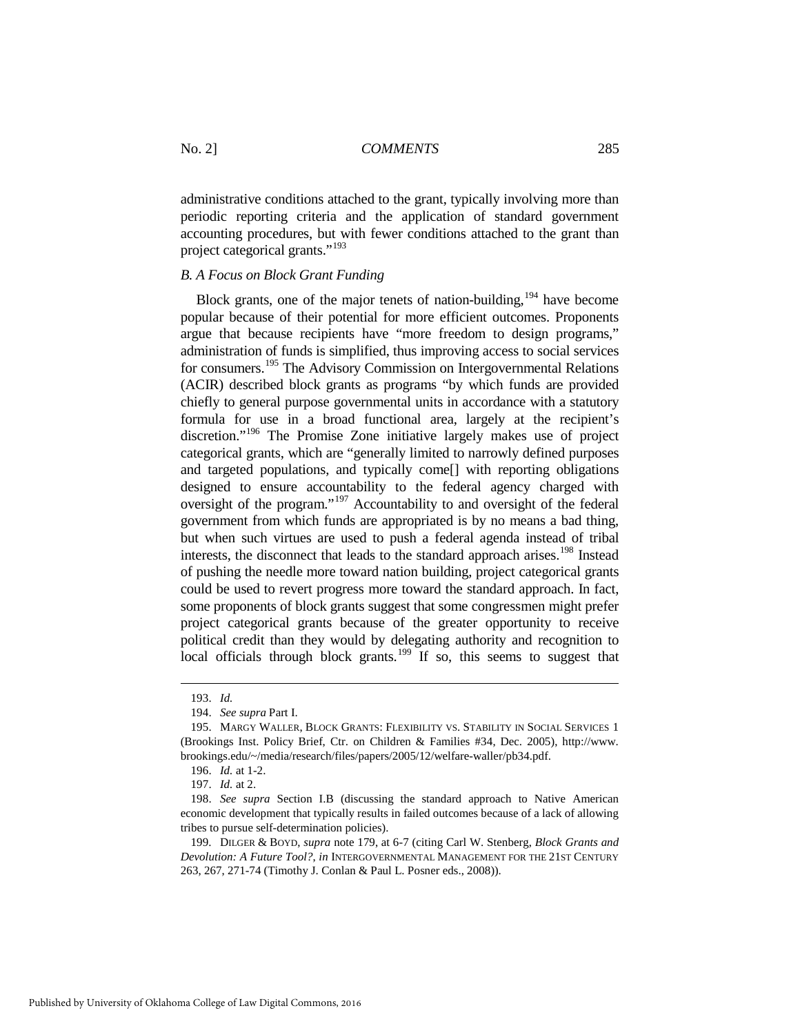administrative conditions attached to the grant, typically involving more than periodic reporting criteria and the application of standard government accounting procedures, but with fewer conditions attached to the grant than project categorical grants."[193]

### *B. A Focus on Block Grant Funding*

Block grants, one of the major tenets of nation-building,[194] have become popular because of their potential for more efficient outcomes. Proponents argue that because recipients have "more freedom to design programs," administration of funds is simplified, thus improving access to social services for consumers.[195] The Advisory Commission on Intergovernmental Relations (ACIR) described block grants as programs "by which funds are provided chiefly to general purpose governmental units in accordance with a statutory formula for use in a broad functional area, largely at the recipient's discretion."[196] The Promise Zone initiative largely makes use of project categorical grants, which are "generally limited to narrowly defined purposes and targeted populations, and typically come[] with reporting obligations designed to ensure accountability to the federal agency charged with oversight of the program."[197] Accountability to and oversight of the federal government from which funds are appropriated is by no means a bad thing, but when such virtues are used to push a federal agenda instead of tribal interests, the disconnect that leads to the standard approach arises.[198] Instead of pushing the needle more toward nation building, project categorical grants could be used to revert progress more toward the standard approach. In fact, some proponents of block grants suggest that some congressmen might prefer project categorical grants because of the greater opportunity to receive political credit than they would by delegating authority and recognition to local officials through block grants.[199] If so, this seems to suggest that

---

193. *Id.*

194. *See supra* Part I.

195. MARGY WALLER, BLOCK GRANTS: FLEXIBILITY VS. STABILITY IN SOCIAL SERVICES 1 (Brookings Inst. Policy Brief, Ctr. on Children & Families #34, Dec. 2005), http://www.brookings.edu/~/media/research/files/papers/2005/12/welfare-waller/pb34.pdf.

196. *Id.* at 1-2.

197. *Id.* at 2.

198. *See supra* Section I.B (discussing the standard approach to Native American economic development that typically results in failed outcomes because of a lack of allowing tribes to pursue self-determination policies).

199. DILGER & BOYD, *supra* note 179, at 6-7 (citing Carl W. Stenberg, *Block Grants and Devolution: A Future Tool?*, *in* INTERGOVERNMENTAL MANAGEMENT FOR THE 21ST CENTURY 263, 267, 271-74 (Timothy J. Conlan & Paul L. Posner eds., 2008)).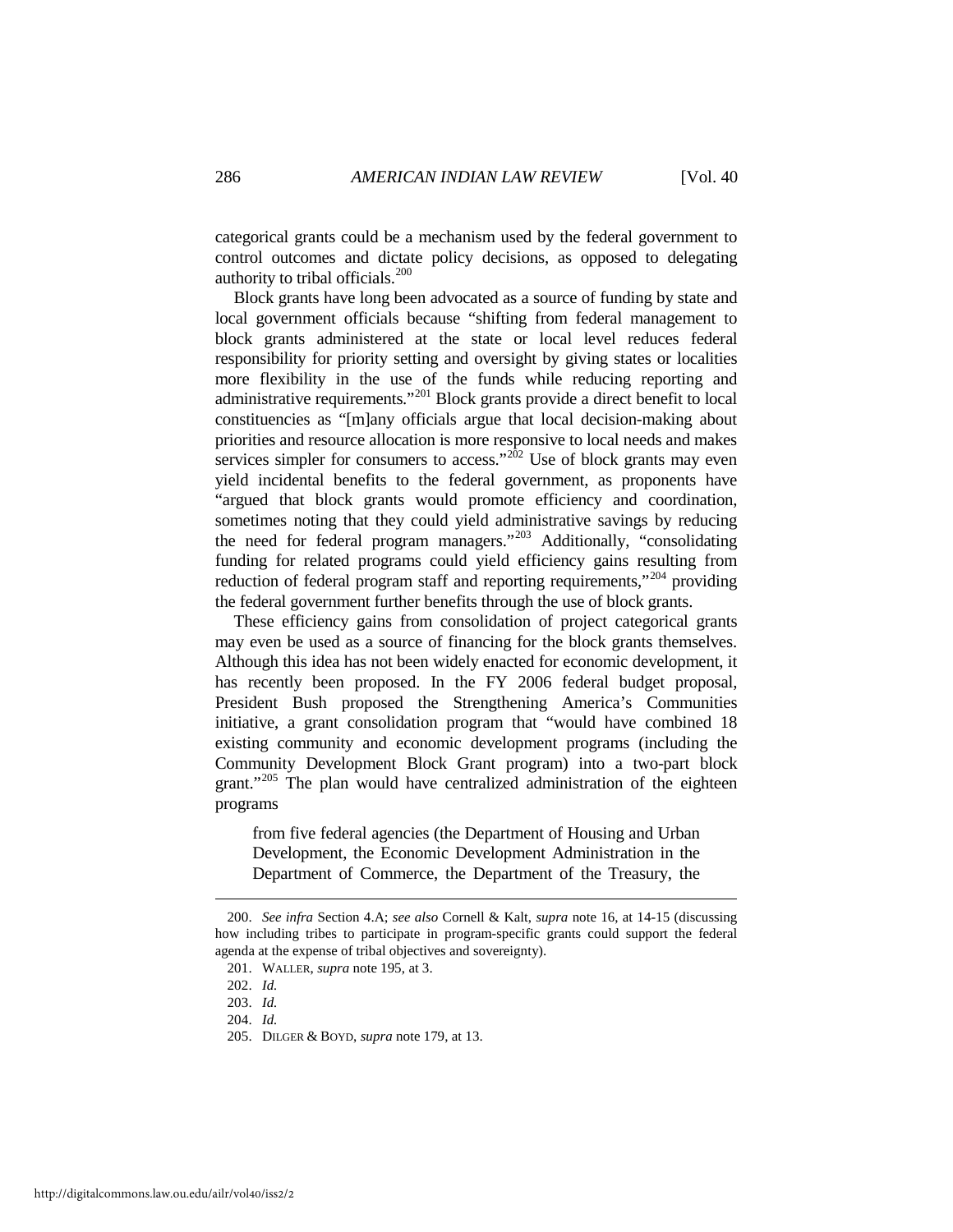categorical grants could be a mechanism used by the federal government to control outcomes and dictate policy decisions, as opposed to delegating authority to tribal officials.[200]

Block grants have long been advocated as a source of funding by state and local government officials because "shifting from federal management to block grants administered at the state or local level reduces federal responsibility for priority setting and oversight by giving states or localities more flexibility in the use of the funds while reducing reporting and administrative requirements."[201] Block grants provide a direct benefit to local constituencies as "[m]any officials argue that local decision-making about priorities and resource allocation is more responsive to local needs and makes services simpler for consumers to access."[202] Use of block grants may even yield incidental benefits to the federal government, as proponents have "argued that block grants would promote efficiency and coordination, sometimes noting that they could yield administrative savings by reducing the need for federal program managers."[203] Additionally, "consolidating funding for related programs could yield efficiency gains resulting from reduction of federal program staff and reporting requirements,"[204] providing the federal government further benefits through the use of block grants.

These efficiency gains from consolidation of project categorical grants may even be used as a source of financing for the block grants themselves. Although this idea has not been widely enacted for economic development, it has recently been proposed. In the FY 2006 federal budget proposal, President Bush proposed the Strengthening America's Communities initiative, a grant consolidation program that "would have combined 18 existing community and economic development programs (including the Community Development Block Grant program) into a two-part block grant."[205] The plan would have centralized administration of the eighteen programs

> from five federal agencies (the Department of Housing and Urban Development, the Economic Development Administration in the Department of Commerce, the Department of the Treasury, the

---

200. *See infra* Section 4.A; *see also* Cornell & Kalt, *supra* note 16, at 14-15 (discussing how including tribes to participate in program-specific grants could support the federal agenda at the expense of tribal objectives and sovereignty).

201. WALLER, *supra* note 195, at 3.

202. *Id.*

203. *Id.*

204. *Id.*

205. DILGER & BOYD, *supra* note 179, at 13.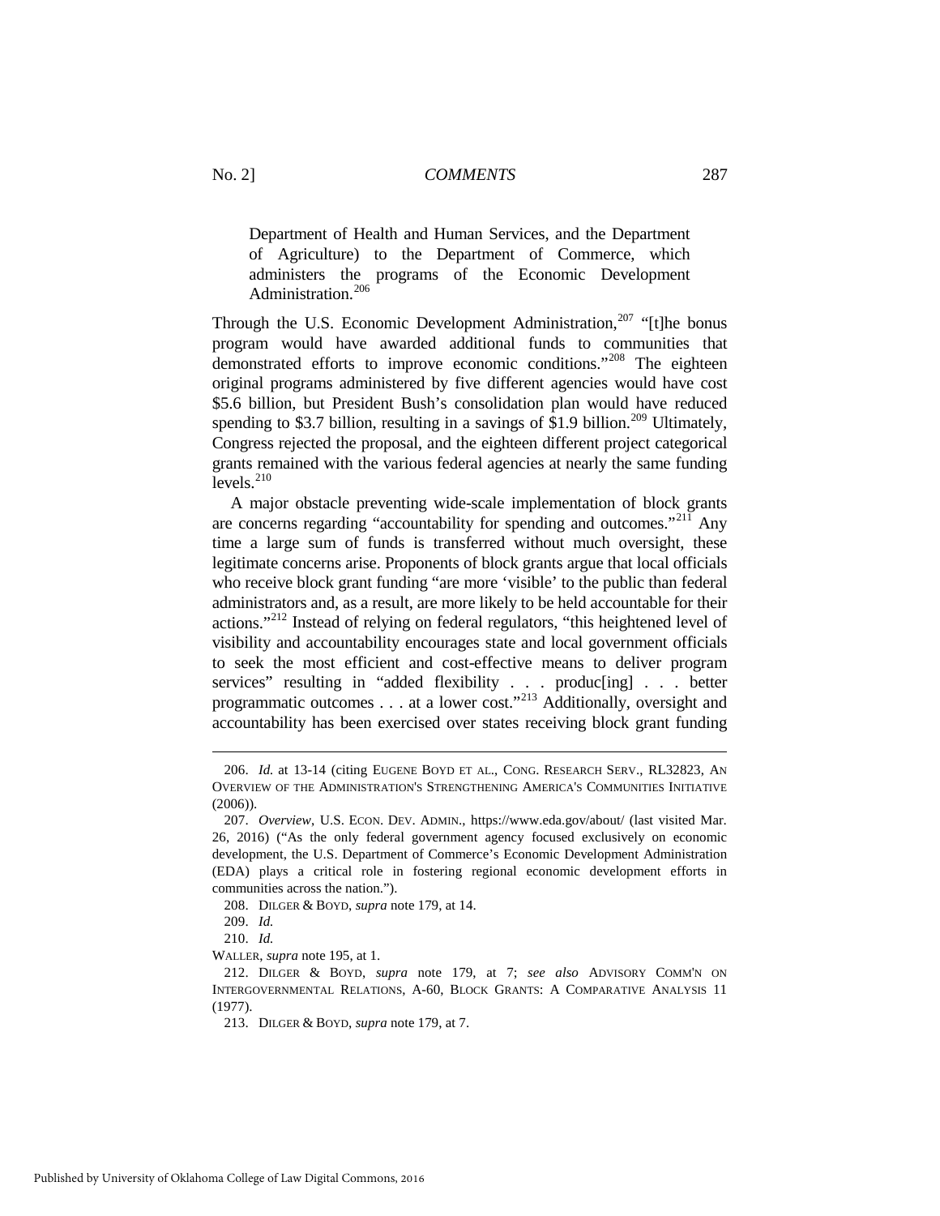> Department of Health and Human Services, and the Department of Agriculture) to the Department of Commerce, which administers the programs of the Economic Development Administration.[206]

Through the U.S. Economic Development Administration,[207] "[t]he bonus program would have awarded additional funds to communities that demonstrated efforts to improve economic conditions."[208] The eighteen original programs administered by five different agencies would have cost $5.6 billion, but President Bush's consolidation plan would have reduced spending to $3.7 billion, resulting in a savings of $1.9 billion.[209] Ultimately, Congress rejected the proposal, and the eighteen different project categorical grants remained with the various federal agencies at nearly the same funding levels.[210]

A major obstacle preventing wide-scale implementation of block grants are concerns regarding "accountability for spending and outcomes."[211] Any time a large sum of funds is transferred without much oversight, these legitimate concerns arise. Proponents of block grants argue that local officials who receive block grant funding "are more 'visible' to the public than federal administrators and, as a result, are more likely to be held accountable for their actions."[212] Instead of relying on federal regulators, "this heightened level of visibility and accountability encourages state and local government officials to seek the most efficient and cost-effective means to deliver program services" resulting in "added flexibility . . . produc[ing] . . . better programmatic outcomes . . . at a lower cost."[213] Additionally, oversight and accountability has been exercised over states receiving block grant funding

---

206. *Id.* at 13-14 (citing EUGENE BOYD ET AL., CONG. RESEARCH SERV., RL32823, AN OVERVIEW OF THE ADMINISTRATION'S STRENGTHENING AMERICA'S COMMUNITIES INITIATIVE (2006)).

207. *Overview*, U.S. ECON. DEV. ADMIN., https://www.eda.gov/about/ (last visited Mar. 26, 2016) ("As the only federal government agency focused exclusively on economic development, the U.S. Department of Commerce's Economic Development Administration (EDA) plays a critical role in fostering regional economic development efforts in communities across the nation.").

208. DILGER & BOYD, *supra* note 179, at 14.

209. *Id.*

210. *Id.*

WALLER, *supra* note 195, at 1.

212. DILGER & BOYD, *supra* note 179, at 7; *see also* ADVISORY COMM'N ON INTERGOVERNMENTAL RELATIONS, A-60, BLOCK GRANTS: A COMPARATIVE ANALYSIS 11 (1977).

213. DILGER & BOYD, *supra* note 179, at 7.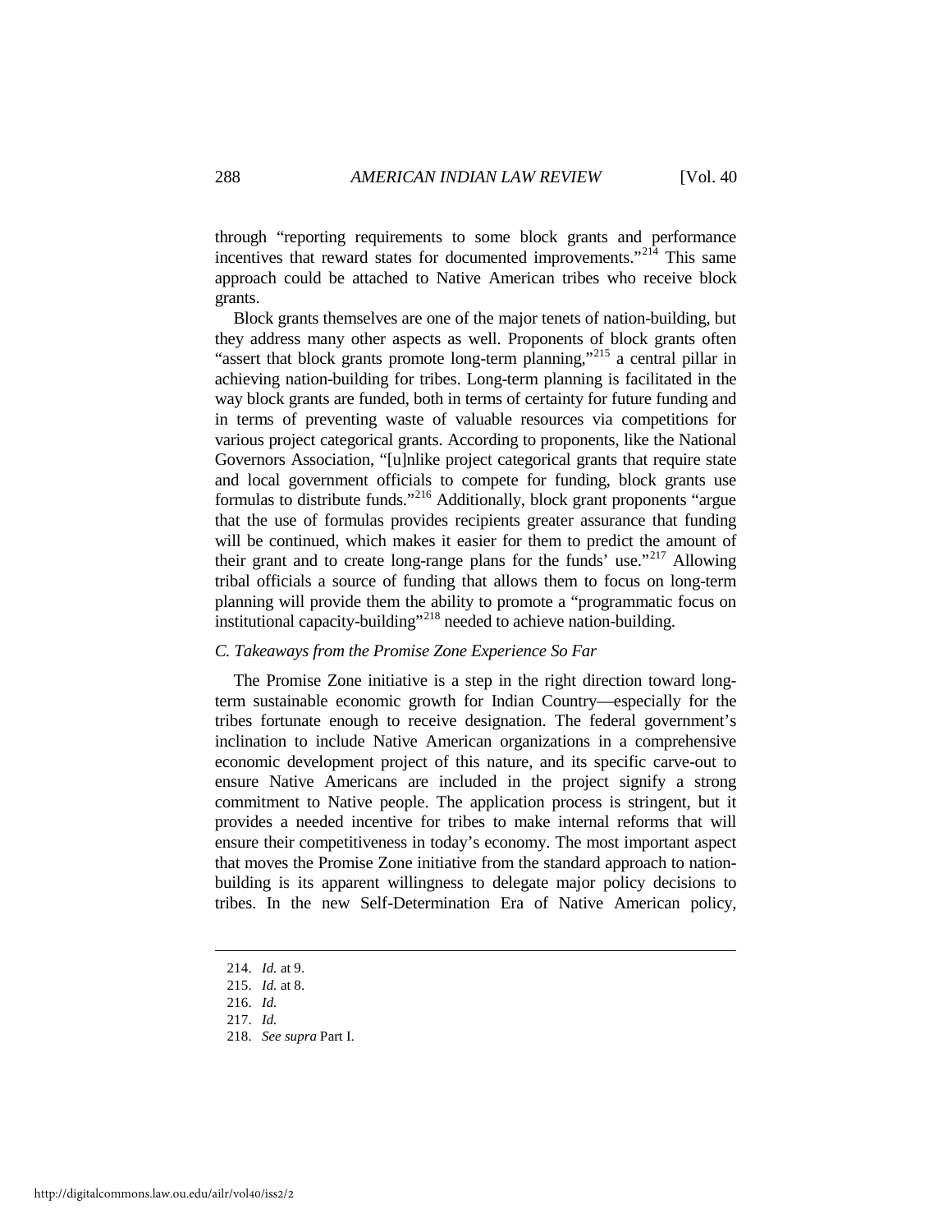through "reporting requirements to some block grants and performance incentives that reward states for documented improvements."[214] This same approach could be attached to Native American tribes who receive block grants.

Block grants themselves are one of the major tenets of nation-building, but they address many other aspects as well. Proponents of block grants often "assert that block grants promote long-term planning,"[215] a central pillar in achieving nation-building for tribes. Long-term planning is facilitated in the way block grants are funded, both in terms of certainty for future funding and in terms of preventing waste of valuable resources via competitions for various project categorical grants. According to proponents, like the National Governors Association, "[u]nlike project categorical grants that require state and local government officials to compete for funding, block grants use formulas to distribute funds."[216] Additionally, block grant proponents "argue that the use of formulas provides recipients greater assurance that funding will be continued, which makes it easier for them to predict the amount of their grant and to create long-range plans for the funds' use."[217] Allowing tribal officials a source of funding that allows them to focus on long-term planning will provide them the ability to promote a "programmatic focus on institutional capacity-building"[218] needed to achieve nation-building.

### *C. Takeaways from the Promise Zone Experience So Far*

The Promise Zone initiative is a step in the right direction toward long-term sustainable economic growth for Indian Country—especially for the tribes fortunate enough to receive designation. The federal government's inclination to include Native American organizations in a comprehensive economic development project of this nature, and its specific carve-out to ensure Native Americans are included in the project signify a strong commitment to Native people. The application process is stringent, but it provides a needed incentive for tribes to make internal reforms that will ensure their competitiveness in today's economy. The most important aspect that moves the Promise Zone initiative from the standard approach to nation-building is its apparent willingness to delegate major policy decisions to tribes. In the new Self-Determination Era of Native American policy,

---

214. *Id.* at 9.

215. *Id.* at 8.

216. *Id.*

217. *Id.*

218. *See supra* Part I.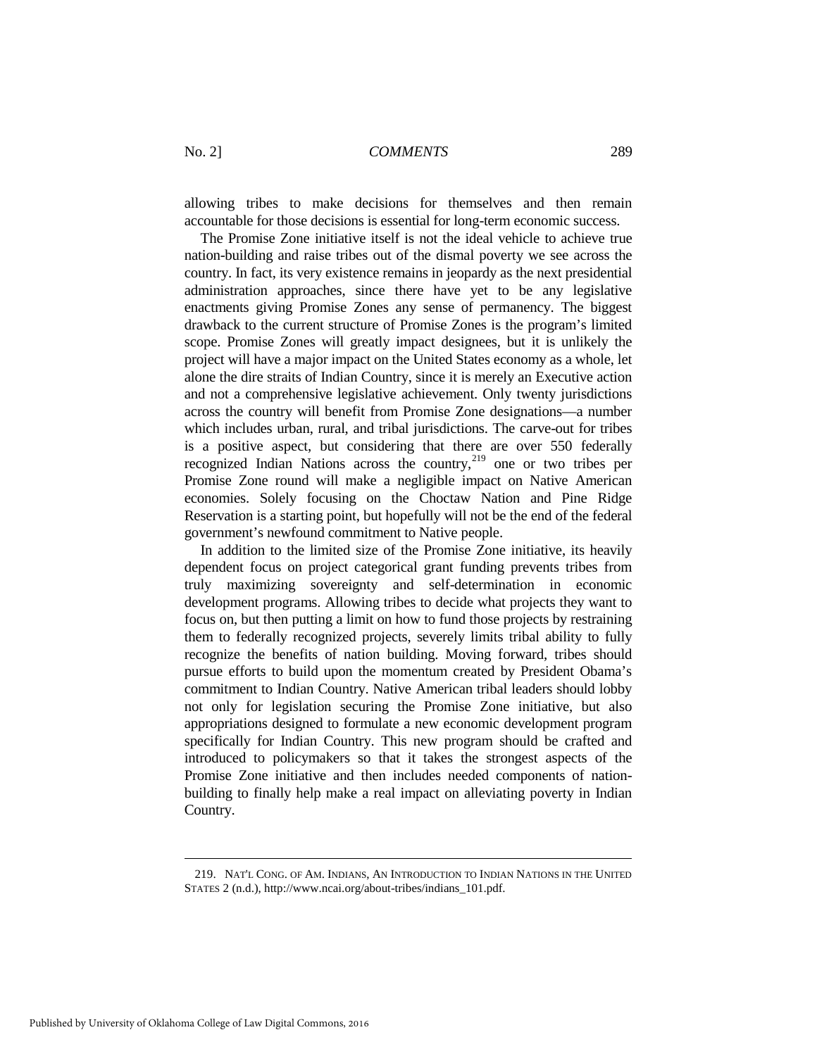allowing tribes to make decisions for themselves and then remain accountable for those decisions is essential for long-term economic success.

The Promise Zone initiative itself is not the ideal vehicle to achieve true nation-building and raise tribes out of the dismal poverty we see across the country. In fact, its very existence remains in jeopardy as the next presidential administration approaches, since there have yet to be any legislative enactments giving Promise Zones any sense of permanency. The biggest drawback to the current structure of Promise Zones is the program's limited scope. Promise Zones will greatly impact designees, but it is unlikely the project will have a major impact on the United States economy as a whole, let alone the dire straits of Indian Country, since it is merely an Executive action and not a comprehensive legislative achievement. Only twenty jurisdictions across the country will benefit from Promise Zone designations—a number which includes urban, rural, and tribal jurisdictions. The carve-out for tribes is a positive aspect, but considering that there are over 550 federally recognized Indian Nations across the country,[219] one or two tribes per Promise Zone round will make a negligible impact on Native American economies. Solely focusing on the Choctaw Nation and Pine Ridge Reservation is a starting point, but hopefully will not be the end of the federal government's newfound commitment to Native people.

In addition to the limited size of the Promise Zone initiative, its heavily dependent focus on project categorical grant funding prevents tribes from truly maximizing sovereignty and self-determination in economic development programs. Allowing tribes to decide what projects they want to focus on, but then putting a limit on how to fund those projects by restraining them to federally recognized projects, severely limits tribal ability to fully recognize the benefits of nation building. Moving forward, tribes should pursue efforts to build upon the momentum created by President Obama's commitment to Indian Country. Native American tribal leaders should lobby not only for legislation securing the Promise Zone initiative, but also appropriations designed to formulate a new economic development program specifically for Indian Country. This new program should be crafted and introduced to policymakers so that it takes the strongest aspects of the Promise Zone initiative and then includes needed components of nation-building to finally help make a real impact on alleviating poverty in Indian Country.

---

219. NAT'L CONG. OF AM. INDIANS, AN INTRODUCTION TO INDIAN NATIONS IN THE UNITED STATES 2 (n.d.), http://www.ncai.org/about-tribes/indians_101.pdf.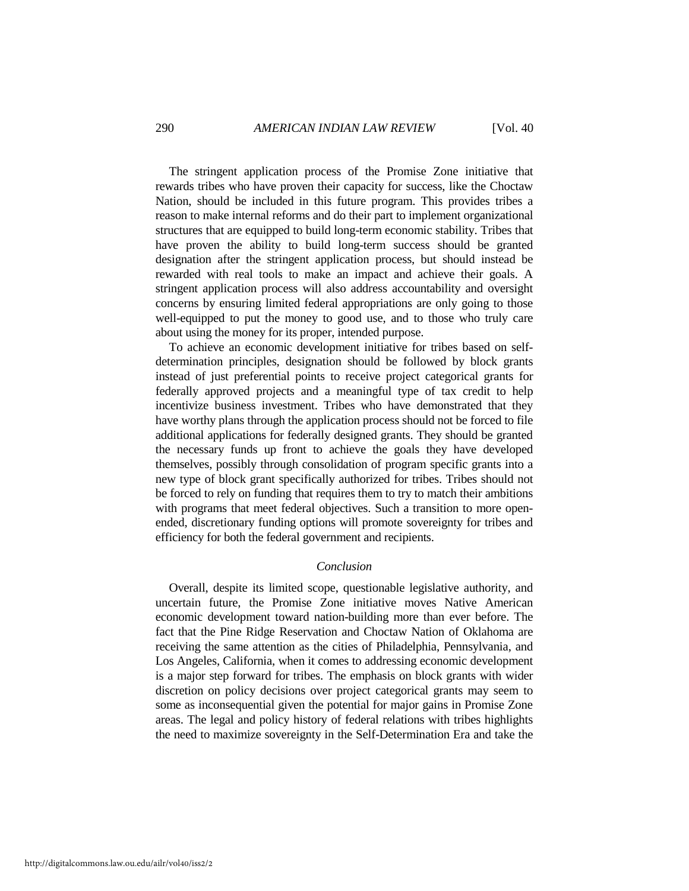The stringent application process of the Promise Zone initiative that rewards tribes who have proven their capacity for success, like the Choctaw Nation, should be included in this future program. This provides tribes a reason to make internal reforms and do their part to implement organizational structures that are equipped to build long-term economic stability. Tribes that have proven the ability to build long-term success should be granted designation after the stringent application process, but should instead be rewarded with real tools to make an impact and achieve their goals. A stringent application process will also address accountability and oversight concerns by ensuring limited federal appropriations are only going to those well-equipped to put the money to good use, and to those who truly care about using the money for its proper, intended purpose.

To achieve an economic development initiative for tribes based on self-determination principles, designation should be followed by block grants instead of just preferential points to receive project categorical grants for federally approved projects and a meaningful type of tax credit to help incentivize business investment. Tribes who have demonstrated that they have worthy plans through the application process should not be forced to file additional applications for federally designed grants. They should be granted the necessary funds up front to achieve the goals they have developed themselves, possibly through consolidation of program specific grants into a new type of block grant specifically authorized for tribes. Tribes should not be forced to rely on funding that requires them to try to match their ambitions with programs that meet federal objectives. Such a transition to more open-ended, discretionary funding options will promote sovereignty for tribes and efficiency for both the federal government and recipients.

## *Conclusion*

Overall, despite its limited scope, questionable legislative authority, and uncertain future, the Promise Zone initiative moves Native American economic development toward nation-building more than ever before. The fact that the Pine Ridge Reservation and Choctaw Nation of Oklahoma are receiving the same attention as the cities of Philadelphia, Pennsylvania, and Los Angeles, California, when it comes to addressing economic development is a major step forward for tribes. The emphasis on block grants with wider discretion on policy decisions over project categorical grants may seem to some as inconsequential given the potential for major gains in Promise Zone areas. The legal and policy history of federal relations with tribes highlights the need to maximize sovereignty in the Self-Determination Era and take the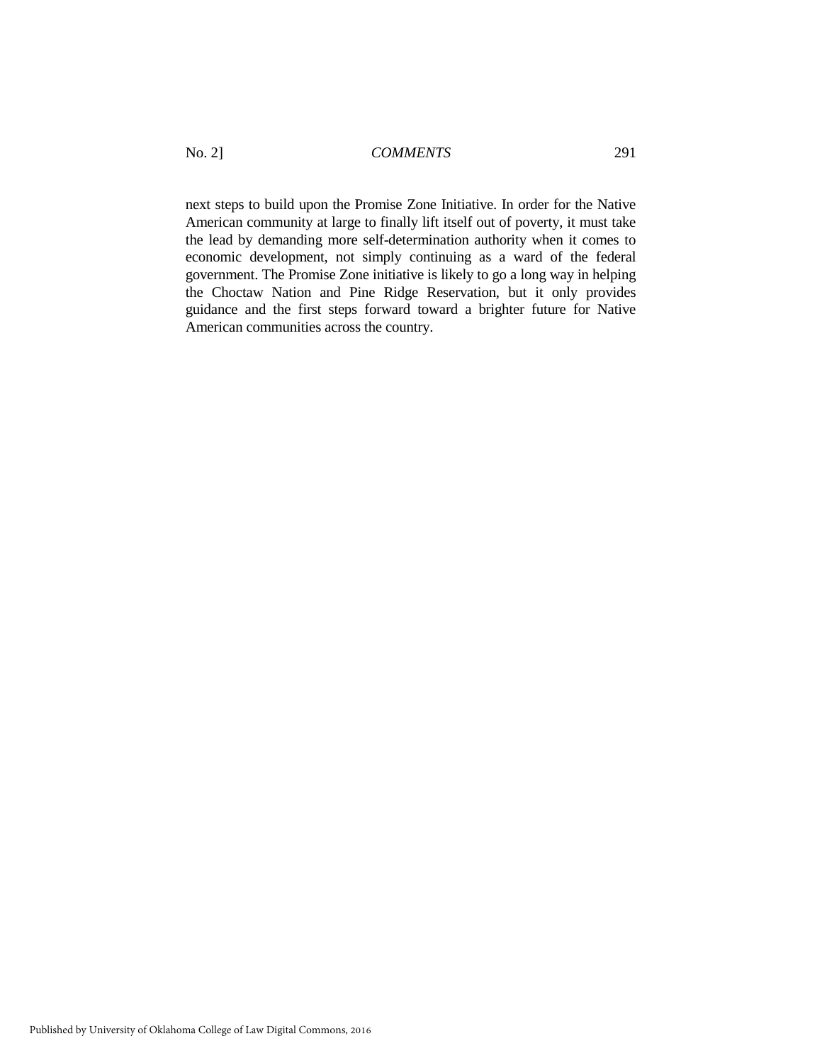next steps to build upon the Promise Zone Initiative. In order for the Native American community at large to finally lift itself out of poverty, it must take the lead by demanding more self-determination authority when it comes to economic development, not simply continuing as a ward of the federal government. The Promise Zone initiative is likely to go a long way in helping the Choctaw Nation and Pine Ridge Reservation, but it only provides guidance and the first steps forward toward a brighter future for Native American communities across the country.